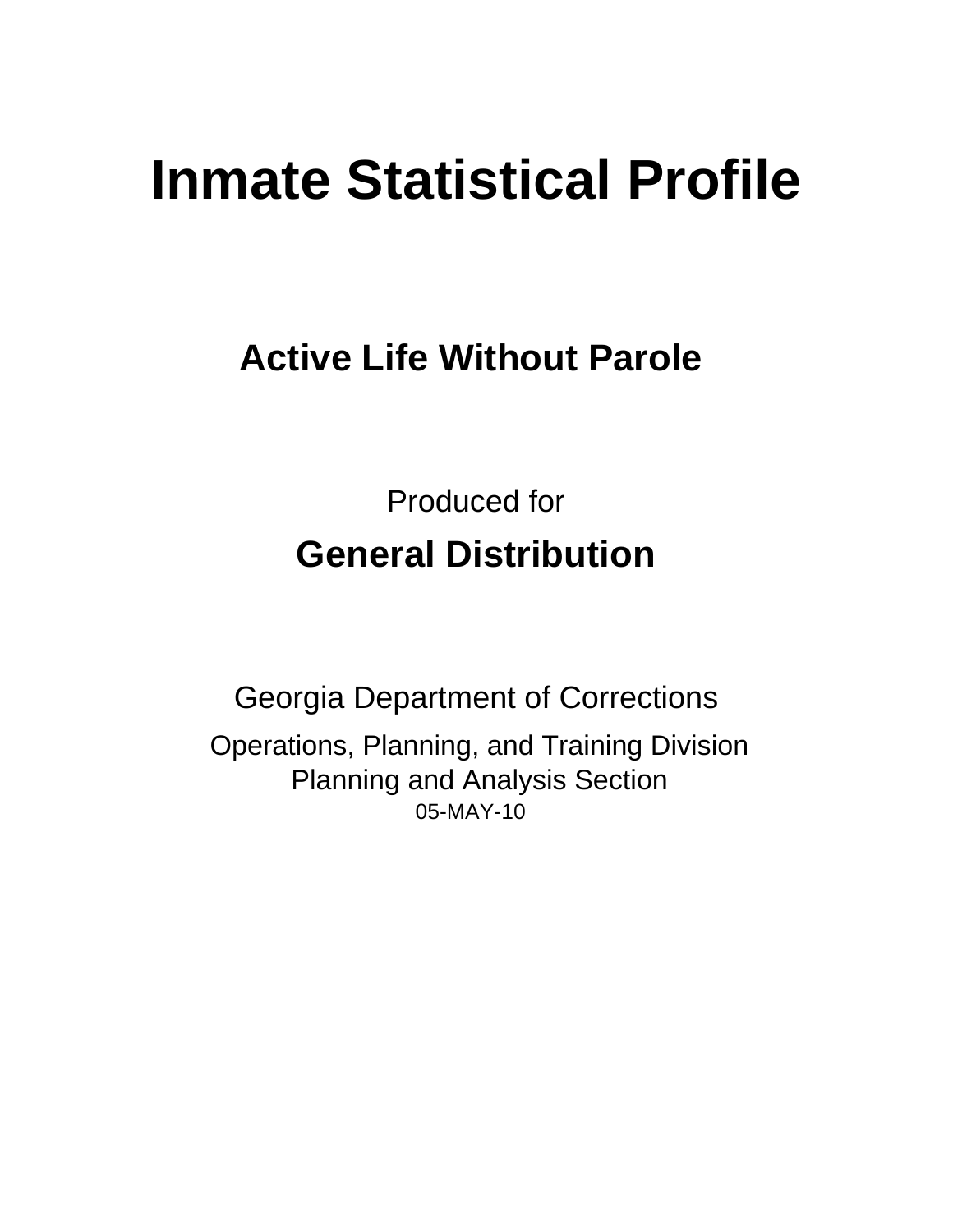# Inmate Statistical Profile

## Active Life Without Parole

Produced for

## General Distribution

Georgia Department of Corrections

Operations, Planning, and Training Division
Planning and Analysis Section
05-MAY-10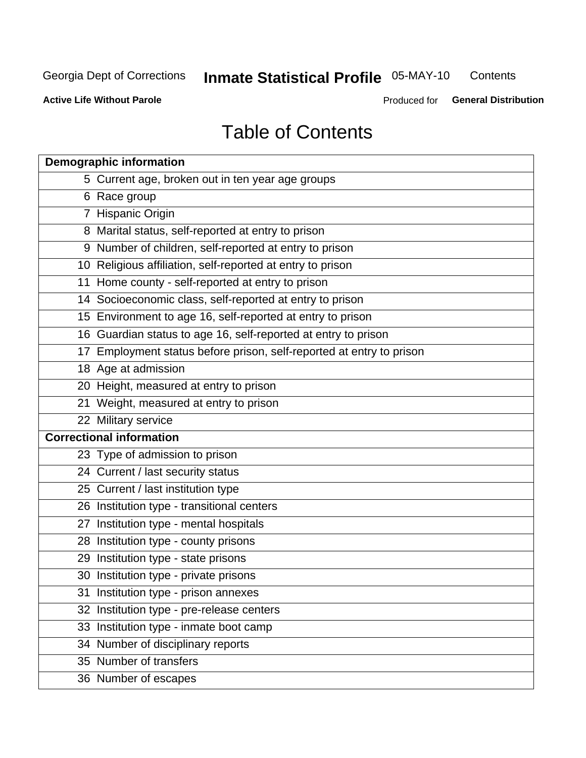# Table of Contents

| Demographic information | |
|---|---|
| 5 | Current age, broken out in ten year age groups |
| 6 | Race group |
| 7 | Hispanic Origin |
| 8 | Marital status, self-reported at entry to prison |
| 9 | Number of children, self-reported at entry to prison |
| 10 | Religious affiliation, self-reported at entry to prison |
| 11 | Home county - self-reported at entry to prison |
| 14 | Socioeconomic class, self-reported at entry to prison |
| 15 | Environment to age 16, self-reported at entry to prison |
| 16 | Guardian status to age 16, self-reported at entry to prison |
| 17 | Employment status before prison, self-reported at entry to prison |
| 18 | Age at admission |
| 20 | Height, measured at entry to prison |
| 21 | Weight, measured at entry to prison |
| 22 | Military service |
| **Correctional information** | |
| 23 | Type of admission to prison |
| 24 | Current / last security status |
| 25 | Current / last institution type |
| 26 | Institution type - transitional centers |
| 27 | Institution type - mental hospitals |
| 28 | Institution type - county prisons |
| 29 | Institution type - state prisons |
| 30 | Institution type - private prisons |
| 31 | Institution type - prison annexes |
| 32 | Institution type - pre-release centers |
| 33 | Institution type - inmate boot camp |
| 34 | Number of disciplinary reports |
| 35 | Number of transfers |
| 36 | Number of escapes |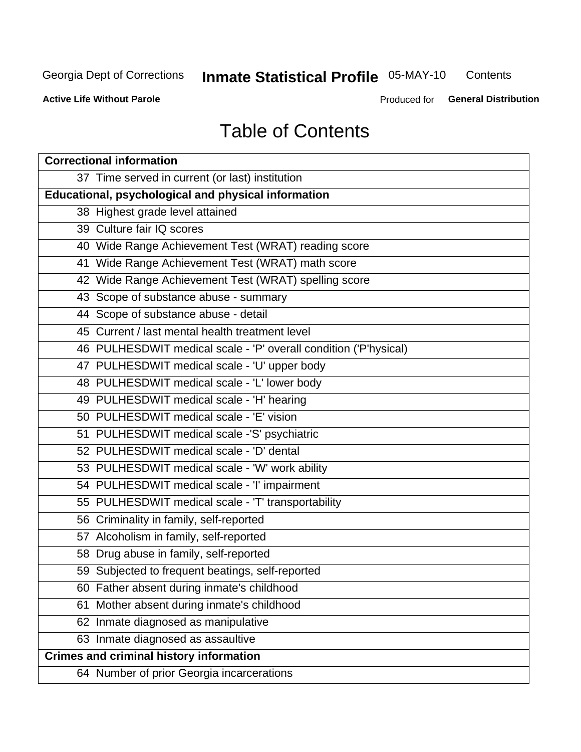# Table of Contents

| Correctional information |
|---|
| 37 Time served in current (or last) institution |
| **Educational, psychological and physical information** |
| 38 Highest grade level attained |
| 39 Culture fair IQ scores |
| 40 Wide Range Achievement Test (WRAT) reading score |
| 41 Wide Range Achievement Test (WRAT) math score |
| 42 Wide Range Achievement Test (WRAT) spelling score |
| 43 Scope of substance abuse - summary |
| 44 Scope of substance abuse - detail |
| 45 Current / last mental health treatment level |
| 46 PULHESDWIT medical scale - 'P' overall condition ('P'hysical) |
| 47 PULHESDWIT medical scale - 'U' upper body |
| 48 PULHESDWIT medical scale - 'L' lower body |
| 49 PULHESDWIT medical scale - 'H' hearing |
| 50 PULHESDWIT medical scale - 'E' vision |
| 51 PULHESDWIT medical scale -'S' psychiatric |
| 52 PULHESDWIT medical scale - 'D' dental |
| 53 PULHESDWIT medical scale - 'W' work ability |
| 54 PULHESDWIT medical scale - 'I' impairment |
| 55 PULHESDWIT medical scale - 'T' transportability |
| 56 Criminality in family, self-reported |
| 57 Alcoholism in family, self-reported |
| 58 Drug abuse in family, self-reported |
| 59 Subjected to frequent beatings, self-reported |
| 60 Father absent during inmate's childhood |
| 61 Mother absent during inmate's childhood |
| 62 Inmate diagnosed as manipulative |
| 63 Inmate diagnosed as assaultive |
| **Crimes and criminal history information** |
| 64 Number of prior Georgia incarcerations |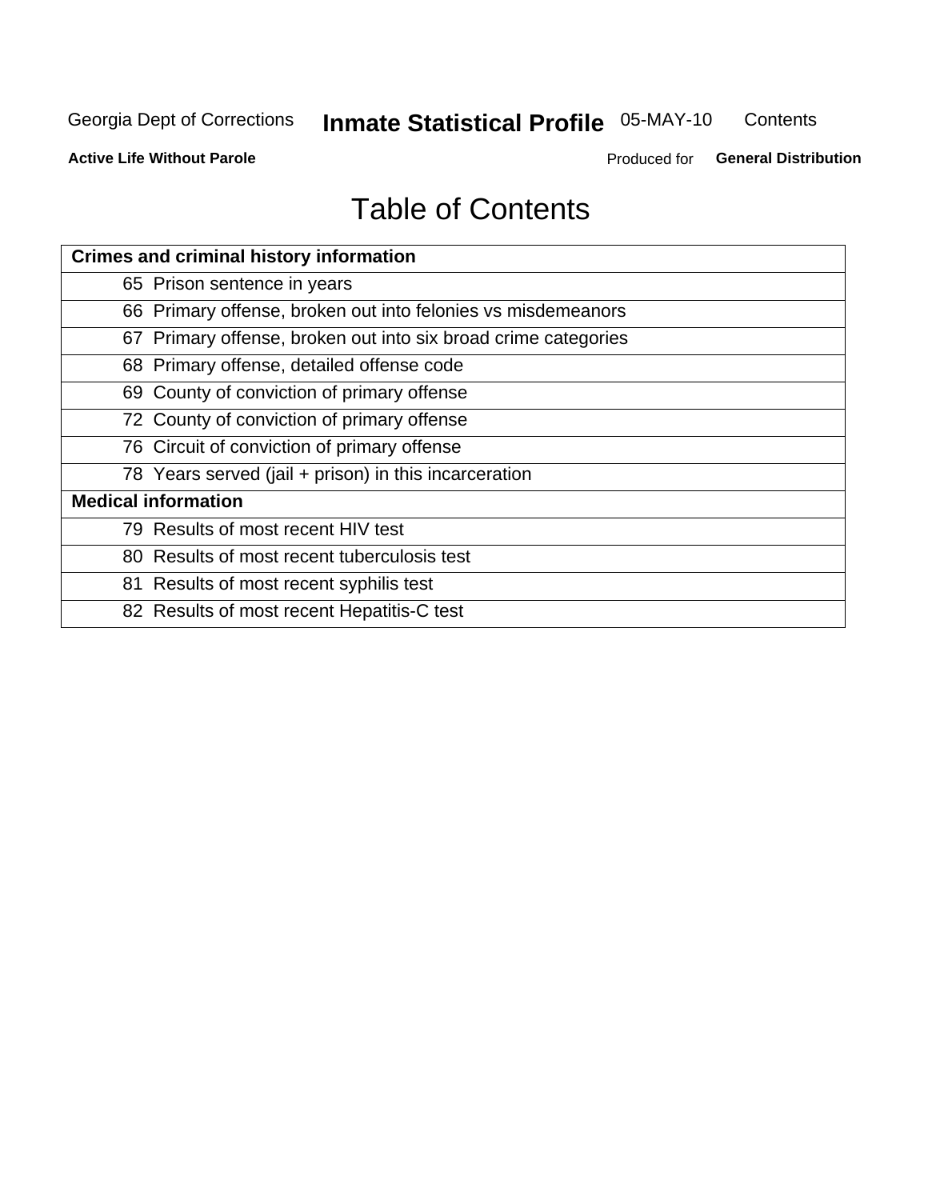# Table of Contents

| Crimes and criminal history information |
|---|
| 65 Prison sentence in years |
| 66 Primary offense, broken out into felonies vs misdemeanors |
| 67 Primary offense, broken out into six broad crime categories |
| 68 Primary offense, detailed offense code |
| 69 County of conviction of primary offense |
| 72 County of conviction of primary offense |
| 76 Circuit of conviction of primary offense |
| 78 Years served (jail + prison) in this incarceration |
| **Medical information** |
| 79 Results of most recent HIV test |
| 80 Results of most recent tuberculosis test |
| 81 Results of most recent syphilis test |
| 82 Results of most recent Hepatitis-C test |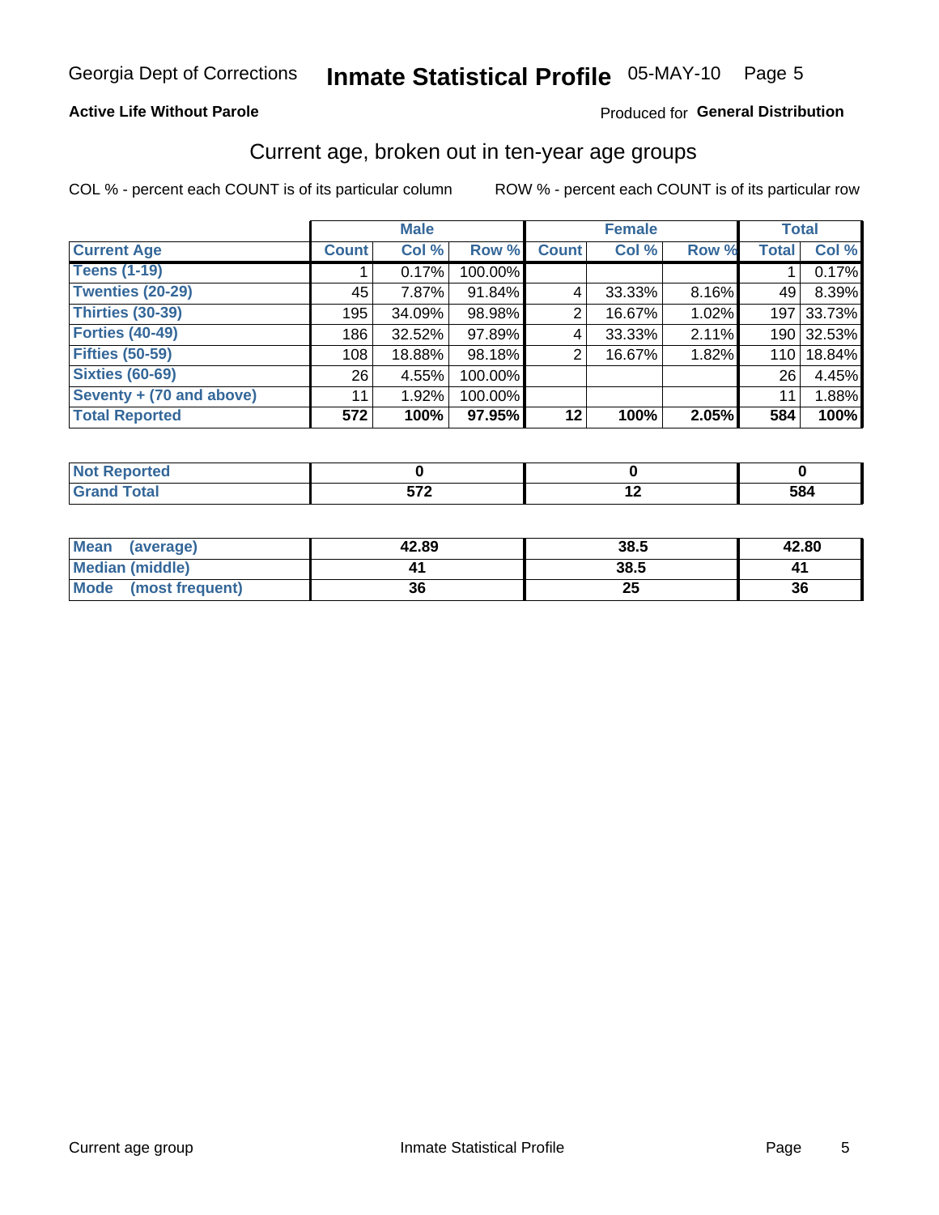Georgia Dept of Corrections **Inmate Statistical Profile** 05-MAY-10

**Active Life Without Parole**

Produced for **General Distribution**

## Current age, broken out in ten-year age groups

COL % - percent each COUNT is of its particular column

ROW % - percent each COUNT is of its particular row

| | Male | | | Female | | | Total | |
|---|---|---|---|---|---|---|---|---|
| **Current Age** | **Count** | **Col %** | **Row %** | **Count** | **Col %** | **Row %** | **Total** | **Col %** |
| **Teens (1-19)** | 1 | 0.17% | 100.00% | | | | 1 | 0.17% |
| **Twenties (20-29)** | 45 | 7.87% | 91.84% | 4 | 33.33% | 8.16% | 49 | 8.39% |
| **Thirties (30-39)** | 195 | 34.09% | 98.98% | 2 | 16.67% | 1.02% | 197 | 33.73% |
| **Forties (40-49)** | 186 | 32.52% | 97.89% | 4 | 33.33% | 2.11% | 190 | 32.53% |
| **Fifties (50-59)** | 108 | 18.88% | 98.18% | 2 | 16.67% | 1.82% | 110 | 18.84% |
| **Sixties (60-69)** | 26 | 4.55% | 100.00% | | | | 26 | 4.45% |
| **Seventy + (70 and above)** | 11 | 1.92% | 100.00% | | | | 11 | 1.88% |
| **Total Reported** | **572** | **100%** | **97.95%** | **12** | **100%** | **2.05%** | **584** | **100%** |

| | Male | Female | Total |
|---|---|---|---|
| **Not Reported** | **0** | **0** | **0** |
| **Grand Total** | **572** | **12** | **584** |

| | Male | Female | Total |
|---|---|---|---|
| **Mean (average)** | **42.89** | **38.5** | **42.80** |
| **Median (middle)** | **41** | **38.5** | **41** |
| **Mode (most frequent)** | **36** | **25** | **36** |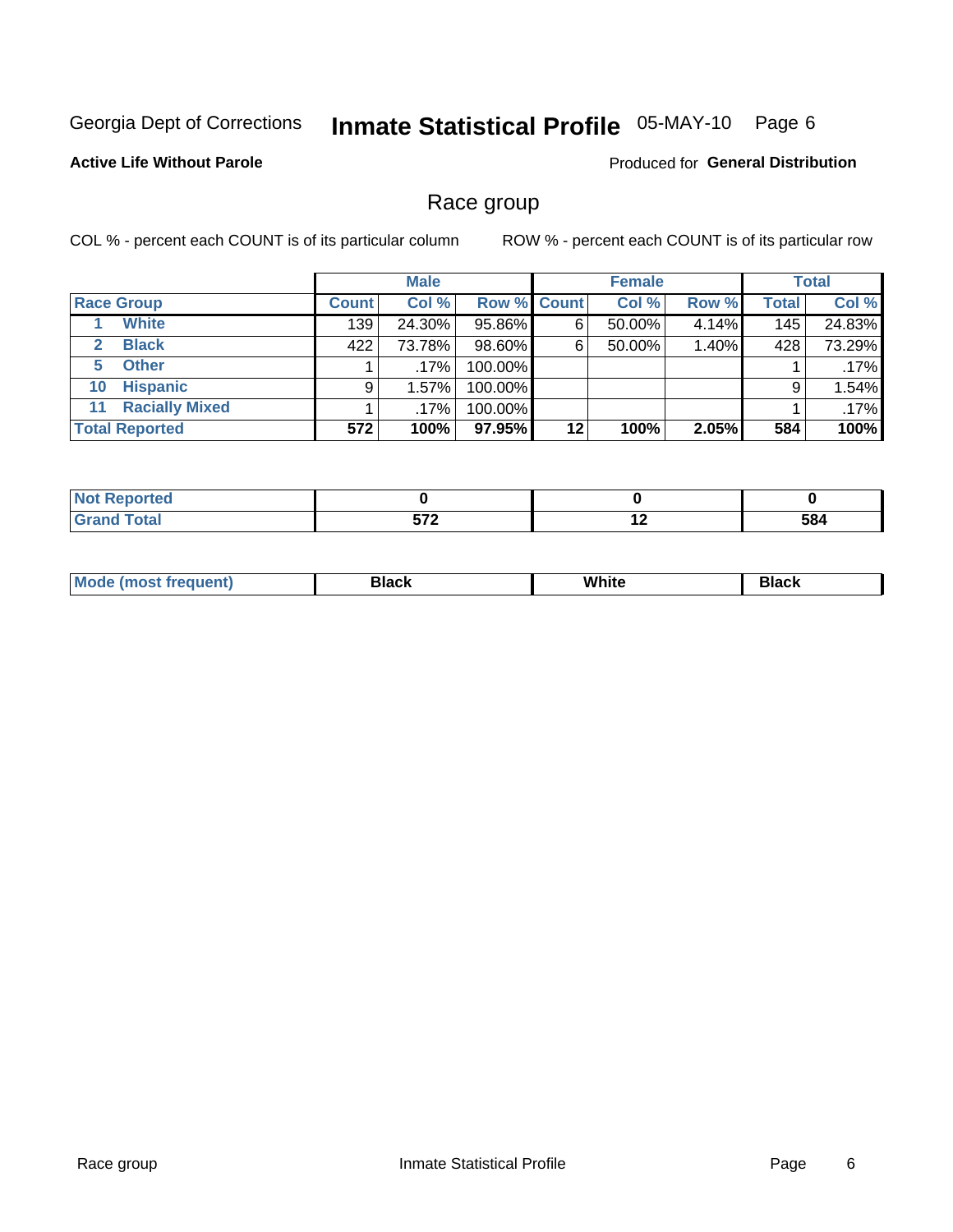Georgia Dept of Corrections **Inmate Statistical Profile** 05-MAY-10

**Active Life Without Parole**

Produced for **General Distribution**

## Race group

COL % - percent each COUNT is of its particular column ROW % - percent each COUNT is of its particular row

| | Male | | | Female | | | Total | |
|---|---|---|---|---|---|---|---|---|
| **Race Group** | **Count** | **Col %** | **Row %** | **Count** | **Col %** | **Row %** | **Total** | **Col %** |
| 1 **White** | 139 | 24.30% | 95.86% | 6 | 50.00% | 4.14% | 145 | 24.83% |
| 2 **Black** | 422 | 73.78% | 98.60% | 6 | 50.00% | 1.40% | 428 | 73.29% |
| 5 **Other** | 1 | .17% | 100.00% | | | | 1 | .17% |
| 10 **Hispanic** | 9 | 1.57% | 100.00% | | | | 9 | 1.54% |
| 11 **Racially Mixed** | 1 | .17% | 100.00% | | | | 1 | .17% |
| **Total Reported** | **572** | **100%** | **97.95%** | **12** | **100%** | **2.05%** | **584** | **100%** |

| | Male | Female | Total |
|---|---|---|---|
| **Not Reported** | **0** | **0** | **0** |
| **Grand Total** | **572** | **12** | **584** |

| | Male | Female | Total |
|---|---|---|---|
| **Mode (most frequent)** | **Black** | **White** | **Black** |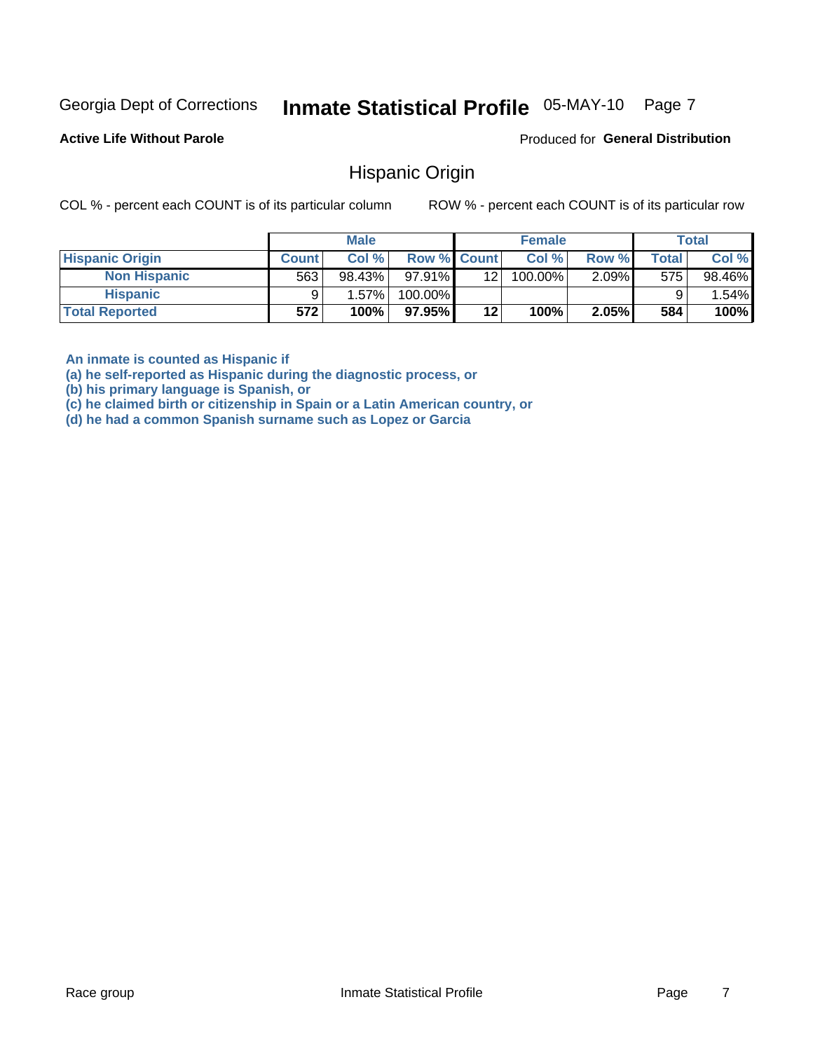Georgia Dept of Corrections **Inmate Statistical Profile** 05-MAY-10 Page 7

**Active Life Without Parole**

Produced for **General Distribution**

## Hispanic Origin

COL % - percent each COUNT is of its particular column    ROW % - percent each COUNT is of its particular row

| | Male | | | Female | | | Total | |
|---|---|---|---|---|---|---|---|---|
| **Hispanic Origin** | **Count** | **Col %** | **Row %** | **Count** | **Col %** | **Row %** | **Total** | **Col %** |
| **Non Hispanic** | 563 | 98.43% | 97.91% | 12 | 100.00% | 2.09% | 575 | 98.46% |
| **Hispanic** | 9 | 1.57% | 100.00% | | | | 9 | 1.54% |
| **Total Reported** | **572** | **100%** | **97.95%** | **12** | **100%** | **2.05%** | **584** | **100%** |

**An inmate is counted as Hispanic if**
**(a) he self-reported as Hispanic during the diagnostic process, or**
**(b) his primary language is Spanish, or**
**(c) he claimed birth or citizenship in Spain or a Latin American country, or**
**(d) he had a common Spanish surname such as Lopez or Garcia**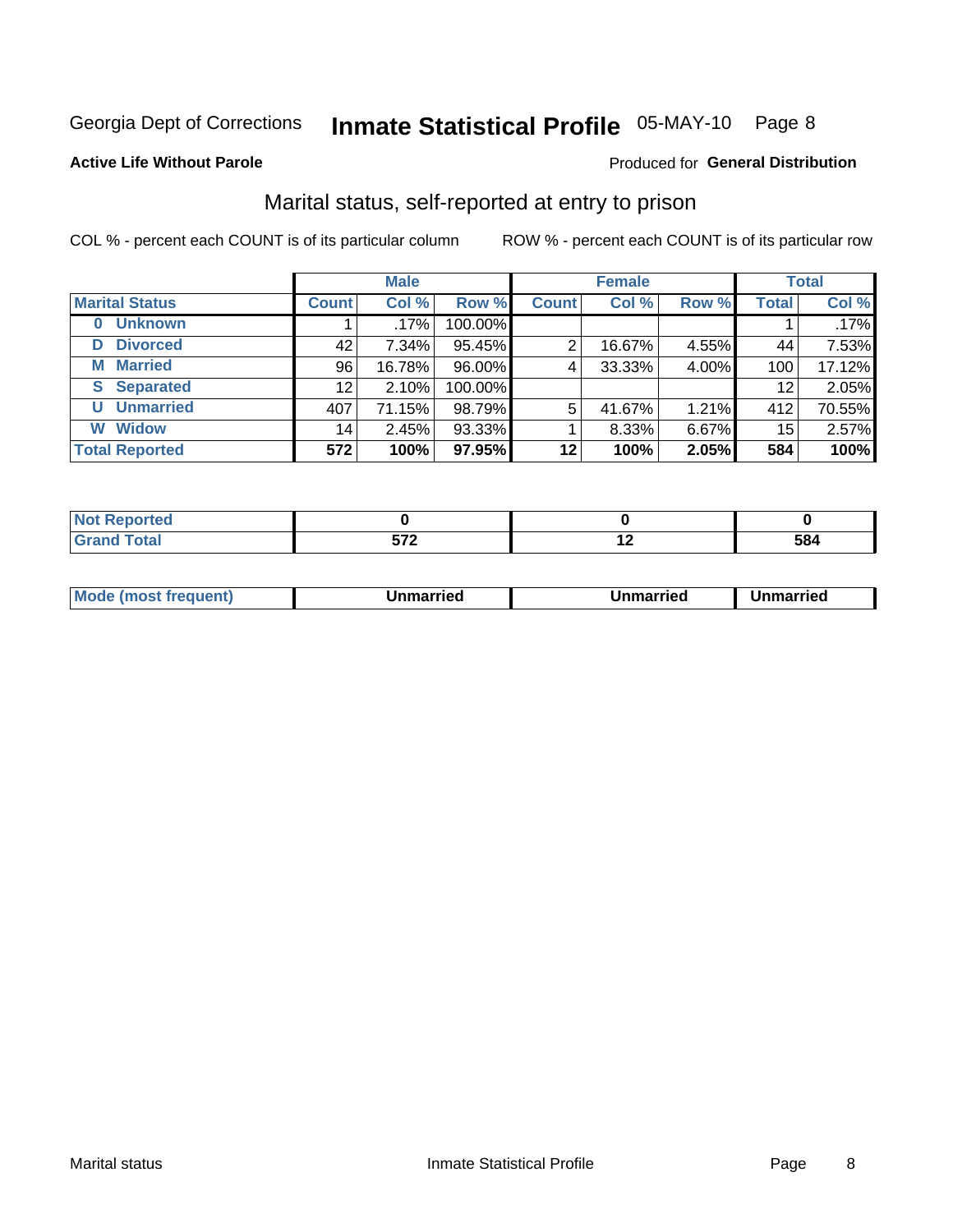Georgia Dept of Corrections **Inmate Statistical Profile** 05-MAY-10 Page 8

**Active Life Without Parole**

Produced for **General Distribution**

## Marital status, self-reported at entry to prison

COL % - percent each COUNT is of its particular column

ROW % - percent each COUNT is of its particular row

| | Male | | | Female | | | Total | |
|---|---|---|---|---|---|---|---|---|
| **Marital Status** | **Count** | **Col %** | **Row %** | **Count** | **Col %** | **Row %** | **Total** | **Col %** |
| 0 Unknown | 1 | .17% | 100.00% | | | | 1 | .17% |
| D Divorced | 42 | 7.34% | 95.45% | 2 | 16.67% | 4.55% | 44 | 7.53% |
| M Married | 96 | 16.78% | 96.00% | 4 | 33.33% | 4.00% | 100 | 17.12% |
| S Separated | 12 | 2.10% | 100.00% | | | | 12 | 2.05% |
| U Unmarried | 407 | 71.15% | 98.79% | 5 | 41.67% | 1.21% | 412 | 70.55% |
| W Widow | 14 | 2.45% | 93.33% | 1 | 8.33% | 6.67% | 15 | 2.57% |
| **Total Reported** | **572** | **100%** | **97.95%** | **12** | **100%** | **2.05%** | **584** | **100%** |

| | Male | Female | Total |
|---|---|---|---|
| Not Reported | **0** | **0** | **0** |
| Grand Total | **572** | **12** | **584** |

| | Male | Female | Total |
|---|---|---|---|
| Mode (most frequent) | **Unmarried** | **Unmarried** | **Unmarried** |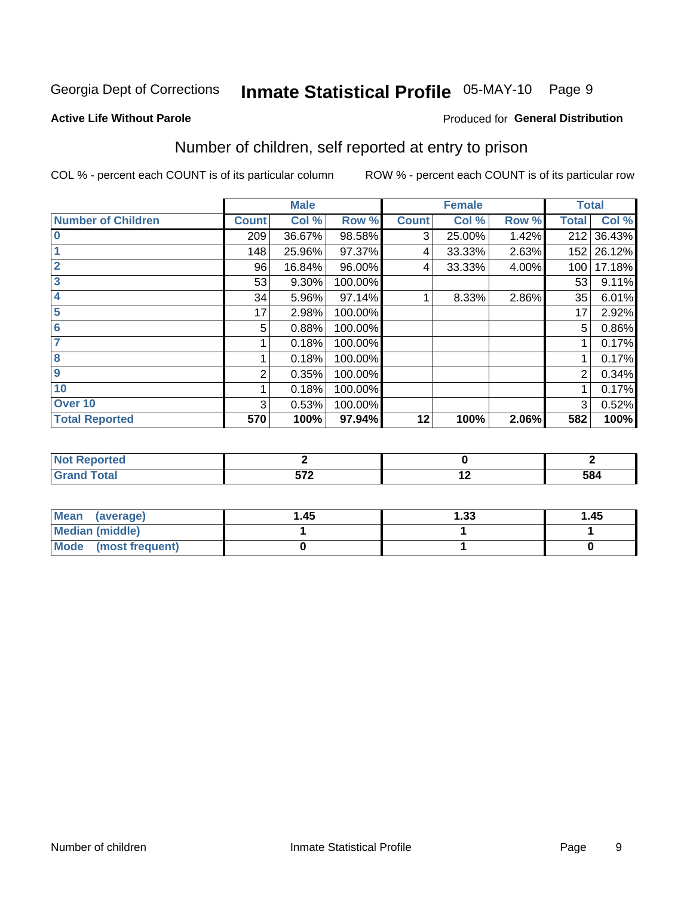Georgia Dept of Corrections **Inmate Statistical Profile** 05-MAY-10

**Active Life Without Parole**

Produced for **General Distribution**

## Number of children, self reported at entry to prison

COL % - percent each COUNT is of its particular column

ROW % - percent each COUNT is of its particular row

| | Male | | | Female | | | Total | |
|---|---|---|---|---|---|---|---|---|
| **Number of Children** | **Count** | **Col %** | **Row %** | **Count** | **Col %** | **Row %** | **Total** | **Col %** |
| 0 | 209 | 36.67% | 98.58% | 3 | 25.00% | 1.42% | 212 | 36.43% |
| 1 | 148 | 25.96% | 97.37% | 4 | 33.33% | 2.63% | 152 | 26.12% |
| 2 | 96 | 16.84% | 96.00% | 4 | 33.33% | 4.00% | 100 | 17.18% |
| 3 | 53 | 9.30% | 100.00% | | | | 53 | 9.11% |
| 4 | 34 | 5.96% | 97.14% | 1 | 8.33% | 2.86% | 35 | 6.01% |
| 5 | 17 | 2.98% | 100.00% | | | | 17 | 2.92% |
| 6 | 5 | 0.88% | 100.00% | | | | 5 | 0.86% |
| 7 | 1 | 0.18% | 100.00% | | | | 1 | 0.17% |
| 8 | 1 | 0.18% | 100.00% | | | | 1 | 0.17% |
| 9 | 2 | 0.35% | 100.00% | | | | 2 | 0.34% |
| 10 | 1 | 0.18% | 100.00% | | | | 1 | 0.17% |
| Over 10 | 3 | 0.53% | 100.00% | | | | 3 | 0.52% |
| **Total Reported** | **570** | **100%** | **97.94%** | **12** | **100%** | **2.06%** | **582** | **100%** |

| | Male | Female | Total |
|---|---|---|---|
| **Not Reported** | **2** | **0** | **2** |
| **Grand Total** | **572** | **12** | **584** |

| | Male | Female | Total |
|---|---|---|---|
| **Mean (average)** | **1.45** | **1.33** | **1.45** |
| **Median (middle)** | **1** | **1** | **1** |
| **Mode (most frequent)** | **0** | **1** | **0** |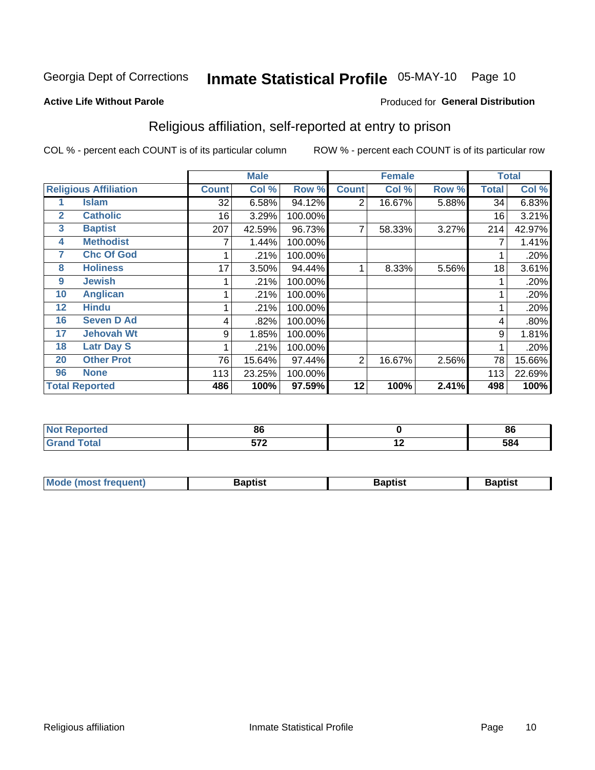Georgia Dept of Corrections **Inmate Statistical Profile** 05-MAY-10

**Active Life Without Parole**

Produced for **General Distribution**

## Religious affiliation, self-reported at entry to prison

COL % - percent each COUNT is of its particular column ROW % - percent each COUNT is of its particular row

| Religious Affiliation | | Male | | | Female | | | Total | |
|---|---|---|---|---|---|---|---|---|---|
| | | Count | Col % | Row % | Count | Col % | Row % | Total | Col % |
| 1 | Islam | 32 | 6.58% | 94.12% | 2 | 16.67% | 5.88% | 34 | 6.83% |
| 2 | Catholic | 16 | 3.29% | 100.00% | | | | 16 | 3.21% |
| 3 | Baptist | 207 | 42.59% | 96.73% | 7 | 58.33% | 3.27% | 214 | 42.97% |
| 4 | Methodist | 7 | 1.44% | 100.00% | | | | 7 | 1.41% |
| 7 | Chc Of God | 1 | .21% | 100.00% | | | | 1 | .20% |
| 8 | Holiness | 17 | 3.50% | 94.44% | 1 | 8.33% | 5.56% | 18 | 3.61% |
| 9 | Jewish | 1 | .21% | 100.00% | | | | 1 | .20% |
| 10 | Anglican | 1 | .21% | 100.00% | | | | 1 | .20% |
| 12 | Hindu | 1 | .21% | 100.00% | | | | 1 | .20% |
| 16 | Seven D Ad | 4 | .82% | 100.00% | | | | 4 | .80% |
| 17 | Jehovah Wt | 9 | 1.85% | 100.00% | | | | 9 | 1.81% |
| 18 | Latr Day S | 1 | .21% | 100.00% | | | | 1 | .20% |
| 20 | Other Prot | 76 | 15.64% | 97.44% | 2 | 16.67% | 2.56% | 78 | 15.66% |
| 96 | None | 113 | 23.25% | 100.00% | | | | 113 | 22.69% |
| **Total Reported** | | **486** | **100%** | **97.59%** | **12** | **100%** | **2.41%** | **498** | **100%** |

| | Male | Female | Total |
|---|---|---|---|
| Not Reported | 86 | 0 | 86 |
| Grand Total | 572 | 12 | 584 |

| | Male | Female | Total |
|---|---|---|---|
| Mode (most frequent) | Baptist | Baptist | Baptist |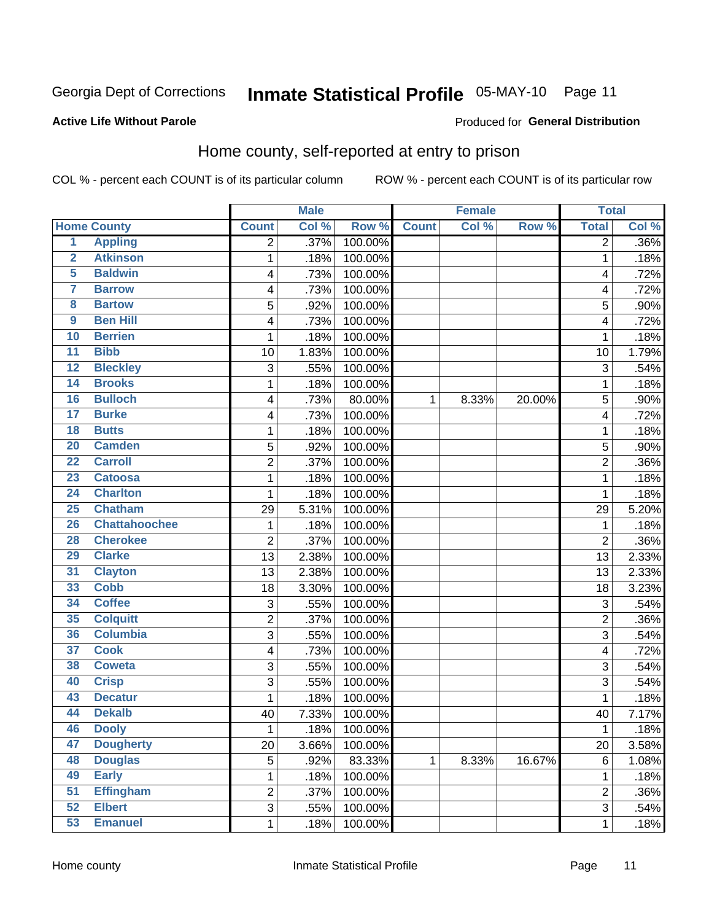Georgia Dept of Corrections **Inmate Statistical Profile** 05-MAY-10

**Active Life Without Parole** Produced for **General Distribution**

## Home county, self-reported at entry to prison

COL % - percent each COUNT is of its particular column ROW % - percent each COUNT is of its particular row

| | | Male | | | Female | | | Total | |
|---|---|---|---|---|---|---|---|---|---|
| Home County | | Count | Col % | Row % | Count | Col % | Row % | Total | Col % |
| 1 | Appling | 2 | .37% | 100.00% | | | | 2 | .36% |
| 2 | Atkinson | 1 | .18% | 100.00% | | | | 1 | .18% |
| 5 | Baldwin | 4 | .73% | 100.00% | | | | 4 | .72% |
| 7 | Barrow | 4 | .73% | 100.00% | | | | 4 | .72% |
| 8 | Bartow | 5 | .92% | 100.00% | | | | 5 | .90% |
| 9 | Ben Hill | 4 | .73% | 100.00% | | | | 4 | .72% |
| 10 | Berrien | 1 | .18% | 100.00% | | | | 1 | .18% |
| 11 | Bibb | 10 | 1.83% | 100.00% | | | | 10 | 1.79% |
| 12 | Bleckley | 3 | .55% | 100.00% | | | | 3 | .54% |
| 14 | Brooks | 1 | .18% | 100.00% | | | | 1 | .18% |
| 16 | Bulloch | 4 | .73% | 80.00% | 1 | 8.33% | 20.00% | 5 | .90% |
| 17 | Burke | 4 | .73% | 100.00% | | | | 4 | .72% |
| 18 | Butts | 1 | .18% | 100.00% | | | | 1 | .18% |
| 20 | Camden | 5 | .92% | 100.00% | | | | 5 | .90% |
| 22 | Carroll | 2 | .37% | 100.00% | | | | 2 | .36% |
| 23 | Catoosa | 1 | .18% | 100.00% | | | | 1 | .18% |
| 24 | Charlton | 1 | .18% | 100.00% | | | | 1 | .18% |
| 25 | Chatham | 29 | 5.31% | 100.00% | | | | 29 | 5.20% |
| 26 | Chattahoochee | 1 | .18% | 100.00% | | | | 1 | .18% |
| 28 | Cherokee | 2 | .37% | 100.00% | | | | 2 | .36% |
| 29 | Clarke | 13 | 2.38% | 100.00% | | | | 13 | 2.33% |
| 31 | Clayton | 13 | 2.38% | 100.00% | | | | 13 | 2.33% |
| 33 | Cobb | 18 | 3.30% | 100.00% | | | | 18 | 3.23% |
| 34 | Coffee | 3 | .55% | 100.00% | | | | 3 | .54% |
| 35 | Colquitt | 2 | .37% | 100.00% | | | | 2 | .36% |
| 36 | Columbia | 3 | .55% | 100.00% | | | | 3 | .54% |
| 37 | Cook | 4 | .73% | 100.00% | | | | 4 | .72% |
| 38 | Coweta | 3 | .55% | 100.00% | | | | 3 | .54% |
| 40 | Crisp | 3 | .55% | 100.00% | | | | 3 | .54% |
| 43 | Decatur | 1 | .18% | 100.00% | | | | 1 | .18% |
| 44 | Dekalb | 40 | 7.33% | 100.00% | | | | 40 | 7.17% |
| 46 | Dooly | 1 | .18% | 100.00% | | | | 1 | .18% |
| 47 | Dougherty | 20 | 3.66% | 100.00% | | | | 20 | 3.58% |
| 48 | Douglas | 5 | .92% | 83.33% | 1 | 8.33% | 16.67% | 6 | 1.08% |
| 49 | Early | 1 | .18% | 100.00% | | | | 1 | .18% |
| 51 | Effingham | 2 | .37% | 100.00% | | | | 2 | .36% |
| 52 | Elbert | 3 | .55% | 100.00% | | | | 3 | .54% |
| 53 | Emanuel | 1 | .18% | 100.00% | | | | 1 | .18% |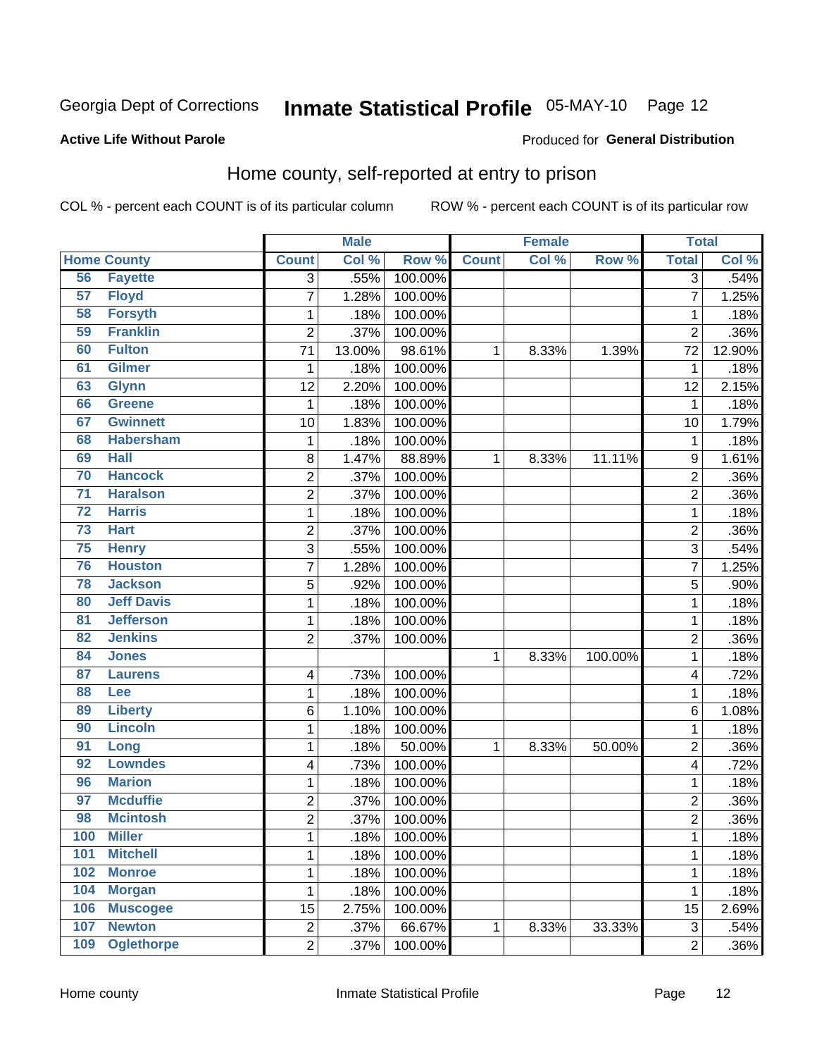Georgia Dept of Corrections **Inmate Statistical Profile** 05-MAY-10

**Active Life Without Parole** Produced for **General Distribution**

## Home county, self-reported at entry to prison

COL % - percent each COUNT is of its particular column ROW % - percent each COUNT is of its particular row

| Home County | | Male | | | Female | | | Total | |
|---|---|---|---|---|---|---|---|---|---|
| | | Count | Col % | Row % | Count | Col % | Row % | Total | Col % |
| 56 | Fayette | 3 | .55% | 100.00% | | | | 3 | .54% |
| 57 | Floyd | 7 | 1.28% | 100.00% | | | | 7 | 1.25% |
| 58 | Forsyth | 1 | .18% | 100.00% | | | | 1 | .18% |
| 59 | Franklin | 2 | .37% | 100.00% | | | | 2 | .36% |
| 60 | Fulton | 71 | 13.00% | 98.61% | 1 | 8.33% | 1.39% | 72 | 12.90% |
| 61 | Gilmer | 1 | .18% | 100.00% | | | | 1 | .18% |
| 63 | Glynn | 12 | 2.20% | 100.00% | | | | 12 | 2.15% |
| 66 | Greene | 1 | .18% | 100.00% | | | | 1 | .18% |
| 67 | Gwinnett | 10 | 1.83% | 100.00% | | | | 10 | 1.79% |
| 68 | Habersham | 1 | .18% | 100.00% | | | | 1 | .18% |
| 69 | Hall | 8 | 1.47% | 88.89% | 1 | 8.33% | 11.11% | 9 | 1.61% |
| 70 | Hancock | 2 | .37% | 100.00% | | | | 2 | .36% |
| 71 | Haralson | 2 | .37% | 100.00% | | | | 2 | .36% |
| 72 | Harris | 1 | .18% | 100.00% | | | | 1 | .18% |
| 73 | Hart | 2 | .37% | 100.00% | | | | 2 | .36% |
| 75 | Henry | 3 | .55% | 100.00% | | | | 3 | .54% |
| 76 | Houston | 7 | 1.28% | 100.00% | | | | 7 | 1.25% |
| 78 | Jackson | 5 | .92% | 100.00% | | | | 5 | .90% |
| 80 | Jeff Davis | 1 | .18% | 100.00% | | | | 1 | .18% |
| 81 | Jefferson | 1 | .18% | 100.00% | | | | 1 | .18% |
| 82 | Jenkins | 2 | .37% | 100.00% | | | | 2 | .36% |
| 84 | Jones | | | | 1 | 8.33% | 100.00% | 1 | .18% |
| 87 | Laurens | 4 | .73% | 100.00% | | | | 4 | .72% |
| 88 | Lee | 1 | .18% | 100.00% | | | | 1 | .18% |
| 89 | Liberty | 6 | 1.10% | 100.00% | | | | 6 | 1.08% |
| 90 | Lincoln | 1 | .18% | 100.00% | | | | 1 | .18% |
| 91 | Long | 1 | .18% | 50.00% | 1 | 8.33% | 50.00% | 2 | .36% |
| 92 | Lowndes | 4 | .73% | 100.00% | | | | 4 | .72% |
| 96 | Marion | 1 | .18% | 100.00% | | | | 1 | .18% |
| 97 | Mcduffie | 2 | .37% | 100.00% | | | | 2 | .36% |
| 98 | Mcintosh | 2 | .37% | 100.00% | | | | 2 | .36% |
| 100 | Miller | 1 | .18% | 100.00% | | | | 1 | .18% |
| 101 | Mitchell | 1 | .18% | 100.00% | | | | 1 | .18% |
| 102 | Monroe | 1 | .18% | 100.00% | | | | 1 | .18% |
| 104 | Morgan | 1 | .18% | 100.00% | | | | 1 | .18% |
| 106 | Muscogee | 15 | 2.75% | 100.00% | | | | 15 | 2.69% |
| 107 | Newton | 2 | .37% | 66.67% | 1 | 8.33% | 33.33% | 3 | .54% |
| 109 | Oglethorpe | 2 | .37% | 100.00% | | | | 2 | .36% |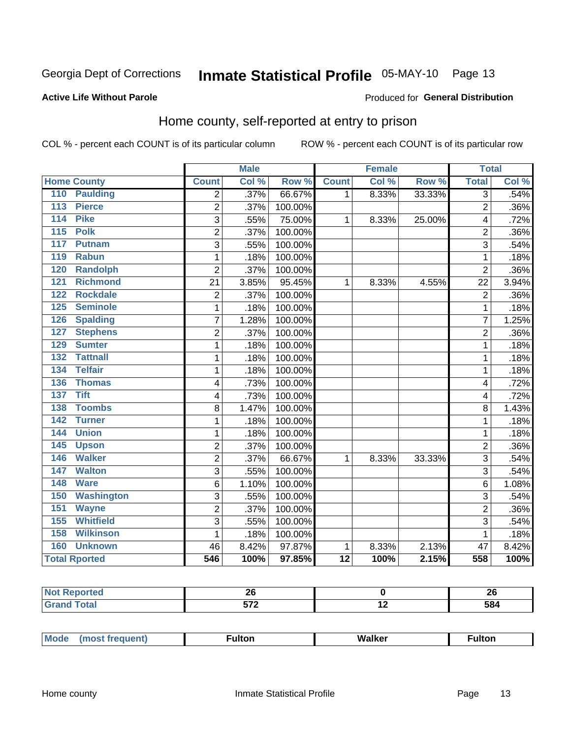Georgia Dept of Corrections **Inmate Statistical Profile** 05-MAY-10 Page 13

**Active Life Without Parole**

Produced for **General Distribution**

## Home county, self-reported at entry to prison

COL % - percent each COUNT is of its particular column

ROW % - percent each COUNT is of its particular row

| Home County | Male | | | Female | | | Total | |
|---|---|---|---|---|---|---|---|---|
| | Count | Col % | Row % | Count | Col % | Row % | Total | Col % |
| 110 Paulding | 2 | .37% | 66.67% | 1 | 8.33% | 33.33% | 3 | .54% |
| 113 Pierce | 2 | .37% | 100.00% | | | | 2 | .36% |
| 114 Pike | 3 | .55% | 75.00% | 1 | 8.33% | 25.00% | 4 | .72% |
| 115 Polk | 2 | .37% | 100.00% | | | | 2 | .36% |
| 117 Putnam | 3 | .55% | 100.00% | | | | 3 | .54% |
| 119 Rabun | 1 | .18% | 100.00% | | | | 1 | .18% |
| 120 Randolph | 2 | .37% | 100.00% | | | | 2 | .36% |
| 121 Richmond | 21 | 3.85% | 95.45% | 1 | 8.33% | 4.55% | 22 | 3.94% |
| 122 Rockdale | 2 | .37% | 100.00% | | | | 2 | .36% |
| 125 Seminole | 1 | .18% | 100.00% | | | | 1 | .18% |
| 126 Spalding | 7 | 1.28% | 100.00% | | | | 7 | 1.25% |
| 127 Stephens | 2 | .37% | 100.00% | | | | 2 | .36% |
| 129 Sumter | 1 | .18% | 100.00% | | | | 1 | .18% |
| 132 Tattnall | 1 | .18% | 100.00% | | | | 1 | .18% |
| 134 Telfair | 1 | .18% | 100.00% | | | | 1 | .18% |
| 136 Thomas | 4 | .73% | 100.00% | | | | 4 | .72% |
| 137 Tift | 4 | .73% | 100.00% | | | | 4 | .72% |
| 138 Toombs | 8 | 1.47% | 100.00% | | | | 8 | 1.43% |
| 142 Turner | 1 | .18% | 100.00% | | | | 1 | .18% |
| 144 Union | 1 | .18% | 100.00% | | | | 1 | .18% |
| 145 Upson | 2 | .37% | 100.00% | | | | 2 | .36% |
| 146 Walker | 2 | .37% | 66.67% | 1 | 8.33% | 33.33% | 3 | .54% |
| 147 Walton | 3 | .55% | 100.00% | | | | 3 | .54% |
| 148 Ware | 6 | 1.10% | 100.00% | | | | 6 | 1.08% |
| 150 Washington | 3 | .55% | 100.00% | | | | 3 | .54% |
| 151 Wayne | 2 | .37% | 100.00% | | | | 2 | .36% |
| 155 Whitfield | 3 | .55% | 100.00% | | | | 3 | .54% |
| 158 Wilkinson | 1 | .18% | 100.00% | | | | 1 | .18% |
| 160 Unknown | 46 | 8.42% | 97.87% | 1 | 8.33% | 2.13% | 47 | 8.42% |
| **Total Rported** | **546** | **100%** | **97.85%** | **12** | **100%** | **2.15%** | **558** | **100%** |

| | Male | Female | Total |
|---|---|---|---|
| **Not Reported** | **26** | **0** | **26** |
| **Grand Total** | **572** | **12** | **584** |

| | Male | Female | Total |
|---|---|---|---|
| **Mode (most frequent)** | **Fulton** | **Walker** | **Fulton** |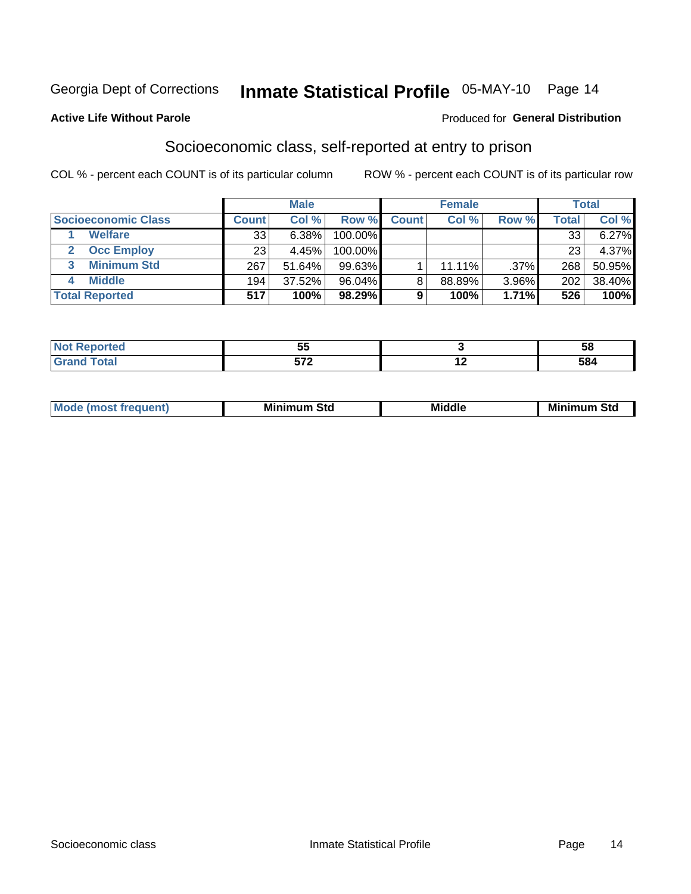Georgia Dept of Corrections **Inmate Statistical Profile** 05-MAY-10 Page 14

**Active Life Without Parole**

Produced for **General Distribution**

## Socioeconomic class, self-reported at entry to prison

COL % - percent each COUNT is of its particular column     ROW % - percent each COUNT is of its particular row

| | Male | | | Female | | | Total | |
|---|---|---|---|---|---|---|---|---|
| **Socioeconomic Class** | **Count** | **Col %** | **Row %** | **Count** | **Col %** | **Row %** | **Total** | **Col %** |
| 1 Welfare | 33 | 6.38% | 100.00% | | | | 33 | 6.27% |
| 2 Occ Employ | 23 | 4.45% | 100.00% | | | | 23 | 4.37% |
| 3 Minimum Std | 267 | 51.64% | 99.63% | 1 | 11.11% | .37% | 268 | 50.95% |
| 4 Middle | 194 | 37.52% | 96.04% | 8 | 88.89% | 3.96% | 202 | 38.40% |
| **Total Reported** | **517** | **100%** | **98.29%** | **9** | **100%** | **1.71%** | **526** | **100%** |

| | Male | Female | Total |
|---|---|---|---|
| **Not Reported** | **55** | **3** | **58** |
| **Grand Total** | **572** | **12** | **584** |

| | Male | Female | Total |
|---|---|---|---|
| **Mode (most frequent)** | **Minimum Std** | **Middle** | **Minimum Std** |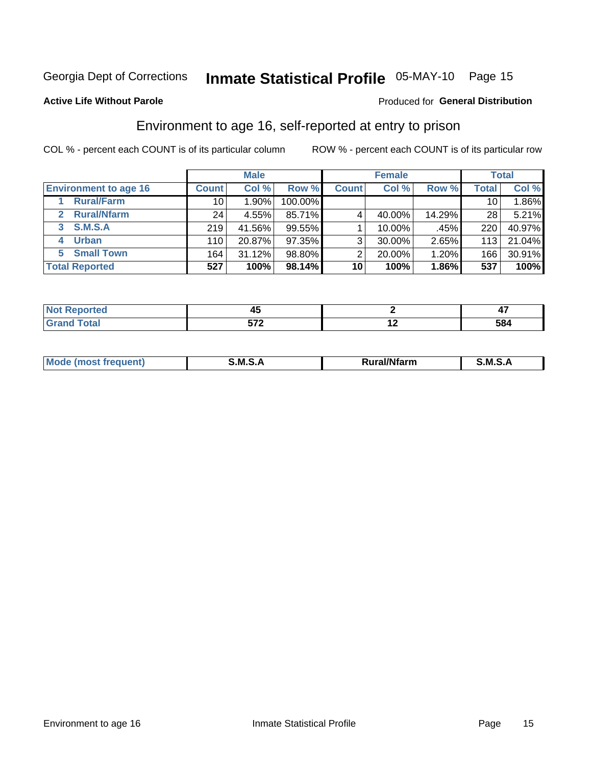Georgia Dept of Corrections **Inmate Statistical Profile** 05-MAY-10

**Active Life Without Parole**

Produced for **General Distribution**

## Environment to age 16, self-reported at entry to prison

COL % - percent each COUNT is of its particular column

ROW % - percent each COUNT is of its particular row

| | Male | | | Female | | | Total | |
|---|---|---|---|---|---|---|---|---|
| **Environment to age 16** | **Count** | **Col %** | **Row %** | **Count** | **Col %** | **Row %** | **Total** | **Col %** |
| 1 Rural/Farm | 10 | 1.90% | 100.00% | | | | 10 | 1.86% |
| 2 Rural/Nfarm | 24 | 4.55% | 85.71% | 4 | 40.00% | 14.29% | 28 | 5.21% |
| 3 S.M.S.A | 219 | 41.56% | 99.55% | 1 | 10.00% | .45% | 220 | 40.97% |
| 4 Urban | 110 | 20.87% | 97.35% | 3 | 30.00% | 2.65% | 113 | 21.04% |
| 5 Small Town | 164 | 31.12% | 98.80% | 2 | 20.00% | 1.20% | 166 | 30.91% |
| **Total Reported** | **527** | **100%** | **98.14%** | **10** | **100%** | **1.86%** | **537** | **100%** |

| | Male | Female | Total |
|---|---|---|---|
| **Not Reported** | **45** | **2** | **47** |
| **Grand Total** | **572** | **12** | **584** |

| | Male | Female | Total |
|---|---|---|---|
| **Mode (most frequent)** | **S.M.S.A** | **Rural/Nfarm** | **S.M.S.A** |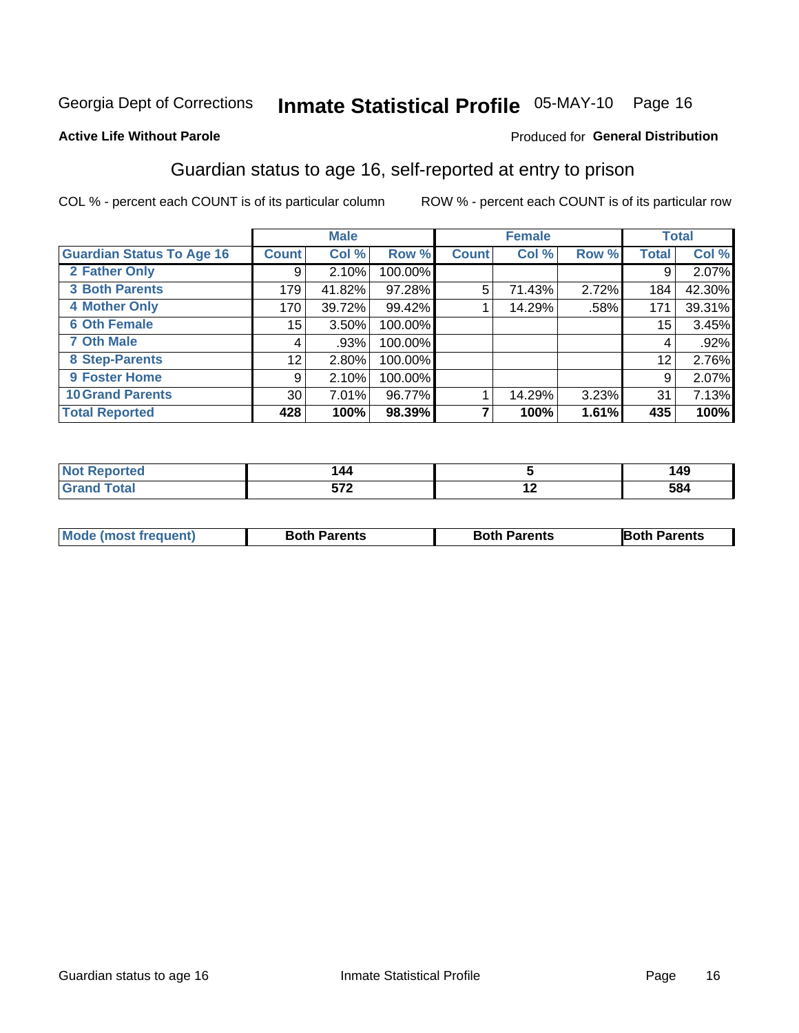Georgia Dept of Corrections **Inmate Statistical Profile** 05-MAY-10 Page 16

**Active Life Without Parole**

Produced for **General Distribution**

## Guardian status to age 16, self-reported at entry to prison

COL % - percent each COUNT is of its particular column ROW % - percent each COUNT is of its particular row

| | Male | | | Female | | | Total | |
|---|---|---|---|---|---|---|---|---|
| **Guardian Status To Age 16** | **Count** | **Col %** | **Row %** | **Count** | **Col %** | **Row %** | **Total** | **Col %** |
| **2 Father Only** | 9 | 2.10% | 100.00% | | | | 9 | 2.07% |
| **3 Both Parents** | 179 | 41.82% | 97.28% | 5 | 71.43% | 2.72% | 184 | 42.30% |
| **4 Mother Only** | 170 | 39.72% | 99.42% | 1 | 14.29% | .58% | 171 | 39.31% |
| **6 Oth Female** | 15 | 3.50% | 100.00% | | | | 15 | 3.45% |
| **7 Oth Male** | 4 | .93% | 100.00% | | | | 4 | .92% |
| **8 Step-Parents** | 12 | 2.80% | 100.00% | | | | 12 | 2.76% |
| **9 Foster Home** | 9 | 2.10% | 100.00% | | | | 9 | 2.07% |
| **10 Grand Parents** | 30 | 7.01% | 96.77% | 1 | 14.29% | 3.23% | 31 | 7.13% |
| **Total Reported** | **428** | **100%** | **98.39%** | **7** | **100%** | **1.61%** | **435** | **100%** |

| | Male | Female | Total |
|---|---|---|---|
| **Not Reported** | **144** | **5** | **149** |
| **Grand Total** | **572** | **12** | **584** |

| | Male | Female | Total |
|---|---|---|---|
| **Mode (most frequent)** | **Both Parents** | **Both Parents** | **Both Parents** |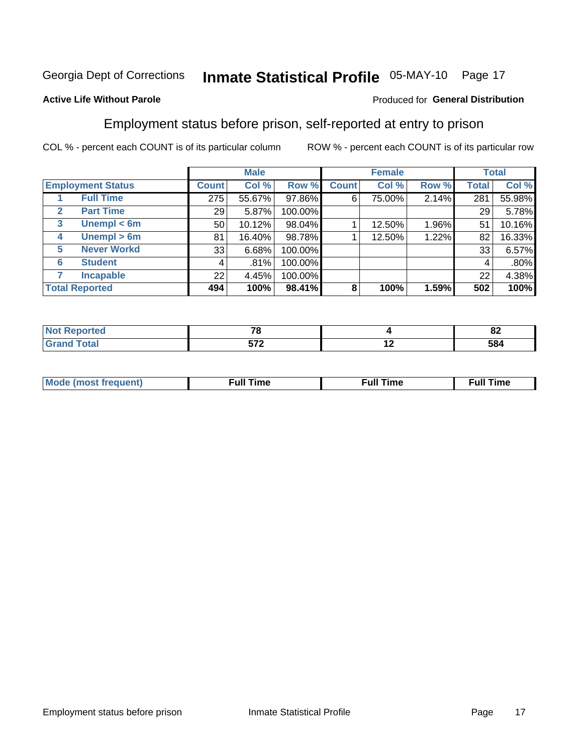Georgia Dept of Corrections **Inmate Statistical Profile** 05-MAY-10

**Active Life Without Parole**

Produced for **General Distribution**

## Employment status before prison, self-reported at entry to prison

COL % - percent each COUNT is of its particular column     ROW % - percent each COUNT is of its particular row

| Employment Status | | Male | | | Female | | | Total | |
|---|---|---|---|---|---|---|---|---|---|
| | | Count | Col % | Row % | Count | Col % | Row % | Total | Col % |
| 1 | Full Time | 275 | 55.67% | 97.86% | 6 | 75.00% | 2.14% | 281 | 55.98% |
| 2 | Part Time | 29 | 5.87% | 100.00% | | | | 29 | 5.78% |
| 3 | Unempl < 6m | 50 | 10.12% | 98.04% | 1 | 12.50% | 1.96% | 51 | 10.16% |
| 4 | Unempl > 6m | 81 | 16.40% | 98.78% | 1 | 12.50% | 1.22% | 82 | 16.33% |
| 5 | Never Workd | 33 | 6.68% | 100.00% | | | | 33 | 6.57% |
| 6 | Student | 4 | .81% | 100.00% | | | | 4 | .80% |
| 7 | Incapable | 22 | 4.45% | 100.00% | | | | 22 | 4.38% |
| **Total Reported** | | **494** | **100%** | **98.41%** | **8** | **100%** | **1.59%** | **502** | **100%** |

| | Male | Female | Total |
|---|---|---|---|
| Not Reported | 78 | 4 | 82 |
| Grand Total | 572 | 12 | 584 |

| | Male | Female | Total |
|---|---|---|---|
| Mode (most frequent) | Full Time | Full Time | Full Time |

Employment status before prison     Inmate Statistical Profile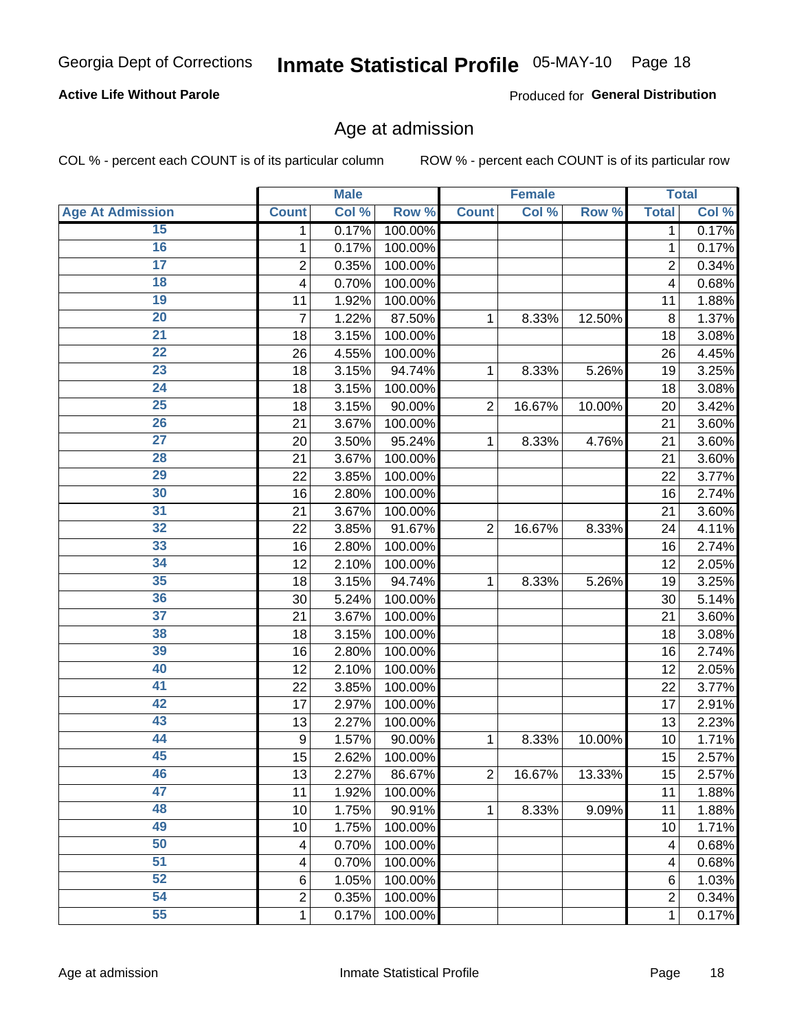Georgia Dept of Corrections **Inmate Statistical Profile** 05-MAY-10

**Active Life Without Parole**

Produced for **General Distribution**

## Age at admission

COL % - percent each COUNT is of its particular column ROW % - percent each COUNT is of its particular row

| | Male | | | Female | | | Total | |
|---|---|---|---|---|---|---|---|---|
| Age At Admission | Count | Col % | Row % | Count | Col % | Row % | Total | Col % |
| 15 | 1 | 0.17% | 100.00% | | | | 1 | 0.17% |
| 16 | 1 | 0.17% | 100.00% | | | | 1 | 0.17% |
| 17 | 2 | 0.35% | 100.00% | | | | 2 | 0.34% |
| 18 | 4 | 0.70% | 100.00% | | | | 4 | 0.68% |
| 19 | 11 | 1.92% | 100.00% | | | | 11 | 1.88% |
| 20 | 7 | 1.22% | 87.50% | 1 | 8.33% | 12.50% | 8 | 1.37% |
| 21 | 18 | 3.15% | 100.00% | | | | 18 | 3.08% |
| 22 | 26 | 4.55% | 100.00% | | | | 26 | 4.45% |
| 23 | 18 | 3.15% | 94.74% | 1 | 8.33% | 5.26% | 19 | 3.25% |
| 24 | 18 | 3.15% | 100.00% | | | | 18 | 3.08% |
| 25 | 18 | 3.15% | 90.00% | 2 | 16.67% | 10.00% | 20 | 3.42% |
| 26 | 21 | 3.67% | 100.00% | | | | 21 | 3.60% |
| 27 | 20 | 3.50% | 95.24% | 1 | 8.33% | 4.76% | 21 | 3.60% |
| 28 | 21 | 3.67% | 100.00% | | | | 21 | 3.60% |
| 29 | 22 | 3.85% | 100.00% | | | | 22 | 3.77% |
| 30 | 16 | 2.80% | 100.00% | | | | 16 | 2.74% |
| 31 | 21 | 3.67% | 100.00% | | | | 21 | 3.60% |
| 32 | 22 | 3.85% | 91.67% | 2 | 16.67% | 8.33% | 24 | 4.11% |
| 33 | 16 | 2.80% | 100.00% | | | | 16 | 2.74% |
| 34 | 12 | 2.10% | 100.00% | | | | 12 | 2.05% |
| 35 | 18 | 3.15% | 94.74% | 1 | 8.33% | 5.26% | 19 | 3.25% |
| 36 | 30 | 5.24% | 100.00% | | | | 30 | 5.14% |
| 37 | 21 | 3.67% | 100.00% | | | | 21 | 3.60% |
| 38 | 18 | 3.15% | 100.00% | | | | 18 | 3.08% |
| 39 | 16 | 2.80% | 100.00% | | | | 16 | 2.74% |
| 40 | 12 | 2.10% | 100.00% | | | | 12 | 2.05% |
| 41 | 22 | 3.85% | 100.00% | | | | 22 | 3.77% |
| 42 | 17 | 2.97% | 100.00% | | | | 17 | 2.91% |
| 43 | 13 | 2.27% | 100.00% | | | | 13 | 2.23% |
| 44 | 9 | 1.57% | 90.00% | 1 | 8.33% | 10.00% | 10 | 1.71% |
| 45 | 15 | 2.62% | 100.00% | | | | 15 | 2.57% |
| 46 | 13 | 2.27% | 86.67% | 2 | 16.67% | 13.33% | 15 | 2.57% |
| 47 | 11 | 1.92% | 100.00% | | | | 11 | 1.88% |
| 48 | 10 | 1.75% | 90.91% | 1 | 8.33% | 9.09% | 11 | 1.88% |
| 49 | 10 | 1.75% | 100.00% | | | | 10 | 1.71% |
| 50 | 4 | 0.70% | 100.00% | | | | 4 | 0.68% |
| 51 | 4 | 0.70% | 100.00% | | | | 4 | 0.68% |
| 52 | 6 | 1.05% | 100.00% | | | | 6 | 1.03% |
| 54 | 2 | 0.35% | 100.00% | | | | 2 | 0.34% |
| 55 | 1 | 0.17% | 100.00% | | | | 1 | 0.17% |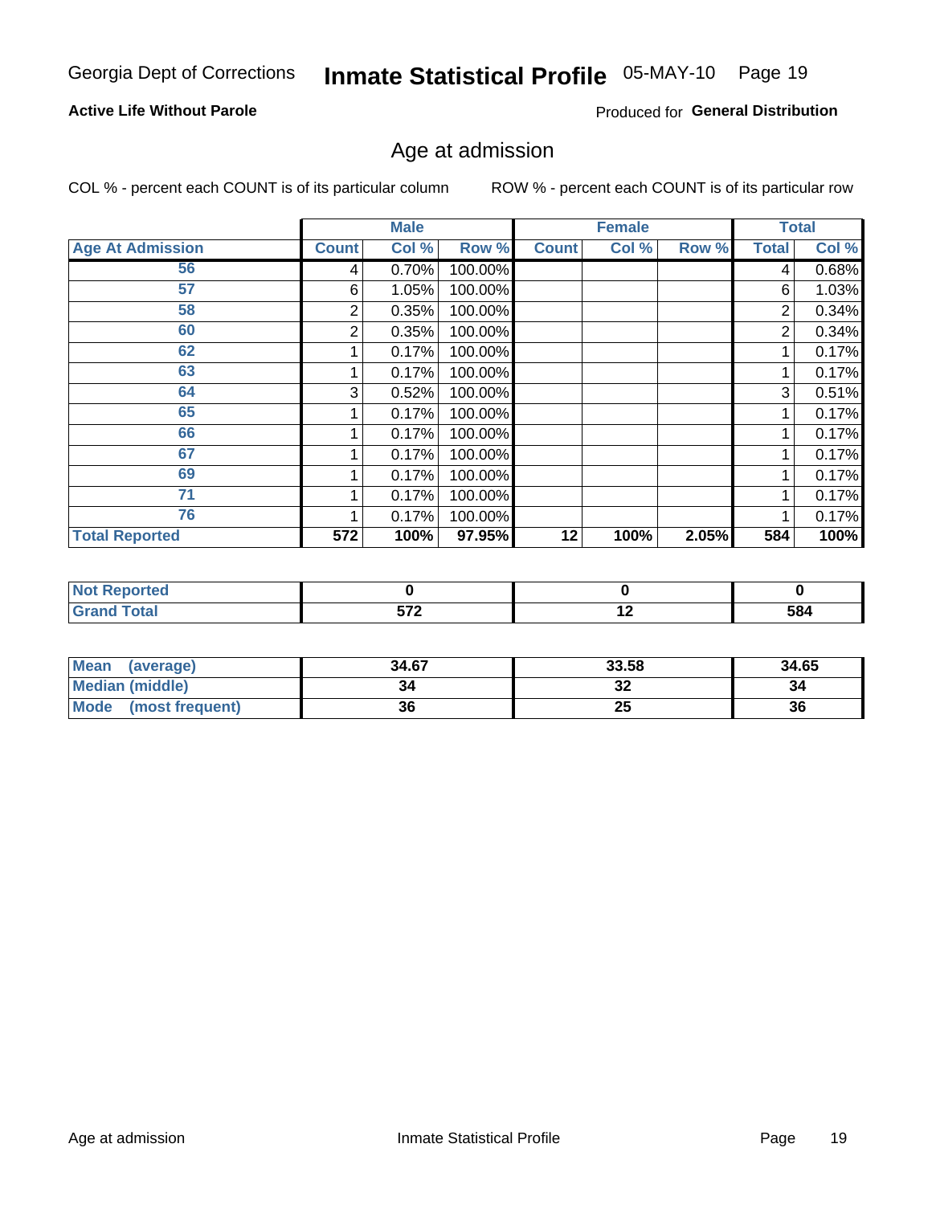Georgia Dept of Corrections **Inmate Statistical Profile** 05-MAY-10

**Active Life Without Parole**

Produced for **General Distribution**

## Age at admission

COL % - percent each COUNT is of its particular column

ROW % - percent each COUNT is of its particular row

| | Male | | | Female | | | Total | |
|---|---|---|---|---|---|---|---|---|
| **Age At Admission** | **Count** | **Col %** | **Row %** | **Count** | **Col %** | **Row %** | **Total** | **Col %** |
| 56 | 4 | 0.70% | 100.00% | | | | 4 | 0.68% |
| 57 | 6 | 1.05% | 100.00% | | | | 6 | 1.03% |
| 58 | 2 | 0.35% | 100.00% | | | | 2 | 0.34% |
| 60 | 2 | 0.35% | 100.00% | | | | 2 | 0.34% |
| 62 | 1 | 0.17% | 100.00% | | | | 1 | 0.17% |
| 63 | 1 | 0.17% | 100.00% | | | | 1 | 0.17% |
| 64 | 3 | 0.52% | 100.00% | | | | 3 | 0.51% |
| 65 | 1 | 0.17% | 100.00% | | | | 1 | 0.17% |
| 66 | 1 | 0.17% | 100.00% | | | | 1 | 0.17% |
| 67 | 1 | 0.17% | 100.00% | | | | 1 | 0.17% |
| 69 | 1 | 0.17% | 100.00% | | | | 1 | 0.17% |
| 71 | 1 | 0.17% | 100.00% | | | | 1 | 0.17% |
| 76 | 1 | 0.17% | 100.00% | | | | 1 | 0.17% |
| **Total Reported** | **572** | **100%** | **97.95%** | **12** | **100%** | **2.05%** | **584** | **100%** |

| | Male | Female | Total |
|---|---|---|---|
| **Not Reported** | **0** | **0** | **0** |
| **Grand Total** | **572** | **12** | **584** |

| | Male | Female | Total |
|---|---|---|---|
| **Mean (average)** | **34.67** | **33.58** | **34.65** |
| **Median (middle)** | **34** | **32** | **34** |
| **Mode (most frequent)** | **36** | **25** | **36** |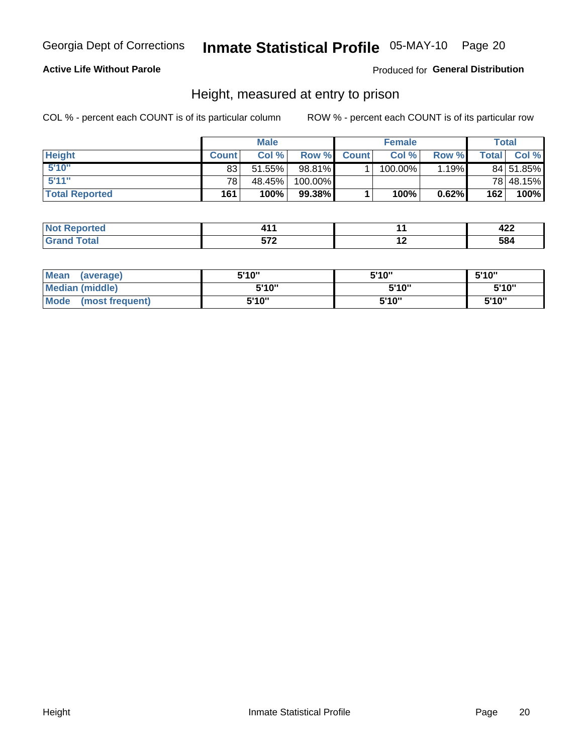Georgia Dept of Corrections **Inmate Statistical Profile** 05-MAY-10

**Active Life Without Parole** Produced for **General Distribution**

## Height, measured at entry to prison

COL % - percent each COUNT is of its particular column ROW % - percent each COUNT is of its particular row

| | Male | | | Female | | | Total | |
|---|---|---|---|---|---|---|---|---|
| **Height** | **Count** | **Col %** | **Row %** | **Count** | **Col %** | **Row %** | **Total** | **Col %** |
| 5'10" | 83 | 51.55% | 98.81% | 1 | 100.00% | 1.19% | 84 | 51.85% |
| 5'11" | 78 | 48.45% | 100.00% | | | | 78 | 48.15% |
| **Total Reported** | **161** | **100%** | **99.38%** | **1** | **100%** | **0.62%** | **162** | **100%** |

| | Male | Female | Total |
|---|---|---|---|
| **Not Reported** | **411** | **11** | **422** |
| **Grand Total** | **572** | **12** | **584** |

| | Male | Female | Total |
|---|---|---|---|
| **Mean (average)** | **5'10"** | **5'10"** | **5'10"** |
| **Median (middle)** | **5'10"** | **5'10"** | **5'10"** |
| **Mode (most frequent)** | **5'10"** | **5'10"** | **5'10"** |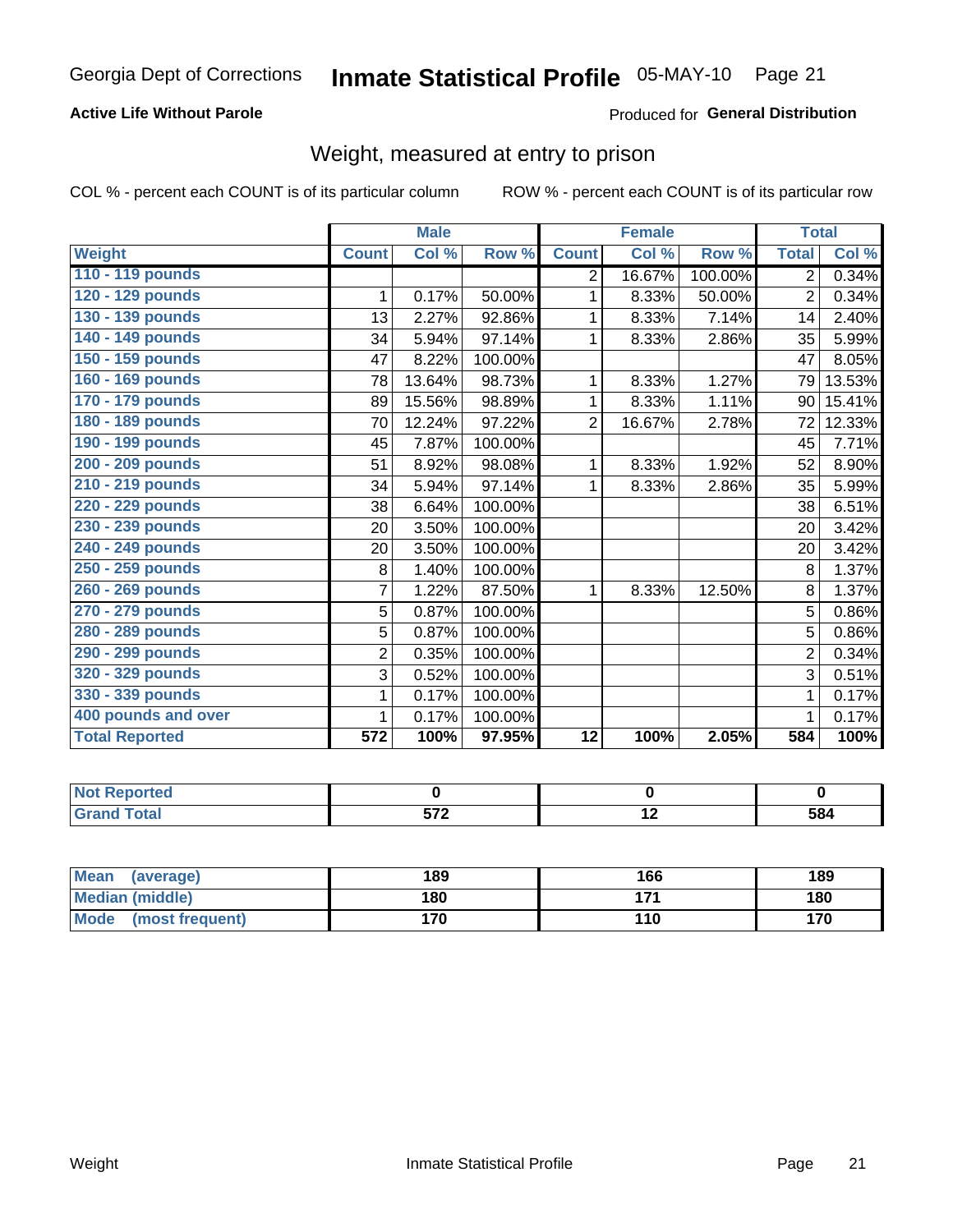Georgia Dept of Corrections **Inmate Statistical Profile** 05-MAY-10

**Active Life Without Parole**

Produced for **General Distribution**

## Weight, measured at entry to prison

COL % - percent each COUNT is of its particular column

ROW % - percent each COUNT is of its particular row

| | Male | | | Female | | | Total | |
|---|---|---|---|---|---|---|---|---|
| **Weight** | **Count** | **Col %** | **Row %** | **Count** | **Col %** | **Row %** | **Total** | **Col %** |
| **110 - 119 pounds** | | | | 2 | 16.67% | 100.00% | 2 | 0.34% |
| **120 - 129 pounds** | 1 | 0.17% | 50.00% | 1 | 8.33% | 50.00% | 2 | 0.34% |
| **130 - 139 pounds** | 13 | 2.27% | 92.86% | 1 | 8.33% | 7.14% | 14 | 2.40% |
| **140 - 149 pounds** | 34 | 5.94% | 97.14% | 1 | 8.33% | 2.86% | 35 | 5.99% |
| **150 - 159 pounds** | 47 | 8.22% | 100.00% | | | | 47 | 8.05% |
| **160 - 169 pounds** | 78 | 13.64% | 98.73% | 1 | 8.33% | 1.27% | 79 | 13.53% |
| **170 - 179 pounds** | 89 | 15.56% | 98.89% | 1 | 8.33% | 1.11% | 90 | 15.41% |
| **180 - 189 pounds** | 70 | 12.24% | 97.22% | 2 | 16.67% | 2.78% | 72 | 12.33% |
| **190 - 199 pounds** | 45 | 7.87% | 100.00% | | | | 45 | 7.71% |
| **200 - 209 pounds** | 51 | 8.92% | 98.08% | 1 | 8.33% | 1.92% | 52 | 8.90% |
| **210 - 219 pounds** | 34 | 5.94% | 97.14% | 1 | 8.33% | 2.86% | 35 | 5.99% |
| **220 - 229 pounds** | 38 | 6.64% | 100.00% | | | | 38 | 6.51% |
| **230 - 239 pounds** | 20 | 3.50% | 100.00% | | | | 20 | 3.42% |
| **240 - 249 pounds** | 20 | 3.50% | 100.00% | | | | 20 | 3.42% |
| **250 - 259 pounds** | 8 | 1.40% | 100.00% | | | | 8 | 1.37% |
| **260 - 269 pounds** | 7 | 1.22% | 87.50% | 1 | 8.33% | 12.50% | 8 | 1.37% |
| **270 - 279 pounds** | 5 | 0.87% | 100.00% | | | | 5 | 0.86% |
| **280 - 289 pounds** | 5 | 0.87% | 100.00% | | | | 5 | 0.86% |
| **290 - 299 pounds** | 2 | 0.35% | 100.00% | | | | 2 | 0.34% |
| **320 - 329 pounds** | 3 | 0.52% | 100.00% | | | | 3 | 0.51% |
| **330 - 339 pounds** | 1 | 0.17% | 100.00% | | | | 1 | 0.17% |
| **400 pounds and over** | 1 | 0.17% | 100.00% | | | | 1 | 0.17% |
| **Total Reported** | **572** | **100%** | **97.95%** | **12** | **100%** | **2.05%** | **584** | **100%** |

| | Male | Female | Total |
|---|---|---|---|
| **Not Reported** | **0** | **0** | **0** |
| **Grand Total** | **572** | **12** | **584** |

| | Male | Female | Total |
|---|---|---|---|
| **Mean (average)** | **189** | **166** | **189** |
| **Median (middle)** | **180** | **171** | **180** |
| **Mode (most frequent)** | **170** | **110** | **170** |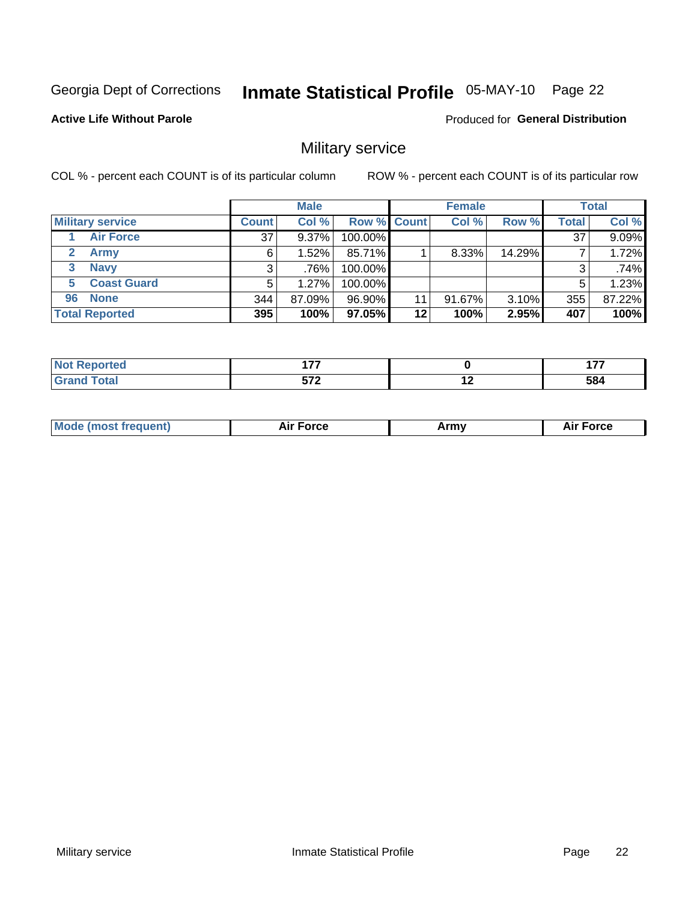Georgia Dept of Corrections **Inmate Statistical Profile** 05-MAY-10 Page 22

**Active Life Without Parole**

Produced for **General Distribution**

## Military service

COL % - percent each COUNT is of its particular column    ROW % - percent each COUNT is of its particular row

| | Male | | | Female | | | Total | |
|---|---|---|---|---|---|---|---|---|
| **Military service** | **Count** | **Col %** | **Row %** | **Count** | **Col %** | **Row %** | **Total** | **Col %** |
| 1 Air Force | 37 | 9.37% | 100.00% | | | | 37 | 9.09% |
| 2 Army | 6 | 1.52% | 85.71% | 1 | 8.33% | 14.29% | 7 | 1.72% |
| 3 Navy | 3 | .76% | 100.00% | | | | 3 | .74% |
| 5 Coast Guard | 5 | 1.27% | 100.00% | | | | 5 | 1.23% |
| 96 None | 344 | 87.09% | 96.90% | 11 | 91.67% | 3.10% | 355 | 87.22% |
| **Total Reported** | **395** | **100%** | **97.05%** | **12** | **100%** | **2.95%** | **407** | **100%** |

| | Male | Female | Total |
|---|---|---|---|
| **Not Reported** | **177** | **0** | **177** |
| **Grand Total** | **572** | **12** | **584** |

| | Male | Female | Total |
|---|---|---|---|
| **Mode (most frequent)** | **Air Force** | **Army** | **Air Force** |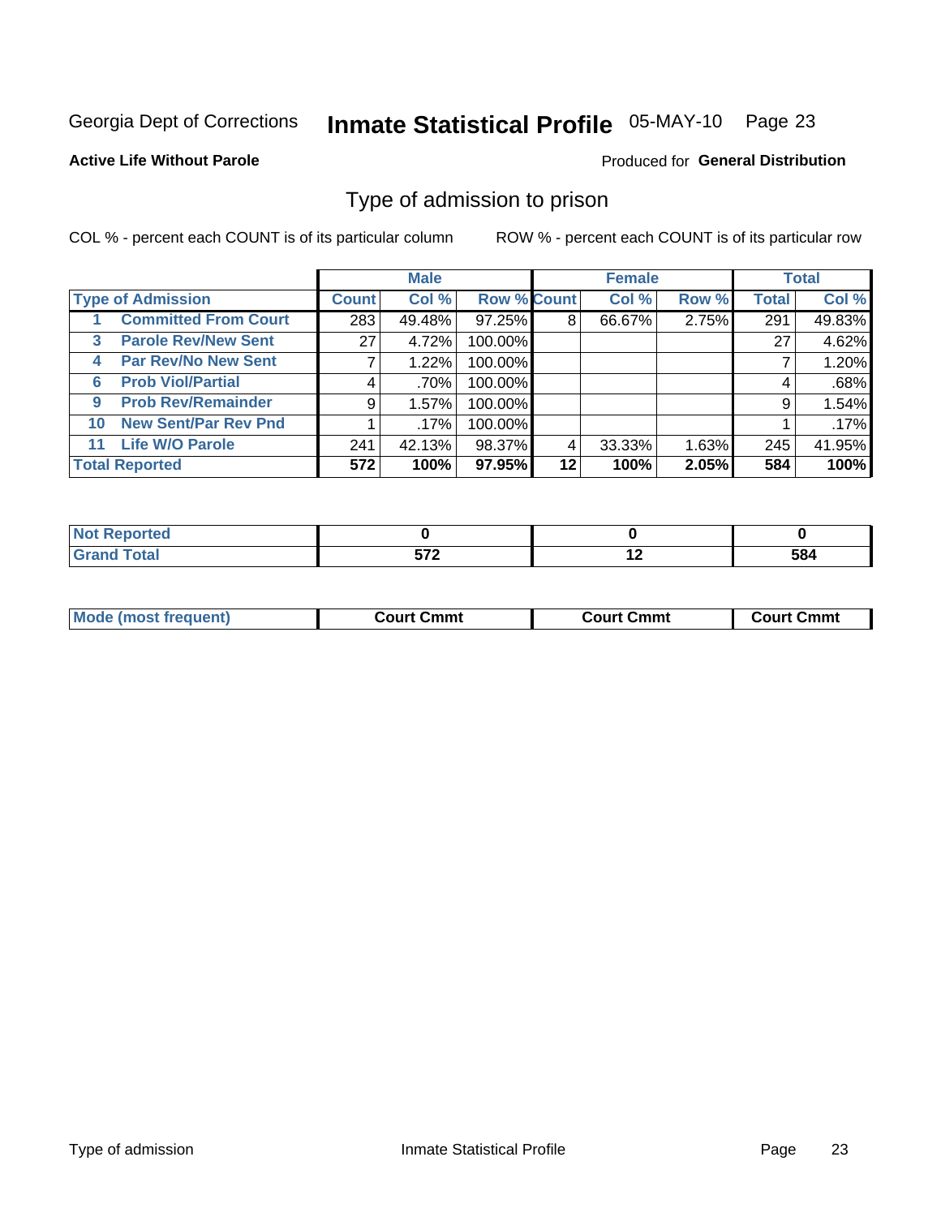Georgia Dept of Corrections **Inmate Statistical Profile** 05-MAY-10

**Active Life Without Parole**

Produced for **General Distribution**

## Type of admission to prison

COL % - percent each COUNT is of its particular column

ROW % - percent each COUNT is of its particular row

| | Male | | | Female | | | Total | |
|---|---|---|---|---|---|---|---|---|
| **Type of Admission** | **Count** | **Col %** | **Row %** | **Count** | **Col %** | **Row %** | **Total** | **Col %** |
| 1 **Committed From Court** | 283 | 49.48% | 97.25% | 8 | 66.67% | 2.75% | 291 | 49.83% |
| 3 **Parole Rev/New Sent** | 27 | 4.72% | 100.00% | | | | 27 | 4.62% |
| 4 **Par Rev/No New Sent** | 7 | 1.22% | 100.00% | | | | 7 | 1.20% |
| 6 **Prob Viol/Partial** | 4 | .70% | 100.00% | | | | 4 | .68% |
| 9 **Prob Rev/Remainder** | 9 | 1.57% | 100.00% | | | | 9 | 1.54% |
| 10 **New Sent/Par Rev Pnd** | 1 | .17% | 100.00% | | | | 1 | .17% |
| 11 **Life W/O Parole** | 241 | 42.13% | 98.37% | 4 | 33.33% | 1.63% | 245 | 41.95% |
| **Total Reported** | **572** | **100%** | **97.95%** | **12** | **100%** | **2.05%** | **584** | **100%** |

| | Male | Female | Total |
|---|---|---|---|
| **Not Reported** | **0** | **0** | **0** |
| **Grand Total** | **572** | **12** | **584** |

| | Male | Female | Total |
|---|---|---|---|
| **Mode (most frequent)** | **Court Cmmt** | **Court Cmmt** | **Court Cmmt** |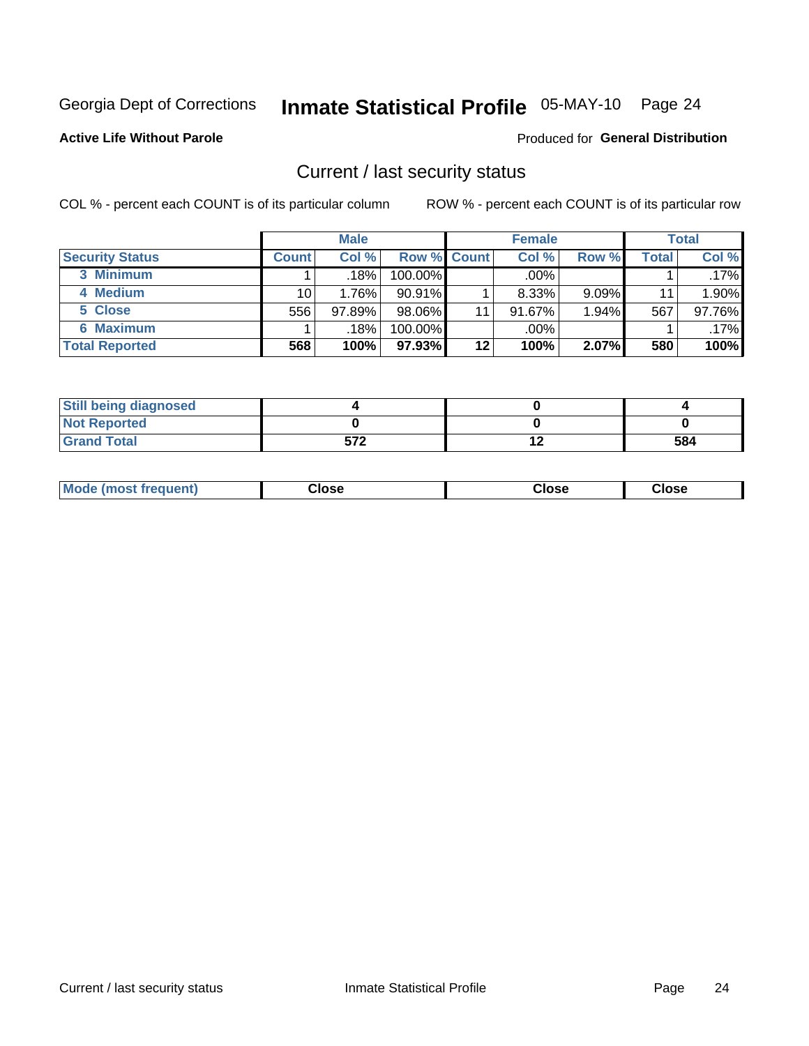Georgia Dept of Corrections **Inmate Statistical Profile** 05-MAY-10 Page 24

**Active Life Without Parole**

Produced for **General Distribution**

## Current / last security status

COL % - percent each COUNT is of its particular column

ROW % - percent each COUNT is of its particular row

| | Male | | | Female | | | Total | |
|---|---|---|---|---|---|---|---|---|
| Security Status | Count | Col % | Row % | Count | Col % | Row % | Total | Col % |
| 3 Minimum | 1 | .18% | 100.00% | | .00% | | 1 | .17% |
| 4 Medium | 10 | 1.76% | 90.91% | 1 | 8.33% | 9.09% | 11 | 1.90% |
| 5 Close | 556 | 97.89% | 98.06% | 11 | 91.67% | 1.94% | 567 | 97.76% |
| 6 Maximum | 1 | .18% | 100.00% | | .00% | | 1 | .17% |
| **Total Reported** | **568** | **100%** | **97.93%** | **12** | **100%** | **2.07%** | **580** | **100%** |

| | Male | Female | Total |
|---|---|---|---|
| Still being diagnosed | 4 | 0 | 4 |
| Not Reported | 0 | 0 | 0 |
| Grand Total | 572 | 12 | 584 |

| | Male | Female | Total |
|---|---|---|---|
| Mode (most frequent) | Close | Close | Close |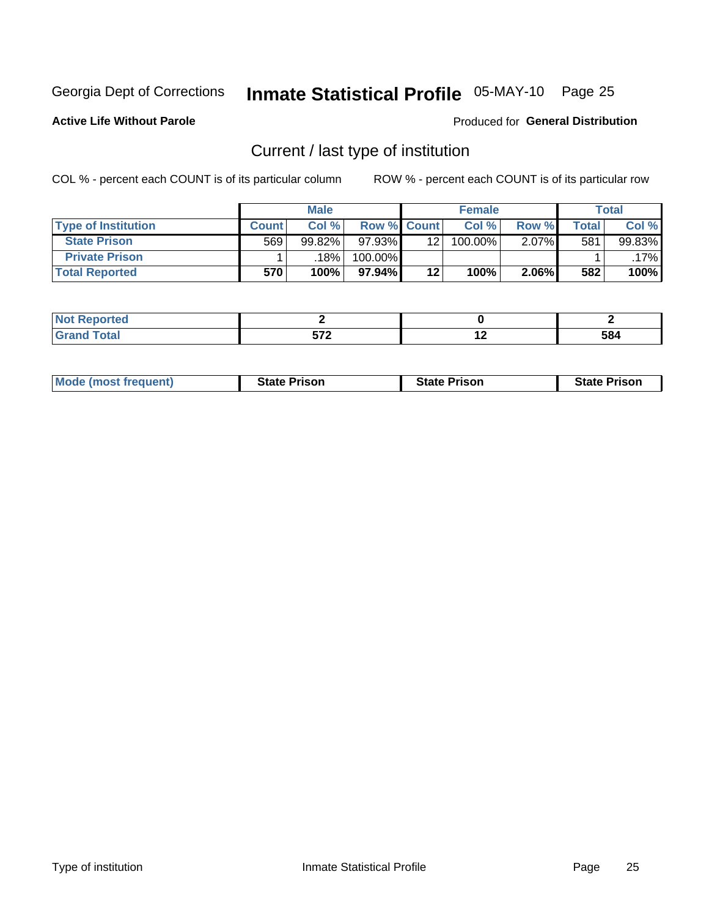Georgia Dept of Corrections **Inmate Statistical Profile** 05-MAY-10 Page 25

**Active Life Without Parole**

Produced for **General Distribution**

## Current / last type of institution

COL % - percent each COUNT is of its particular column

ROW % - percent each COUNT is of its particular row

| | Male | | | Female | | | Total | |
|---|---|---|---|---|---|---|---|---|
| **Type of Institution** | **Count** | **Col %** | **Row %** | **Count** | **Col %** | **Row %** | **Total** | **Col %** |
| **State Prison** | 569 | 99.82% | 97.93% | 12 | 100.00% | 2.07% | 581 | 99.83% |
| **Private Prison** | 1 | .18% | 100.00% | | | | 1 | .17% |
| **Total Reported** | **570** | **100%** | **97.94%** | **12** | **100%** | **2.06%** | **582** | **100%** |

| | Male | Female | Total |
|---|---|---|---|
| **Not Reported** | **2** | **0** | **2** |
| **Grand Total** | **572** | **12** | **584** |

| | Male | Female | Total |
|---|---|---|---|
| **Mode (most frequent)** | **State Prison** | **State Prison** | **State Prison** |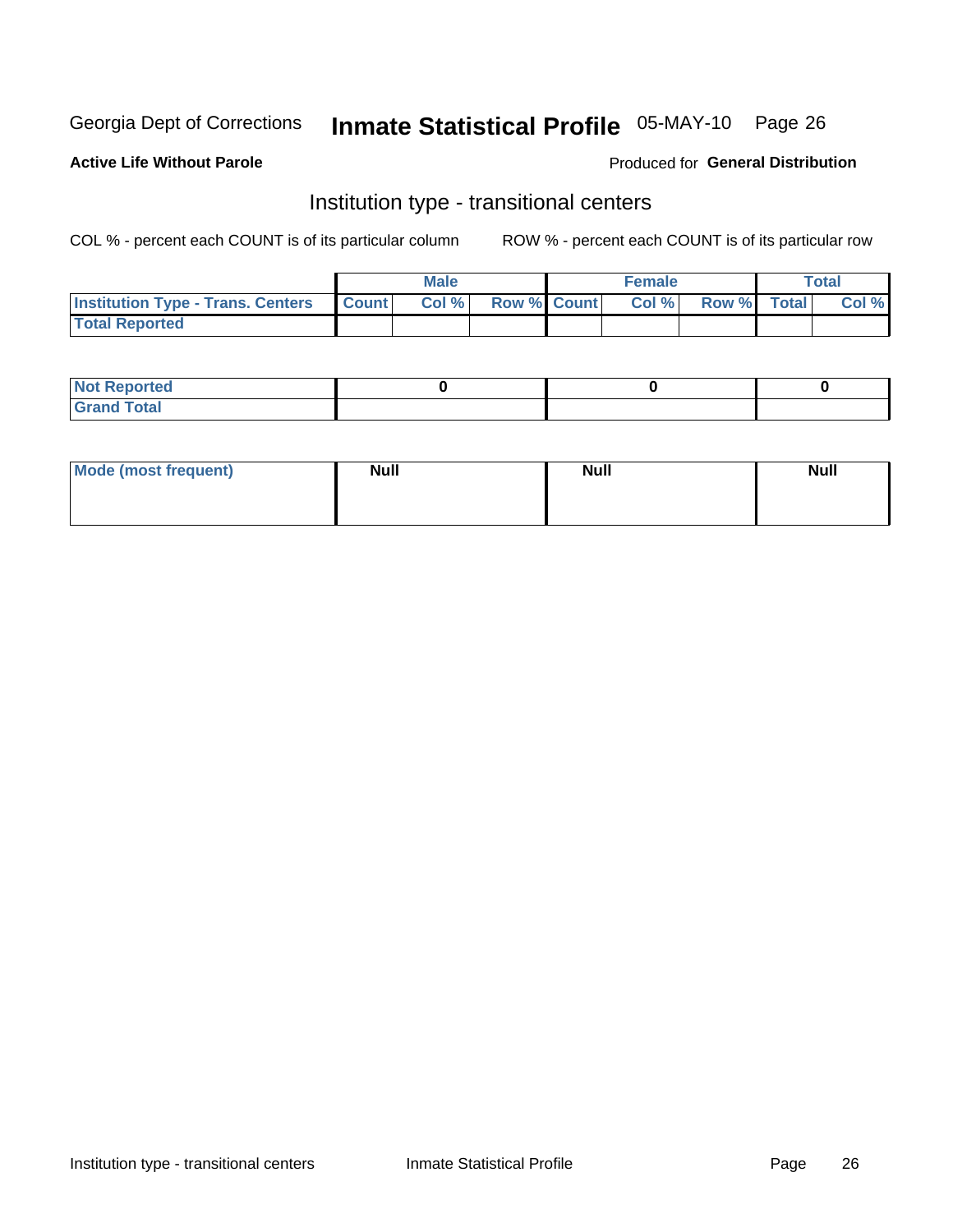Georgia Dept of Corrections **Inmate Statistical Profile** 05-MAY-10 Page 26

**Active Life Without Parole**

Produced for **General Distribution**

## Institution type - transitional centers

COL % - percent each COUNT is of its particular column

ROW % - percent each COUNT is of its particular row

| | Male | | | Female | | | Total | |
|---|---|---|---|---|---|---|---|---|
| **Institution Type - Trans. Centers** | **Count** | **Col %** | **Row %** | **Count** | **Col %** | **Row %** | **Total** | **Col %** |
| **Total Reported** | | | | | | | | |

| | Male | Female | Total |
|---|---|---|---|
| **Not Reported** | 0 | 0 | 0 |
| **Grand Total** | | | |

| | Male | Female | Total |
|---|---|---|---|
| **Mode (most frequent)** | Null | Null | Null |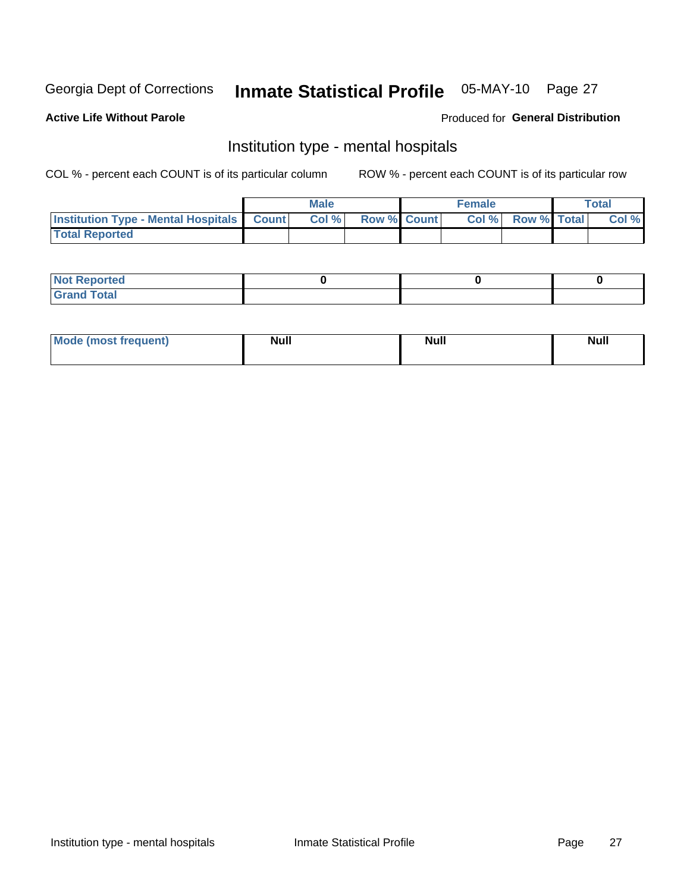Georgia Dept of Corrections **Inmate Statistical Profile** 05-MAY-10 Page 27

**Active Life Without Parole**

Produced for **General Distribution**

## Institution type - mental hospitals

COL % - percent each COUNT is of its particular column

ROW % - percent each COUNT is of its particular row

| | Male | | | Female | | | Total | |
|---|---|---|---|---|---|---|---|---|
| **Institution Type - Mental Hospitals** | **Count** | **Col %** | **Row %** | **Count** | **Col %** | **Row %** | **Total** | **Col %** |
| **Total Reported** | | | | | | | | |

| | Male | Female | Total |
|---|---|---|---|
| **Not Reported** | **0** | **0** | **0** |
| **Grand Total** | | | |

| | Male | Female | Total |
|---|---|---|---|
| **Mode (most frequent)** | **Null** | **Null** | **Null** |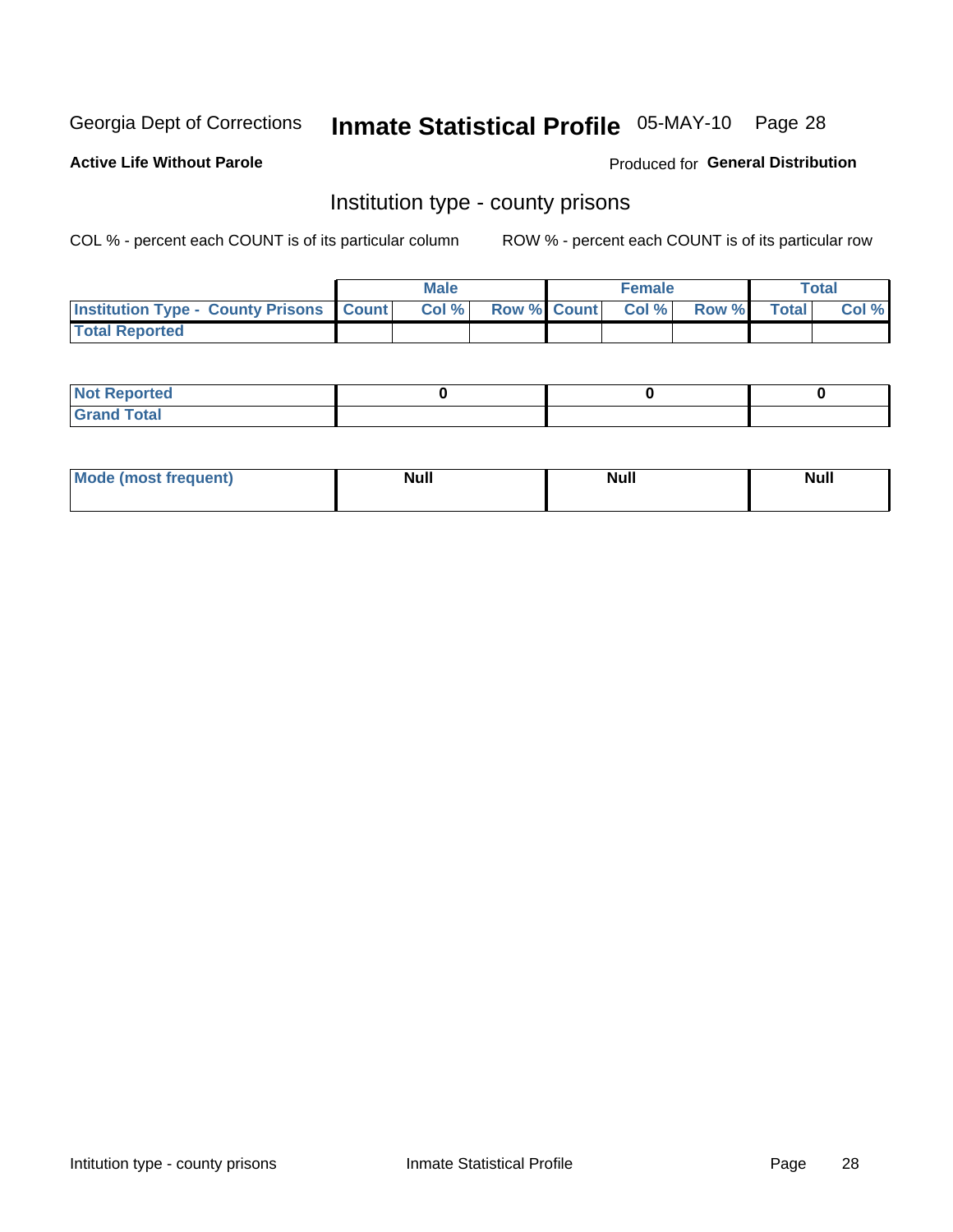Georgia Dept of Corrections **Inmate Statistical Profile** 05-MAY-10

**Active Life Without Parole**

Produced for **General Distribution**

## Institution type - county prisons

COL % - percent each COUNT is of its particular column

ROW % - percent each COUNT is of its particular row

| | Male | | | Female | | | Total | |
|---|---|---|---|---|---|---|---|---|
| Institution Type - County Prisons | Count | Col % | Row % | Count | Col % | Row % | Total | Col % |
| Total Reported | | | | | | | | |

| | Male | Female | Total |
|---|---|---|---|
| Not Reported | 0 | 0 | 0 |
| Grand Total | | | |

| | Male | Female | Total |
|---|---|---|---|
| Mode (most frequent) | Null | Null | Null |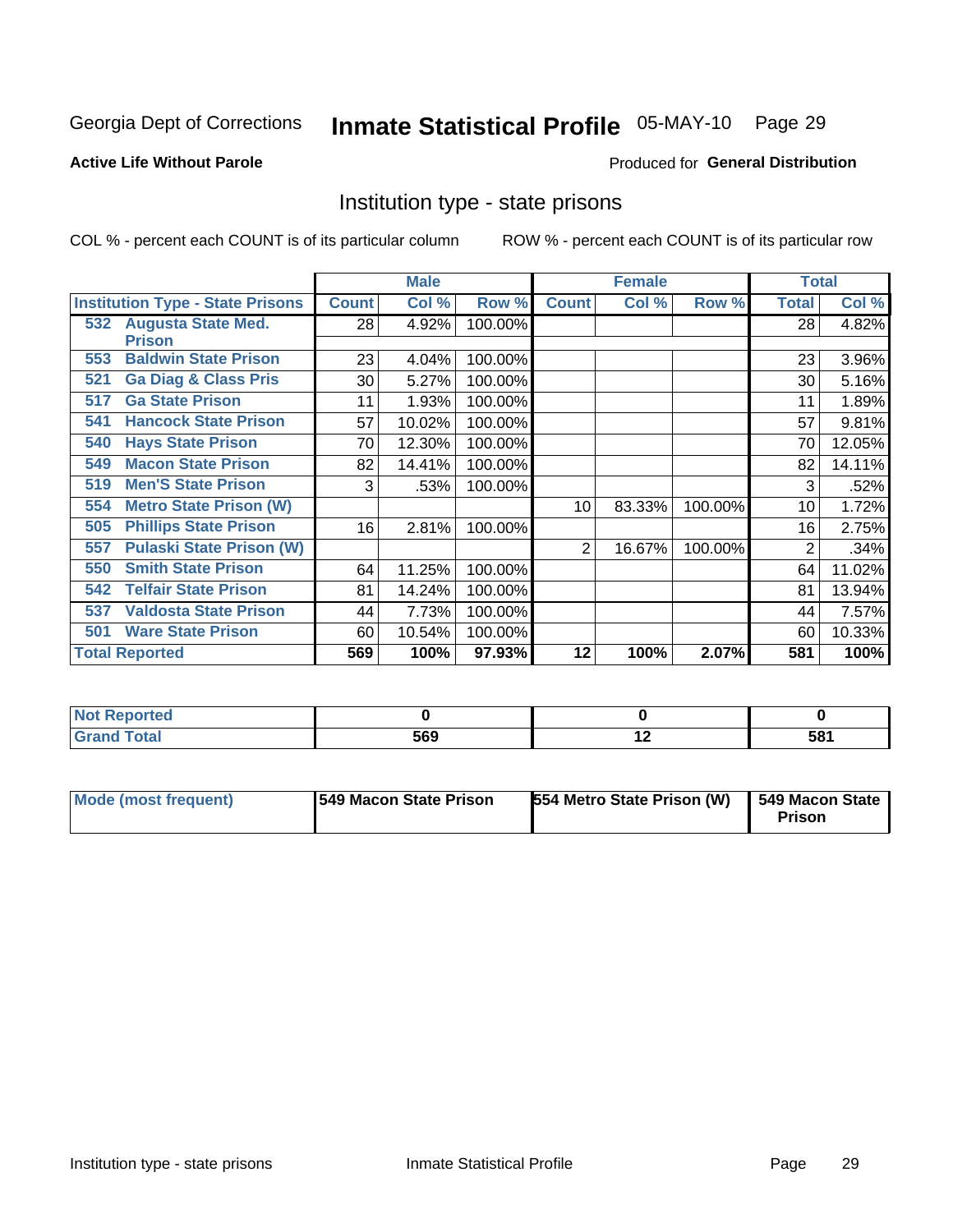Georgia Dept of Corrections **Inmate Statistical Profile** 05-MAY-10

**Active Life Without Parole**

Produced for **General Distribution**

## Institution type - state prisons

COL % - percent each COUNT is of its particular column     ROW % - percent each COUNT is of its particular row

| | Male | | | Female | | | Total | |
|---|---|---|---|---|---|---|---|---|
| **Institution Type - State Prisons** | **Count** | **Col %** | **Row %** | **Count** | **Col %** | **Row %** | **Total** | **Col %** |
| 532 Augusta State Med. Prison | 28 | 4.92% | 100.00% | | | | 28 | 4.82% |
| 553 Baldwin State Prison | 23 | 4.04% | 100.00% | | | | 23 | 3.96% |
| 521 Ga Diag & Class Pris | 30 | 5.27% | 100.00% | | | | 30 | 5.16% |
| 517 Ga State Prison | 11 | 1.93% | 100.00% | | | | 11 | 1.89% |
| 541 Hancock State Prison | 57 | 10.02% | 100.00% | | | | 57 | 9.81% |
| 540 Hays State Prison | 70 | 12.30% | 100.00% | | | | 70 | 12.05% |
| 549 Macon State Prison | 82 | 14.41% | 100.00% | | | | 82 | 14.11% |
| 519 Men'S State Prison | 3 | .53% | 100.00% | | | | 3 | .52% |
| 554 Metro State Prison (W) | | | | 10 | 83.33% | 100.00% | 10 | 1.72% |
| 505 Phillips State Prison | 16 | 2.81% | 100.00% | | | | 16 | 2.75% |
| 557 Pulaski State Prison (W) | | | | 2 | 16.67% | 100.00% | 2 | .34% |
| 550 Smith State Prison | 64 | 11.25% | 100.00% | | | | 64 | 11.02% |
| 542 Telfair State Prison | 81 | 14.24% | 100.00% | | | | 81 | 13.94% |
| 537 Valdosta State Prison | 44 | 7.73% | 100.00% | | | | 44 | 7.57% |
| 501 Ware State Prison | 60 | 10.54% | 100.00% | | | | 60 | 10.33% |
| **Total Reported** | **569** | **100%** | **97.93%** | **12** | **100%** | **2.07%** | **581** | **100%** |

| | Male | Female | Total |
|---|---|---|---|
| **Not Reported** | **0** | **0** | **0** |
| **Grand Total** | **569** | **12** | **581** |

| | Male | Female | Total |
|---|---|---|---|
| **Mode (most frequent)** | **549 Macon State Prison** | **554 Metro State Prison (W)** | **549 Macon State Prison** |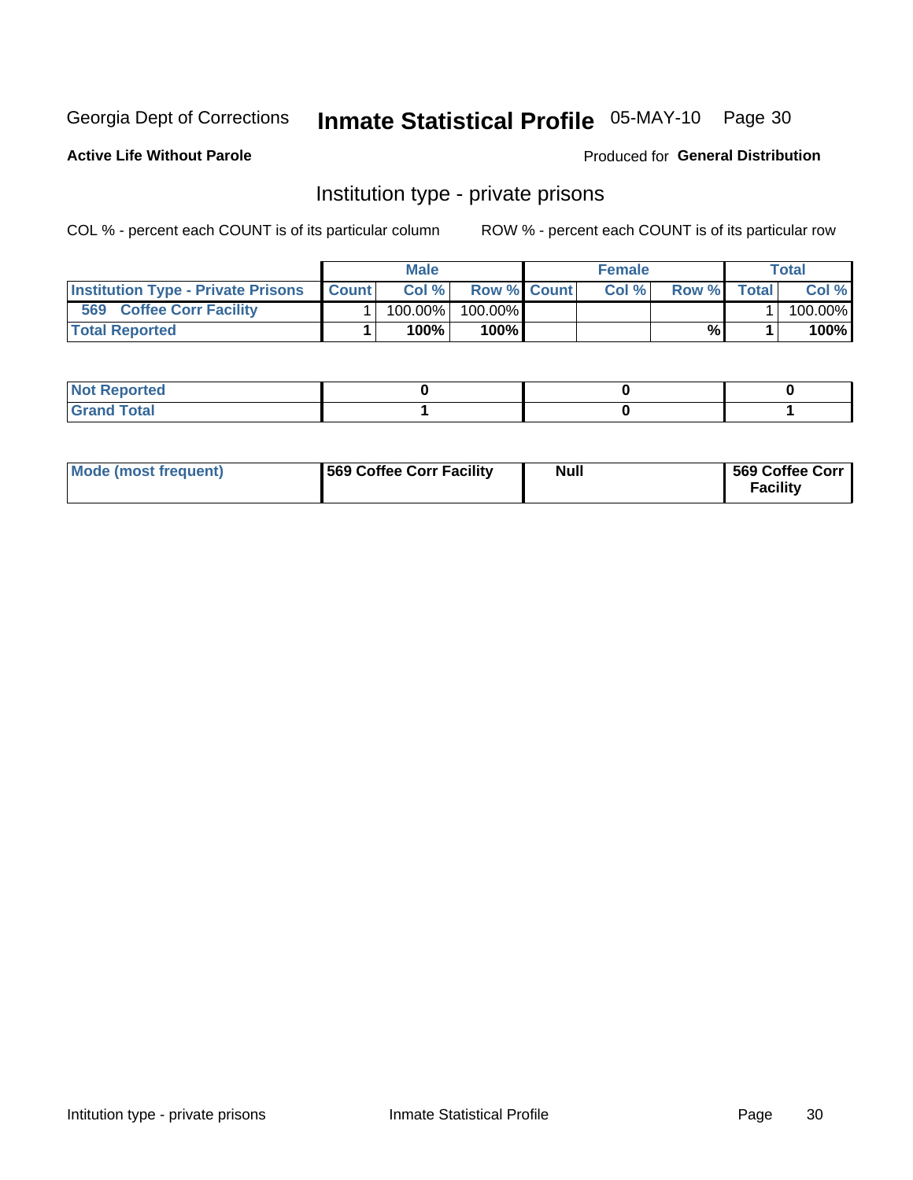Georgia Dept of Corrections **Inmate Statistical Profile** 05-MAY-10

**Active Life Without Parole**

Produced for **General Distribution**

## Institution type - private prisons

COL % - percent each COUNT is of its particular column ROW % - percent each COUNT is of its particular row

| | Male | | | Female | | | Total | |
|---|---|---|---|---|---|---|---|---|
| **Institution Type - Private Prisons** | **Count** | **Col %** | **Row %** | **Count** | **Col %** | **Row %** | **Total** | **Col %** |
| **569 Coffee Corr Facility** | 1 | 100.00% | 100.00% | | | | 1 | 100.00% |
| **Total Reported** | **1** | **100%** | **100%** | | | **%** | **1** | **100%** |

| | Male | Female | Total |
|---|---|---|---|
| **Not Reported** | **0** | **0** | **0** |
| **Grand Total** | **1** | **0** | **1** |

| | Male | Female | Total |
|---|---|---|---|
| **Mode (most frequent)** | **569 Coffee Corr Facility** | **Null** | **569 Coffee Corr Facility** |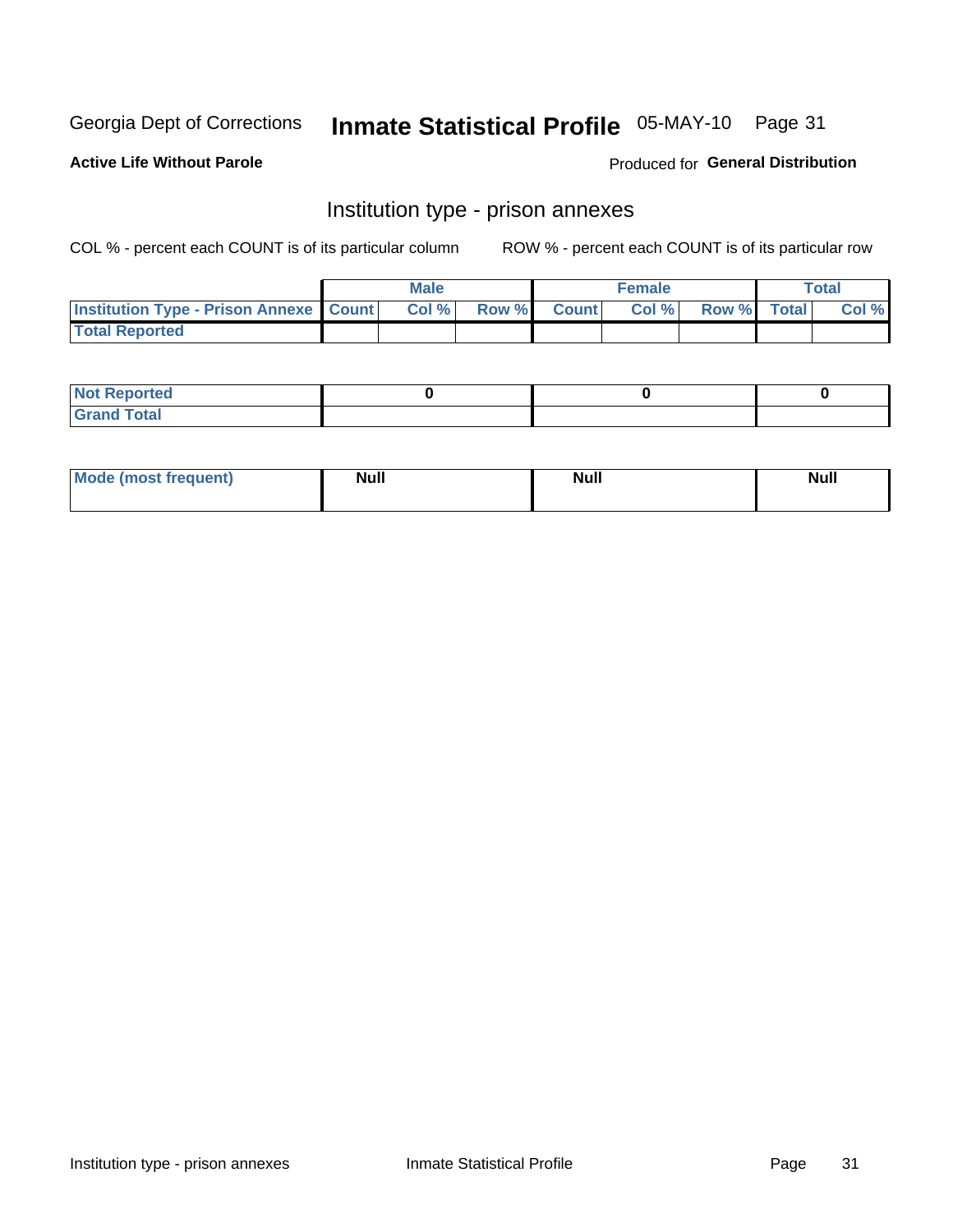Georgia Dept of Corrections **Inmate Statistical Profile** 05-MAY-10

**Active Life Without Parole**

Produced for **General Distribution**

## Institution type - prison annexes

COL % - percent each COUNT is of its particular column ROW % - percent each COUNT is of its particular row

| | Male | | | Female | | | Total | |
|---|---|---|---|---|---|---|---|---|
| **Institution Type - Prison Annexe** | **Count** | **Col %** | **Row %** | **Count** | **Col %** | **Row %** | **Total** | **Col %** |
| **Total Reported** | | | | | | | | |

| | Male | Female | Total |
|---|---|---|---|
| **Not Reported** | 0 | 0 | 0 |
| **Grand Total** | | | |

| | Male | Female | Total |
|---|---|---|---|
| **Mode (most frequent)** | Null | Null | Null |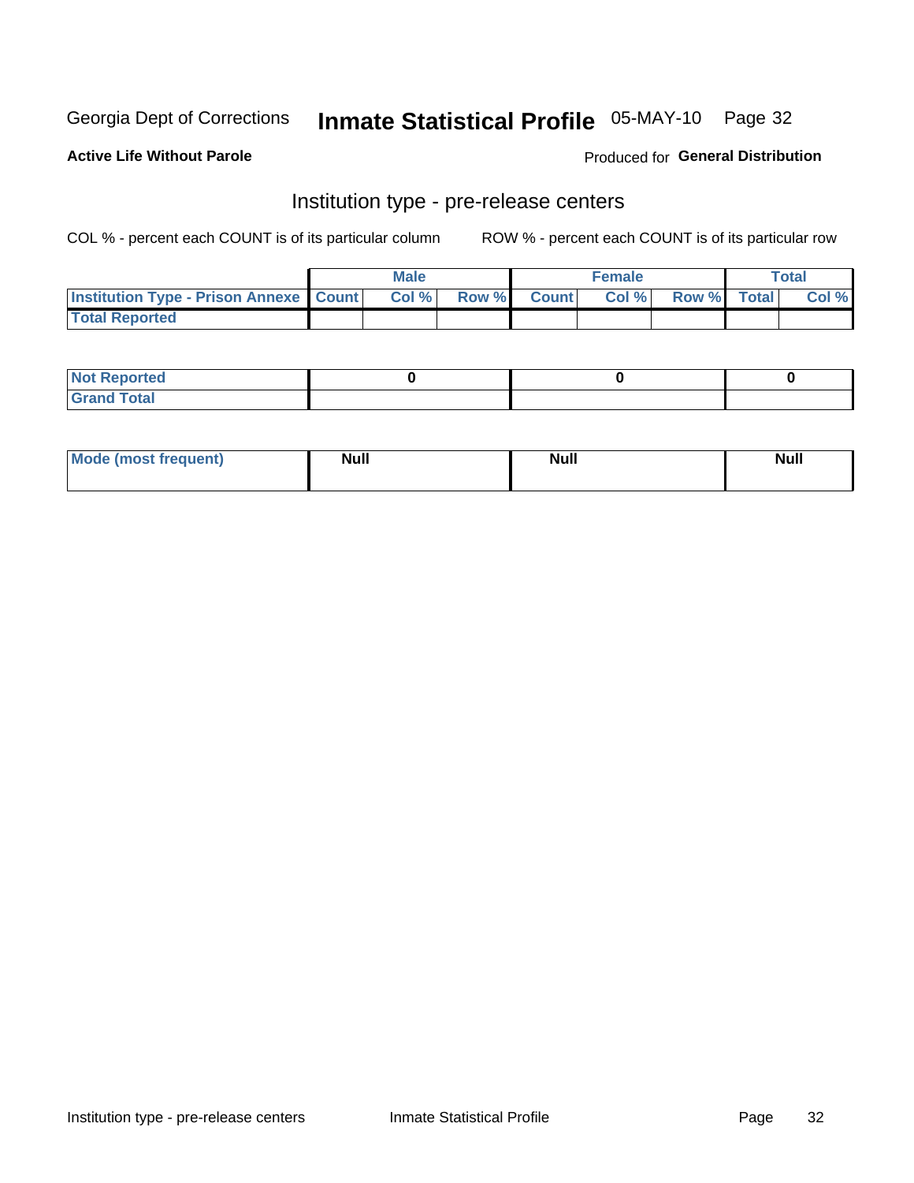Georgia Dept of Corrections **Inmate Statistical Profile** 05-MAY-10

**Active Life Without Parole**

Produced for **General Distribution**

## Institution type - pre-release centers

COL % - percent each COUNT is of its particular column ROW % - percent each COUNT is of its particular row

| | Male | | | Female | | | Total | |
|---|---|---|---|---|---|---|---|---|
| **Institution Type - Prison Annexe** | **Count** | **Col %** | **Row %** | **Count** | **Col %** | **Row %** | **Total** | **Col %** |
| **Total Reported** | | | | | | | | |

| | Male | Female | Total |
|---|---|---|---|
| **Not Reported** | 0 | 0 | 0 |
| **Grand Total** | | | |

| | Male | Female | Total |
|---|---|---|---|
| **Mode (most frequent)** | Null | Null | Null |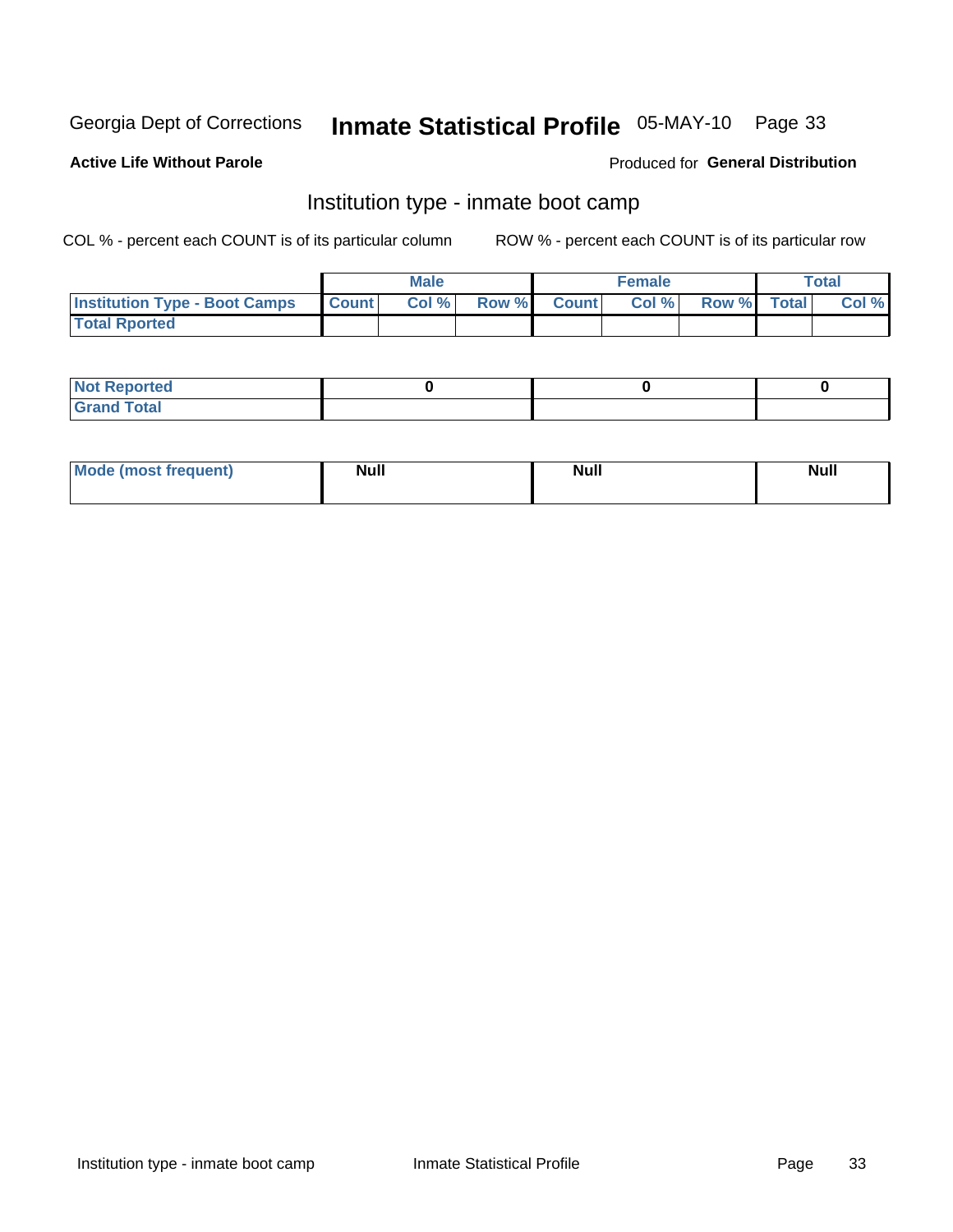Georgia Dept of Corrections **Inmate Statistical Profile** 05-MAY-10

**Active Life Without Parole**

Produced for **General Distribution**

## Institution type - inmate boot camp

COL % - percent each COUNT is of its particular column

ROW % - percent each COUNT is of its particular row

| | Male | | | Female | | | Total | |
|---|---|---|---|---|---|---|---|---|
| **Institution Type - Boot Camps** | **Count** | **Col %** | **Row %** | **Count** | **Col %** | **Row %** | **Total** | **Col %** |
| **Total Rported** | | | | | | | | |

| | Male | Female | Total |
|---|---|---|---|
| **Not Reported** | 0 | 0 | 0 |
| **Grand Total** | | | |

| | Male | Female | Total |
|---|---|---|---|
| **Mode (most frequent)** | Null | Null | Null |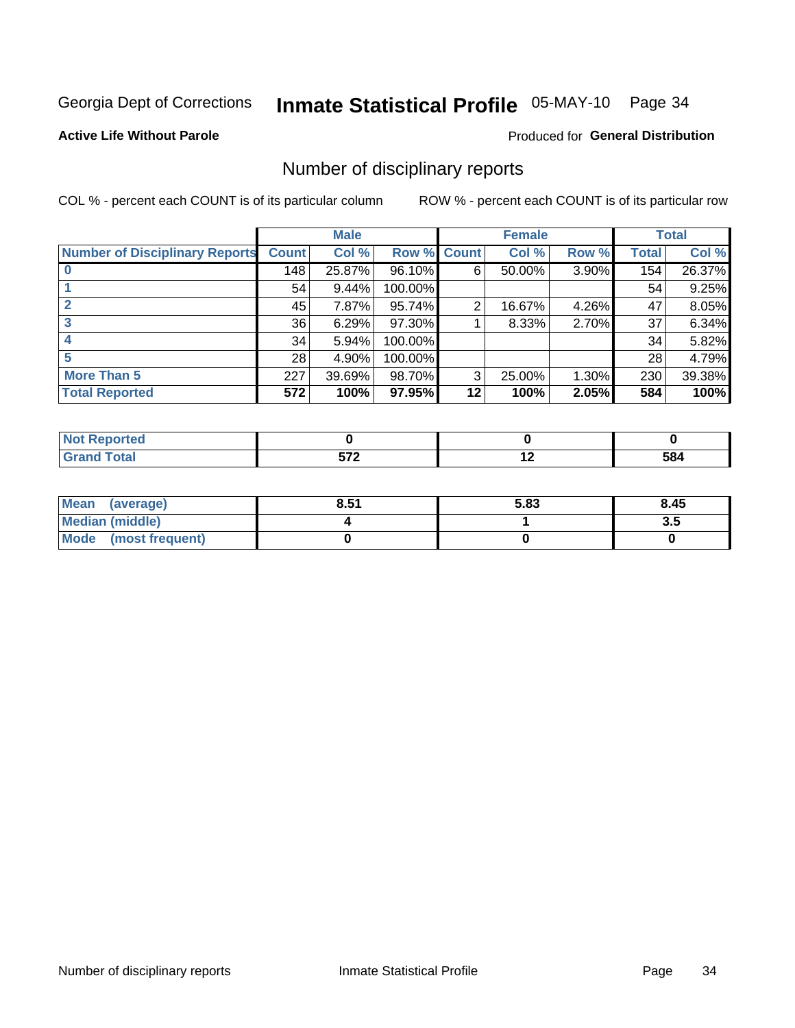Georgia Dept of Corrections **Inmate Statistical Profile** 05-MAY-10

**Active Life Without Parole**

Produced for **General Distribution**

## Number of disciplinary reports

COL % - percent each COUNT is of its particular column

ROW % - percent each COUNT is of its particular row

| | Male | | | Female | | | Total | |
|---|---|---|---|---|---|---|---|---|
| Number of Disciplinary Reports | Count | Col % | Row % | Count | Col % | Row % | Total | Col % |
| 0 | 148 | 25.87% | 96.10% | 6 | 50.00% | 3.90% | 154 | 26.37% |
| 1 | 54 | 9.44% | 100.00% | | | | 54 | 9.25% |
| 2 | 45 | 7.87% | 95.74% | 2 | 16.67% | 4.26% | 47 | 8.05% |
| 3 | 36 | 6.29% | 97.30% | 1 | 8.33% | 2.70% | 37 | 6.34% |
| 4 | 34 | 5.94% | 100.00% | | | | 34 | 5.82% |
| 5 | 28 | 4.90% | 100.00% | | | | 28 | 4.79% |
| More Than 5 | 227 | 39.69% | 98.70% | 3 | 25.00% | 1.30% | 230 | 39.38% |
| **Total Reported** | **572** | **100%** | **97.95%** | **12** | **100%** | **2.05%** | **584** | **100%** |

| | Male | Female | Total |
|---|---|---|---|
| Not Reported | 0 | 0 | 0 |
| Grand Total | 572 | 12 | 584 |

| | Male | Female | Total |
|---|---|---|---|
| Mean (average) | 8.51 | 5.83 | 8.45 |
| Median (middle) | 4 | 1 | 3.5 |
| Mode (most frequent) | 0 | 0 | 0 |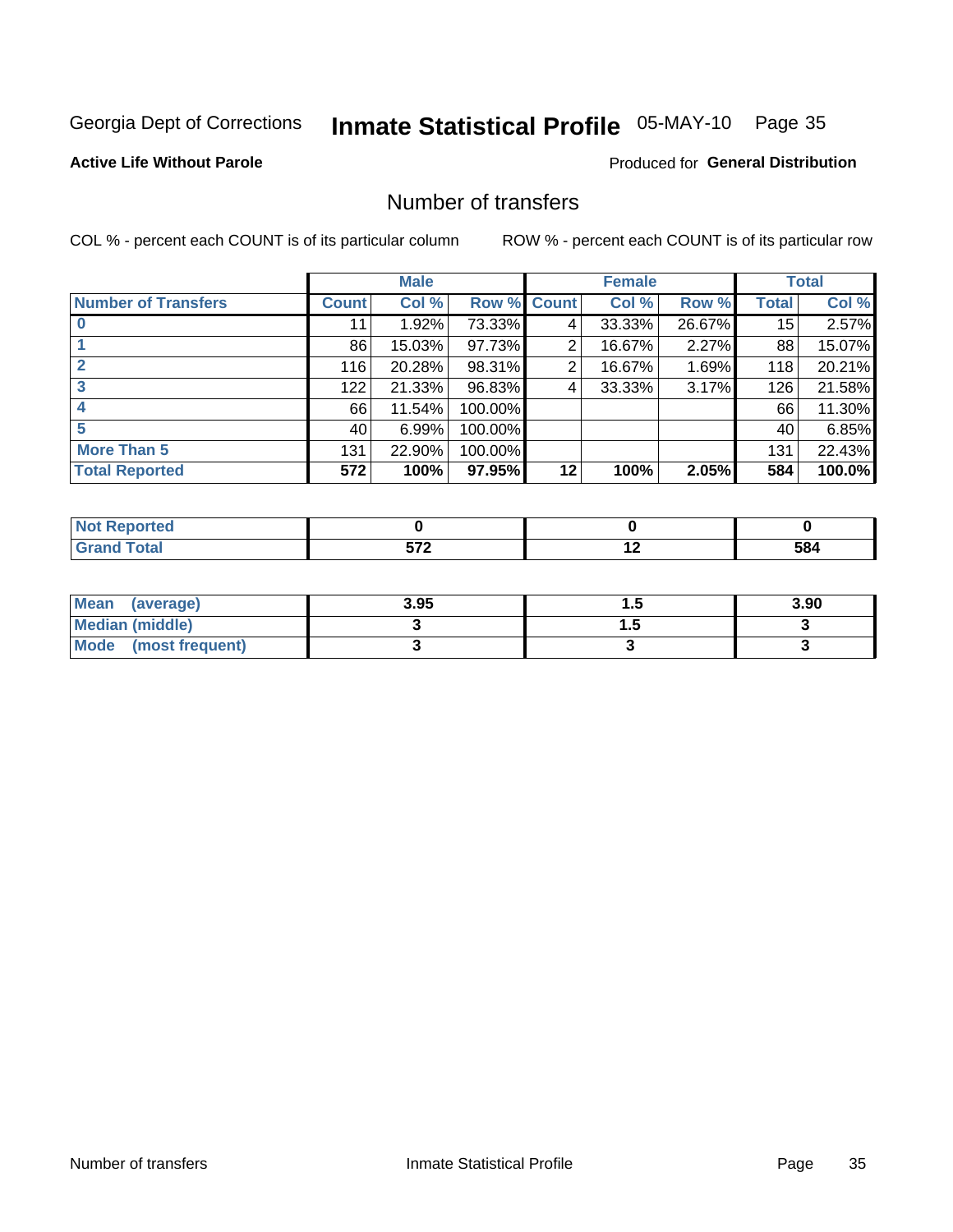Georgia Dept of Corrections **Inmate Statistical Profile** 05-MAY-10 Page 35

**Active Life Without Parole**

Produced for **General Distribution**

## Number of transfers

COL % - percent each COUNT is of its particular column ROW % - percent each COUNT is of its particular row

| | Male | | | Female | | | Total | |
|---|---|---|---|---|---|---|---|---|
| **Number of Transfers** | **Count** | **Col %** | **Row %** | **Count** | **Col %** | **Row %** | **Total** | **Col %** |
| **0** | 11 | 1.92% | 73.33% | 4 | 33.33% | 26.67% | 15 | 2.57% |
| **1** | 86 | 15.03% | 97.73% | 2 | 16.67% | 2.27% | 88 | 15.07% |
| **2** | 116 | 20.28% | 98.31% | 2 | 16.67% | 1.69% | 118 | 20.21% |
| **3** | 122 | 21.33% | 96.83% | 4 | 33.33% | 3.17% | 126 | 21.58% |
| **4** | 66 | 11.54% | 100.00% | | | | 66 | 11.30% |
| **5** | 40 | 6.99% | 100.00% | | | | 40 | 6.85% |
| **More Than 5** | 131 | 22.90% | 100.00% | | | | 131 | 22.43% |
| **Total Reported** | **572** | **100%** | **97.95%** | **12** | **100%** | **2.05%** | **584** | **100.0%** |

| | Male | Female | Total |
|---|---|---|---|
| **Not Reported** | **0** | **0** | **0** |
| **Grand Total** | **572** | **12** | **584** |

| | Male | Female | Total |
|---|---|---|---|
| **Mean (average)** | **3.95** | **1.5** | **3.90** |
| **Median (middle)** | **3** | **1.5** | **3** |
| **Mode (most frequent)** | **3** | **3** | **3** |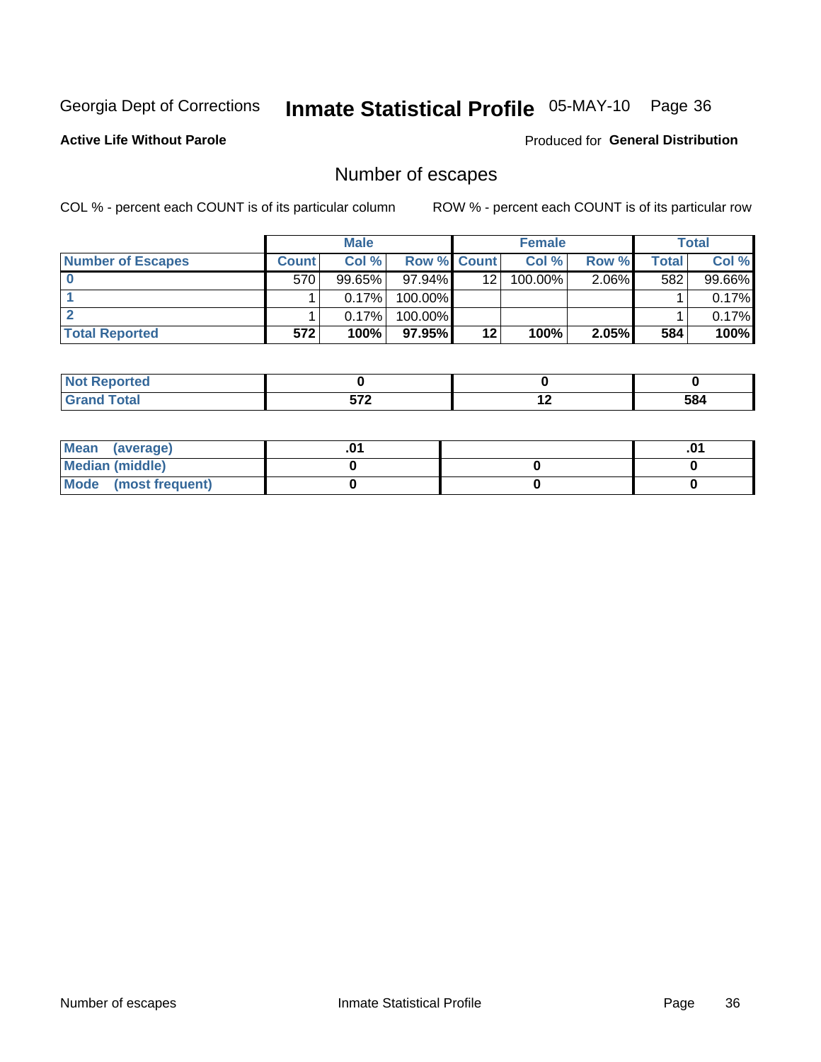Georgia Dept of Corrections **Inmate Statistical Profile** 05-MAY-10

**Active Life Without Parole**

Produced for **General Distribution**

## Number of escapes

COL % - percent each COUNT is of its particular column ROW % - percent each COUNT is of its particular row

| | Male | | | Female | | | Total | |
|---|---|---|---|---|---|---|---|---|
| **Number of Escapes** | **Count** | **Col %** | **Row %** | **Count** | **Col %** | **Row %** | **Total** | **Col %** |
| **0** | 570 | 99.65% | 97.94% | 12 | 100.00% | 2.06% | 582 | 99.66% |
| **1** | 1 | 0.17% | 100.00% | | | | 1 | 0.17% |
| **2** | 1 | 0.17% | 100.00% | | | | 1 | 0.17% |
| **Total Reported** | **572** | **100%** | **97.95%** | **12** | **100%** | **2.05%** | **584** | **100%** |

| | Male | Female | Total |
|---|---|---|---|
| **Not Reported** | **0** | **0** | **0** |
| **Grand Total** | **572** | **12** | **584** |

| | Male | Female | Total |
|---|---|---|---|
| **Mean (average)** | **.01** | | **.01** |
| **Median (middle)** | **0** | **0** | **0** |
| **Mode (most frequent)** | **0** | **0** | **0** |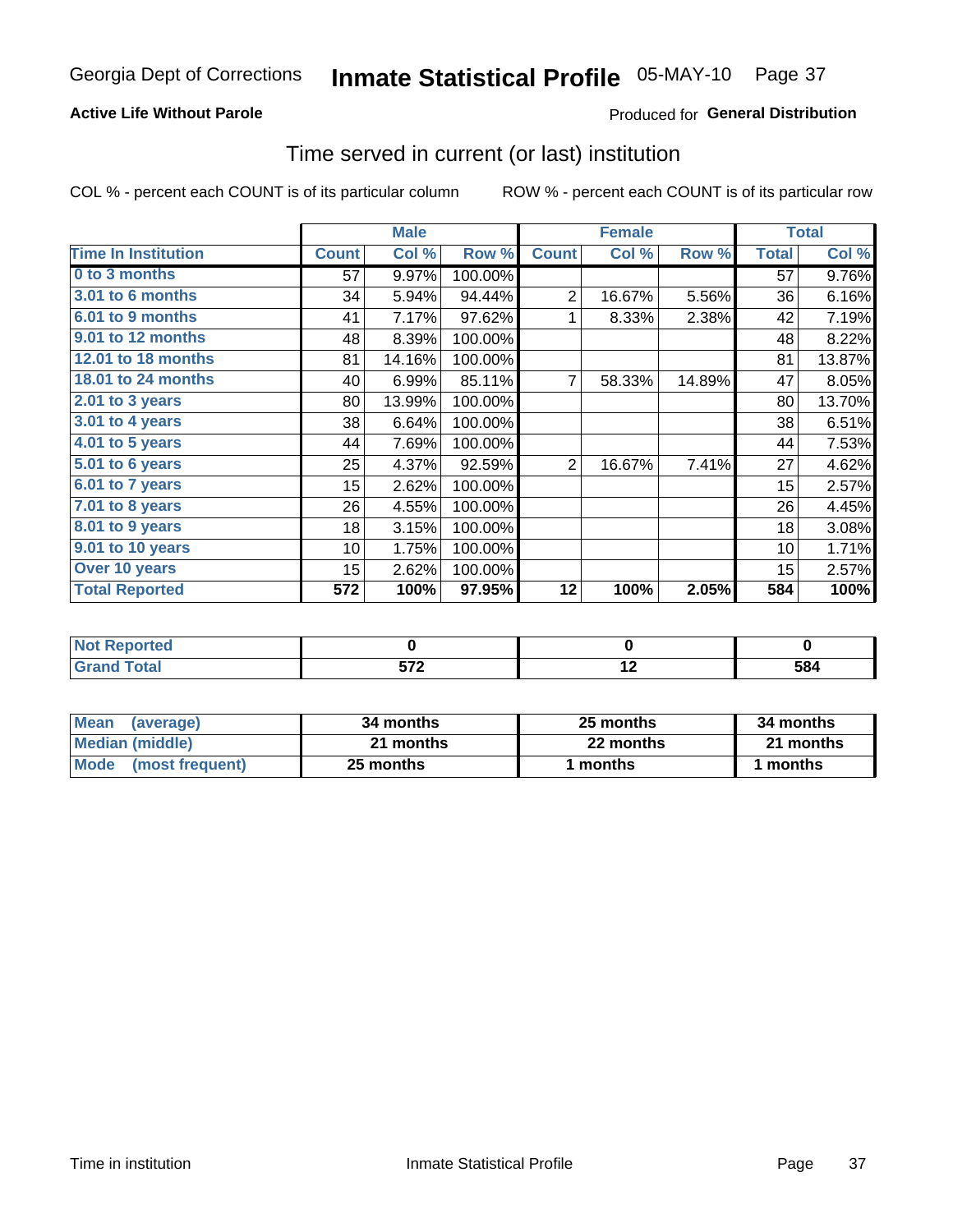Georgia Dept of Corrections **Inmate Statistical Profile** 05-MAY-10

**Active Life Without Parole** Produced for **General Distribution**

## Time served in current (or last) institution

COL % - percent each COUNT is of its particular column ROW % - percent each COUNT is of its particular row

| | Male | | | Female | | | Total | |
|---|---|---|---|---|---|---|---|---|
| **Time In Institution** | **Count** | **Col %** | **Row %** | **Count** | **Col %** | **Row %** | **Total** | **Col %** |
| **0 to 3 months** | 57 | 9.97% | 100.00% | | | | 57 | 9.76% |
| **3.01 to 6 months** | 34 | 5.94% | 94.44% | 2 | 16.67% | 5.56% | 36 | 6.16% |
| **6.01 to 9 months** | 41 | 7.17% | 97.62% | 1 | 8.33% | 2.38% | 42 | 7.19% |
| **9.01 to 12 months** | 48 | 8.39% | 100.00% | | | | 48 | 8.22% |
| **12.01 to 18 months** | 81 | 14.16% | 100.00% | | | | 81 | 13.87% |
| **18.01 to 24 months** | 40 | 6.99% | 85.11% | 7 | 58.33% | 14.89% | 47 | 8.05% |
| **2.01 to 3 years** | 80 | 13.99% | 100.00% | | | | 80 | 13.70% |
| **3.01 to 4 years** | 38 | 6.64% | 100.00% | | | | 38 | 6.51% |
| **4.01 to 5 years** | 44 | 7.69% | 100.00% | | | | 44 | 7.53% |
| **5.01 to 6 years** | 25 | 4.37% | 92.59% | 2 | 16.67% | 7.41% | 27 | 4.62% |
| **6.01 to 7 years** | 15 | 2.62% | 100.00% | | | | 15 | 2.57% |
| **7.01 to 8 years** | 26 | 4.55% | 100.00% | | | | 26 | 4.45% |
| **8.01 to 9 years** | 18 | 3.15% | 100.00% | | | | 18 | 3.08% |
| **9.01 to 10 years** | 10 | 1.75% | 100.00% | | | | 10 | 1.71% |
| **Over 10 years** | 15 | 2.62% | 100.00% | | | | 15 | 2.57% |
| **Total Reported** | **572** | **100%** | **97.95%** | **12** | **100%** | **2.05%** | **584** | **100%** |

| | Male | Female | Total |
|---|---|---|---|
| **Not Reported** | **0** | **0** | **0** |
| **Grand Total** | **572** | **12** | **584** |

| | Male | Female | Total |
|---|---|---|---|
| **Mean (average)** | **34 months** | **25 months** | **34 months** |
| **Median (middle)** | **21 months** | **22 months** | **21 months** |
| **Mode (most frequent)** | **25 months** | **1 months** | **1 months** |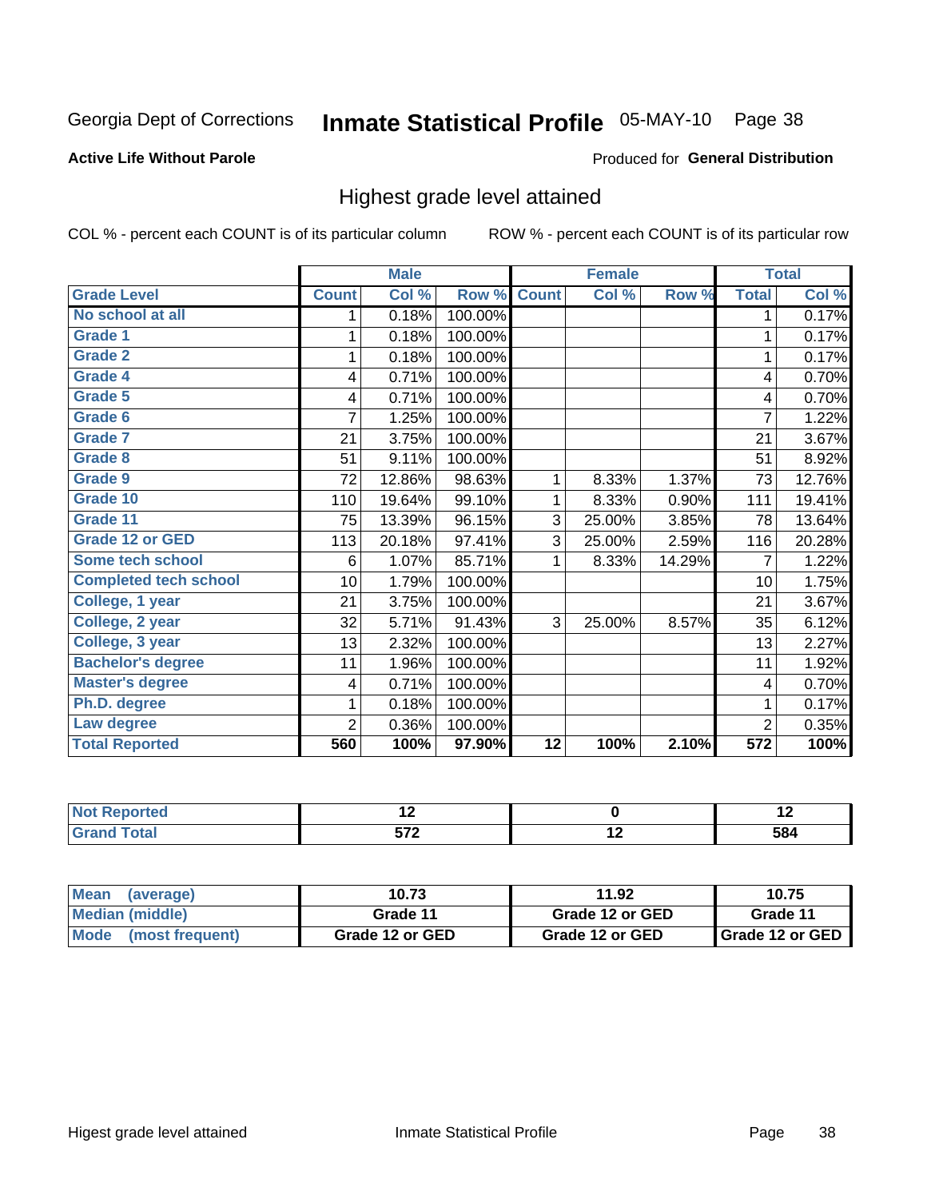Georgia Dept of Corrections **Inmate Statistical Profile** 05-MAY-10

**Active Life Without Parole**

Produced for **General Distribution**

## Highest grade level attained

COL % - percent each COUNT is of its particular column

ROW % - percent each COUNT is of its particular row

| | Male | | | Female | | | Total | |
|---|---|---|---|---|---|---|---|---|
| **Grade Level** | **Count** | **Col %** | **Row %** | **Count** | **Col %** | **Row %** | **Total** | **Col %** |
| No school at all | 1 | 0.18% | 100.00% | | | | 1 | 0.17% |
| Grade 1 | 1 | 0.18% | 100.00% | | | | 1 | 0.17% |
| Grade 2 | 1 | 0.18% | 100.00% | | | | 1 | 0.17% |
| Grade 4 | 4 | 0.71% | 100.00% | | | | 4 | 0.70% |
| Grade 5 | 4 | 0.71% | 100.00% | | | | 4 | 0.70% |
| Grade 6 | 7 | 1.25% | 100.00% | | | | 7 | 1.22% |
| Grade 7 | 21 | 3.75% | 100.00% | | | | 21 | 3.67% |
| Grade 8 | 51 | 9.11% | 100.00% | | | | 51 | 8.92% |
| Grade 9 | 72 | 12.86% | 98.63% | 1 | 8.33% | 1.37% | 73 | 12.76% |
| Grade 10 | 110 | 19.64% | 99.10% | 1 | 8.33% | 0.90% | 111 | 19.41% |
| Grade 11 | 75 | 13.39% | 96.15% | 3 | 25.00% | 3.85% | 78 | 13.64% |
| Grade 12 or GED | 113 | 20.18% | 97.41% | 3 | 25.00% | 2.59% | 116 | 20.28% |
| Some tech school | 6 | 1.07% | 85.71% | 1 | 8.33% | 14.29% | 7 | 1.22% |
| Completed tech school | 10 | 1.79% | 100.00% | | | | 10 | 1.75% |
| College, 1 year | 21 | 3.75% | 100.00% | | | | 21 | 3.67% |
| College, 2 year | 32 | 5.71% | 91.43% | 3 | 25.00% | 8.57% | 35 | 6.12% |
| College, 3 year | 13 | 2.32% | 100.00% | | | | 13 | 2.27% |
| Bachelor's degree | 11 | 1.96% | 100.00% | | | | 11 | 1.92% |
| Master's degree | 4 | 0.71% | 100.00% | | | | 4 | 0.70% |
| Ph.D. degree | 1 | 0.18% | 100.00% | | | | 1 | 0.17% |
| Law degree | 2 | 0.36% | 100.00% | | | | 2 | 0.35% |
| **Total Reported** | **560** | **100%** | **97.90%** | **12** | **100%** | **2.10%** | **572** | **100%** |

| | Male | Female | Total |
|---|---|---|---|
| Not Reported | 12 | 0 | 12 |
| Grand Total | 572 | 12 | 584 |

| | Male | Female | Total |
|---|---|---|---|
| Mean (average) | 10.73 | 11.92 | 10.75 |
| Median (middle) | Grade 11 | Grade 12 or GED | Grade 11 |
| Mode (most frequent) | Grade 12 or GED | Grade 12 or GED | Grade 12 or GED |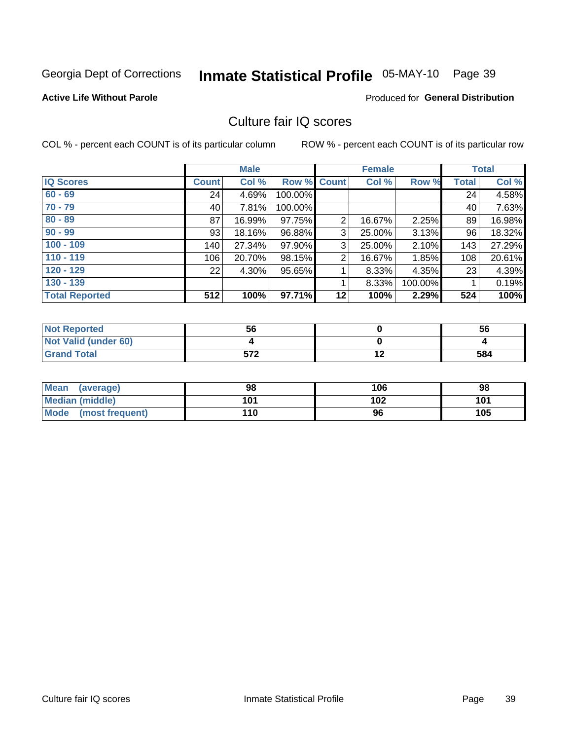Georgia Dept of Corrections **Inmate Statistical Profile** 05-MAY-10 Page 39

**Active Life Without Parole**

Produced for **General Distribution**

## Culture fair IQ scores

COL % - percent each COUNT is of its particular column

ROW % - percent each COUNT is of its particular row

| | Male | | | Female | | | Total | |
|---|---|---|---|---|---|---|---|---|
| **IQ Scores** | **Count** | **Col %** | **Row %** | **Count** | **Col %** | **Row %** | **Total** | **Col %** |
| **60 - 69** | 24 | 4.69% | 100.00% | | | | 24 | 4.58% |
| **70 - 79** | 40 | 7.81% | 100.00% | | | | 40 | 7.63% |
| **80 - 89** | 87 | 16.99% | 97.75% | 2 | 16.67% | 2.25% | 89 | 16.98% |
| **90 - 99** | 93 | 18.16% | 96.88% | 3 | 25.00% | 3.13% | 96 | 18.32% |
| **100 - 109** | 140 | 27.34% | 97.90% | 3 | 25.00% | 2.10% | 143 | 27.29% |
| **110 - 119** | 106 | 20.70% | 98.15% | 2 | 16.67% | 1.85% | 108 | 20.61% |
| **120 - 129** | 22 | 4.30% | 95.65% | 1 | 8.33% | 4.35% | 23 | 4.39% |
| **130 - 139** | | | | 1 | 8.33% | 100.00% | 1 | 0.19% |
| **Total Reported** | **512** | **100%** | **97.71%** | **12** | **100%** | **2.29%** | **524** | **100%** |

| | Male | Female | Total |
|---|---|---|---|
| **Not Reported** | **56** | **0** | **56** |
| **Not Valid (under 60)** | **4** | **0** | **4** |
| **Grand Total** | **572** | **12** | **584** |

| | Male | Female | Total |
|---|---|---|---|
| **Mean (average)** | **98** | **106** | **98** |
| **Median (middle)** | **101** | **102** | **101** |
| **Mode (most frequent)** | **110** | **96** | **105** |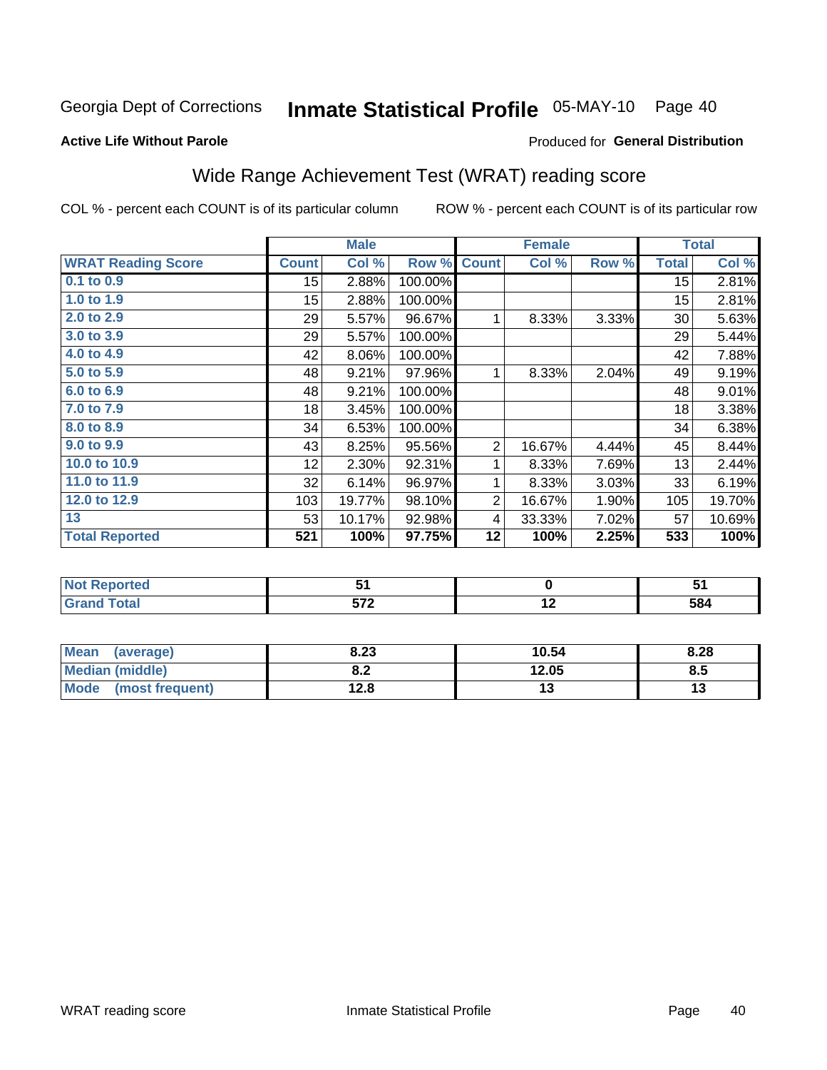Georgia Dept of Corrections **Inmate Statistical Profile** 05-MAY-10 Page 40

**Active Life Without Parole**

Produced for **General Distribution**

## Wide Range Achievement Test (WRAT) reading score

COL % - percent each COUNT is of its particular column ROW % - percent each COUNT is of its particular row

| | Male | | | Female | | | Total | |
|---|---|---|---|---|---|---|---|---|
| **WRAT Reading Score** | **Count** | **Col %** | **Row %** | **Count** | **Col %** | **Row %** | **Total** | **Col %** |
| **0.1 to 0.9** | 15 | 2.88% | 100.00% | | | | 15 | 2.81% |
| **1.0 to 1.9** | 15 | 2.88% | 100.00% | | | | 15 | 2.81% |
| **2.0 to 2.9** | 29 | 5.57% | 96.67% | 1 | 8.33% | 3.33% | 30 | 5.63% |
| **3.0 to 3.9** | 29 | 5.57% | 100.00% | | | | 29 | 5.44% |
| **4.0 to 4.9** | 42 | 8.06% | 100.00% | | | | 42 | 7.88% |
| **5.0 to 5.9** | 48 | 9.21% | 97.96% | 1 | 8.33% | 2.04% | 49 | 9.19% |
| **6.0 to 6.9** | 48 | 9.21% | 100.00% | | | | 48 | 9.01% |
| **7.0 to 7.9** | 18 | 3.45% | 100.00% | | | | 18 | 3.38% |
| **8.0 to 8.9** | 34 | 6.53% | 100.00% | | | | 34 | 6.38% |
| **9.0 to 9.9** | 43 | 8.25% | 95.56% | 2 | 16.67% | 4.44% | 45 | 8.44% |
| **10.0 to 10.9** | 12 | 2.30% | 92.31% | 1 | 8.33% | 7.69% | 13 | 2.44% |
| **11.0 to 11.9** | 32 | 6.14% | 96.97% | 1 | 8.33% | 3.03% | 33 | 6.19% |
| **12.0 to 12.9** | 103 | 19.77% | 98.10% | 2 | 16.67% | 1.90% | 105 | 19.70% |
| **13** | 53 | 10.17% | 92.98% | 4 | 33.33% | 7.02% | 57 | 10.69% |
| **Total Reported** | **521** | **100%** | **97.75%** | **12** | **100%** | **2.25%** | **533** | **100%** |

| | Male | Female | Total |
|---|---|---|---|
| **Not Reported** | **51** | **0** | **51** |
| **Grand Total** | **572** | **12** | **584** |

| | Male | Female | Total |
|---|---|---|---|
| **Mean (average)** | **8.23** | **10.54** | **8.28** |
| **Median (middle)** | **8.2** | **12.05** | **8.5** |
| **Mode (most frequent)** | **12.8** | **13** | **13** |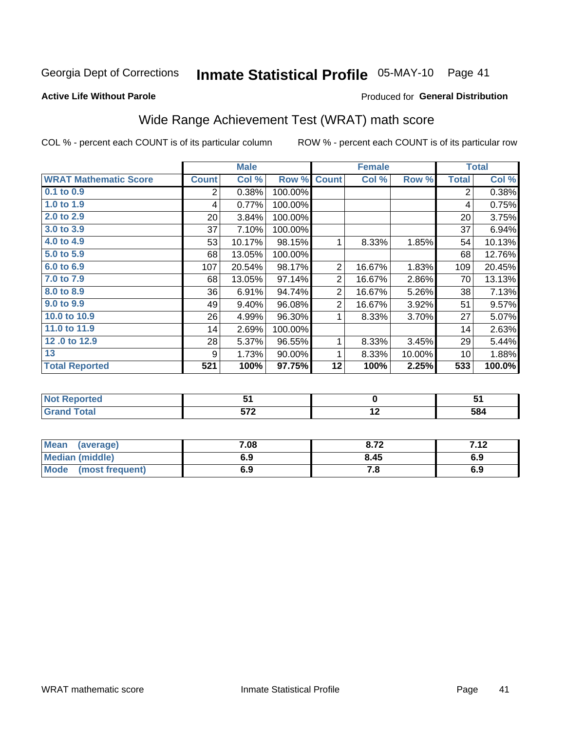Georgia Dept of Corrections **Inmate Statistical Profile** 05-MAY-10 Page 41

**Active Life Without Parole**

Produced for **General Distribution**

## Wide Range Achievement Test (WRAT) math score

COL % - percent each COUNT is of its particular column ROW % - percent each COUNT is of its particular row

| | Male | | | Female | | | Total | |
|---|---|---|---|---|---|---|---|---|
| **WRAT Mathematic Score** | **Count** | **Col %** | **Row %** | **Count** | **Col %** | **Row %** | **Total** | **Col %** |
| 0.1 to 0.9 | 2 | 0.38% | 100.00% | | | | 2 | 0.38% |
| 1.0 to 1.9 | 4 | 0.77% | 100.00% | | | | 4 | 0.75% |
| 2.0 to 2.9 | 20 | 3.84% | 100.00% | | | | 20 | 3.75% |
| 3.0 to 3.9 | 37 | 7.10% | 100.00% | | | | 37 | 6.94% |
| 4.0 to 4.9 | 53 | 10.17% | 98.15% | 1 | 8.33% | 1.85% | 54 | 10.13% |
| 5.0 to 5.9 | 68 | 13.05% | 100.00% | | | | 68 | 12.76% |
| 6.0 to 6.9 | 107 | 20.54% | 98.17% | 2 | 16.67% | 1.83% | 109 | 20.45% |
| 7.0 to 7.9 | 68 | 13.05% | 97.14% | 2 | 16.67% | 2.86% | 70 | 13.13% |
| 8.0 to 8.9 | 36 | 6.91% | 94.74% | 2 | 16.67% | 5.26% | 38 | 7.13% |
| 9.0 to 9.9 | 49 | 9.40% | 96.08% | 2 | 16.67% | 3.92% | 51 | 9.57% |
| 10.0 to 10.9 | 26 | 4.99% | 96.30% | 1 | 8.33% | 3.70% | 27 | 5.07% |
| 11.0 to 11.9 | 14 | 2.69% | 100.00% | | | | 14 | 2.63% |
| 12 .0 to 12.9 | 28 | 5.37% | 96.55% | 1 | 8.33% | 3.45% | 29 | 5.44% |
| 13 | 9 | 1.73% | 90.00% | 1 | 8.33% | 10.00% | 10 | 1.88% |
| **Total Reported** | **521** | **100%** | **97.75%** | **12** | **100%** | **2.25%** | **533** | **100.0%** |

| | Male | Female | Total |
|---|---|---|---|
| **Not Reported** | **51** | **0** | **51** |
| **Grand Total** | **572** | **12** | **584** |

| | Male | Female | Total |
|---|---|---|---|
| **Mean (average)** | **7.08** | **8.72** | **7.12** |
| **Median (middle)** | **6.9** | **8.45** | **6.9** |
| **Mode (most frequent)** | **6.9** | **7.8** | **6.9** |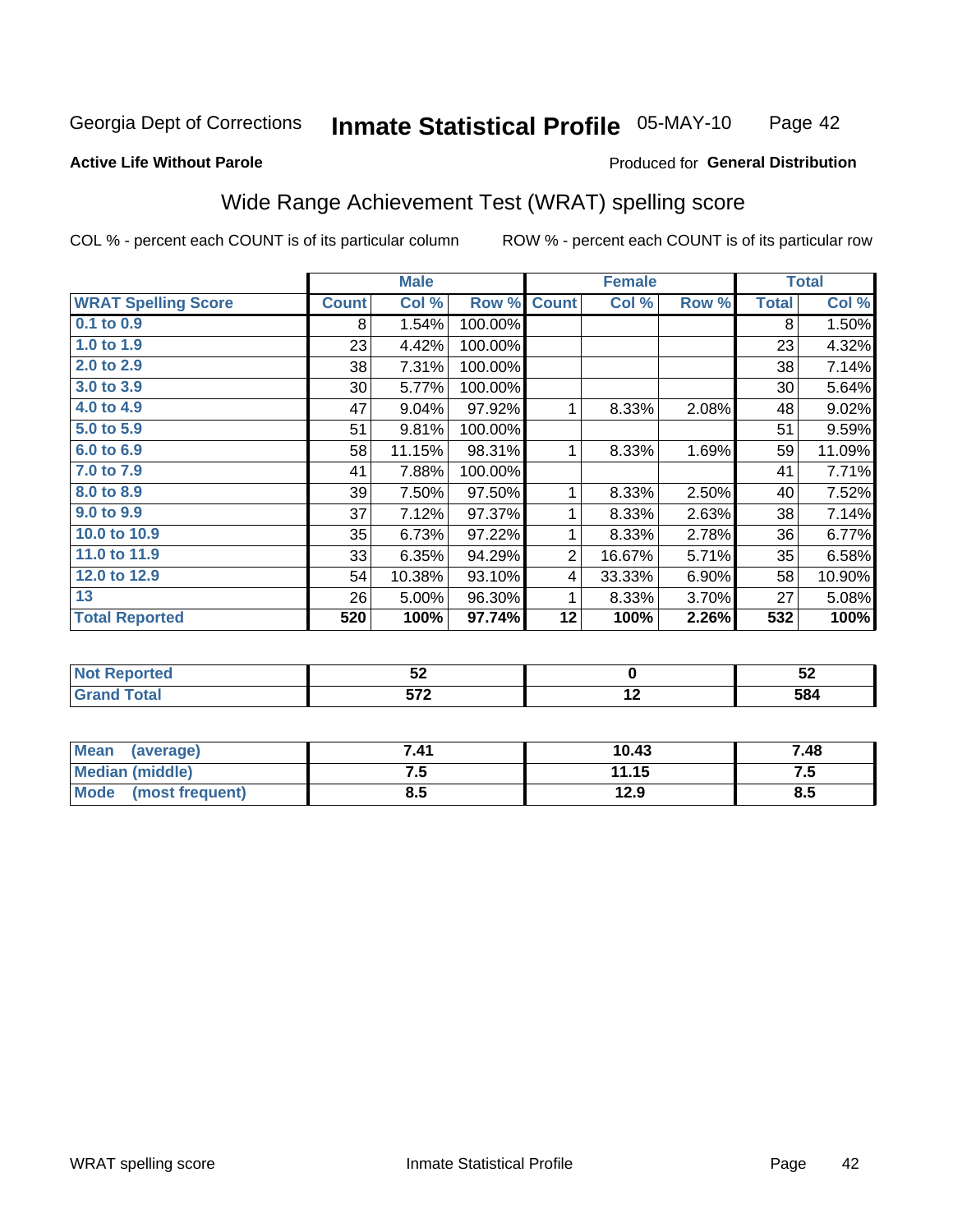Georgia Dept of Corrections **Inmate Statistical Profile** 05-MAY-10

**Active Life Without Parole**

Produced for **General Distribution**

## Wide Range Achievement Test (WRAT) spelling score

COL % - percent each COUNT is of its particular column     ROW % - percent each COUNT is of its particular row

| | Male | | | Female | | | Total | |
|---|---|---|---|---|---|---|---|---|
| **WRAT Spelling Score** | **Count** | **Col %** | **Row %** | **Count** | **Col %** | **Row %** | **Total** | **Col %** |
| 0.1 to 0.9 | 8 | 1.54% | 100.00% | | | | 8 | 1.50% |
| 1.0 to 1.9 | 23 | 4.42% | 100.00% | | | | 23 | 4.32% |
| 2.0 to 2.9 | 38 | 7.31% | 100.00% | | | | 38 | 7.14% |
| 3.0 to 3.9 | 30 | 5.77% | 100.00% | | | | 30 | 5.64% |
| 4.0 to 4.9 | 47 | 9.04% | 97.92% | 1 | 8.33% | 2.08% | 48 | 9.02% |
| 5.0 to 5.9 | 51 | 9.81% | 100.00% | | | | 51 | 9.59% |
| 6.0 to 6.9 | 58 | 11.15% | 98.31% | 1 | 8.33% | 1.69% | 59 | 11.09% |
| 7.0 to 7.9 | 41 | 7.88% | 100.00% | | | | 41 | 7.71% |
| 8.0 to 8.9 | 39 | 7.50% | 97.50% | 1 | 8.33% | 2.50% | 40 | 7.52% |
| 9.0 to 9.9 | 37 | 7.12% | 97.37% | 1 | 8.33% | 2.63% | 38 | 7.14% |
| 10.0 to 10.9 | 35 | 6.73% | 97.22% | 1 | 8.33% | 2.78% | 36 | 6.77% |
| 11.0 to 11.9 | 33 | 6.35% | 94.29% | 2 | 16.67% | 5.71% | 35 | 6.58% |
| 12.0 to 12.9 | 54 | 10.38% | 93.10% | 4 | 33.33% | 6.90% | 58 | 10.90% |
| 13 | 26 | 5.00% | 96.30% | 1 | 8.33% | 3.70% | 27 | 5.08% |
| **Total Reported** | **520** | **100%** | **97.74%** | **12** | **100%** | **2.26%** | **532** | **100%** |

| | Male | Female | Total |
|---|---|---|---|
| **Not Reported** | **52** | **0** | **52** |
| **Grand Total** | **572** | **12** | **584** |

| | Male | Female | Total |
|---|---|---|---|
| **Mean (average)** | **7.41** | **10.43** | **7.48** |
| **Median (middle)** | **7.5** | **11.15** | **7.5** |
| **Mode (most frequent)** | **8.5** | **12.9** | **8.5** |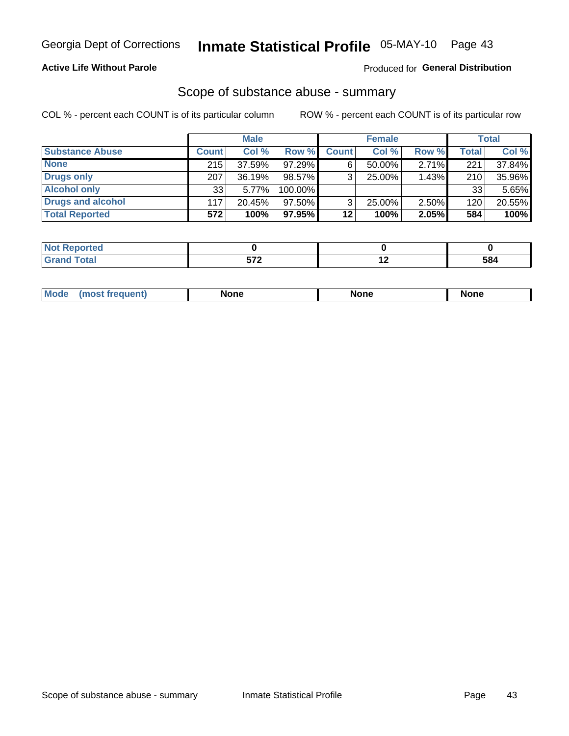Georgia Dept of Corrections **Inmate Statistical Profile** 05-MAY-10

**Active Life Without Parole**

Produced for **General Distribution**

## Scope of substance abuse - summary

COL % - percent each COUNT is of its particular column

ROW % - percent each COUNT is of its particular row

| | Male | | | Female | | | Total | |
|---|---|---|---|---|---|---|---|---|
| **Substance Abuse** | **Count** | **Col %** | **Row %** | **Count** | **Col %** | **Row %** | **Total** | **Col %** |
| **None** | 215 | 37.59% | 97.29% | 6 | 50.00% | 2.71% | 221 | 37.84% |
| **Drugs only** | 207 | 36.19% | 98.57% | 3 | 25.00% | 1.43% | 210 | 35.96% |
| **Alcohol only** | 33 | 5.77% | 100.00% | | | | 33 | 5.65% |
| **Drugs and alcohol** | 117 | 20.45% | 97.50% | 3 | 25.00% | 2.50% | 120 | 20.55% |
| **Total Reported** | **572** | **100%** | **97.95%** | **12** | **100%** | **2.05%** | **584** | **100%** |

| | Male | Female | Total |
|---|---|---|---|
| **Not Reported** | **0** | **0** | **0** |
| **Grand Total** | **572** | **12** | **584** |

| | Male | Female | Total |
|---|---|---|---|
| **Mode (most frequent)** | **None** | **None** | **None** |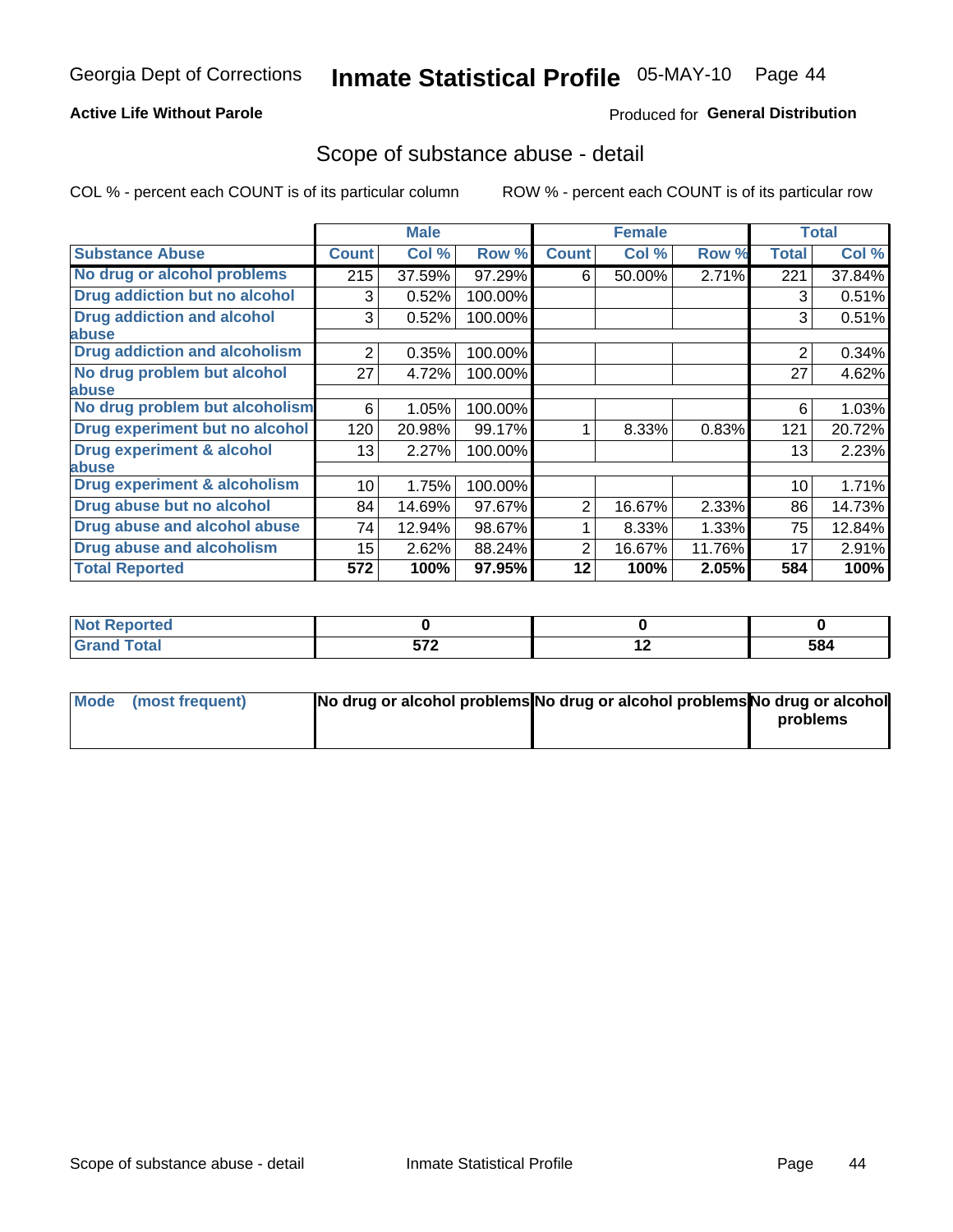Georgia Dept of Corrections **Inmate Statistical Profile** 05-MAY-10

**Active Life Without Parole**

Produced for **General Distribution**

## Scope of substance abuse - detail

COL % - percent each COUNT is of its particular column

ROW % - percent each COUNT is of its particular row

| | Male | | | Female | | | Total | |
|---|---|---|---|---|---|---|---|---|
| **Substance Abuse** | **Count** | **Col %** | **Row %** | **Count** | **Col %** | **Row %** | **Total** | **Col %** |
| **No drug or alcohol problems** | 215 | 37.59% | 97.29% | 6 | 50.00% | 2.71% | 221 | 37.84% |
| **Drug addiction but no alcohol** | 3 | 0.52% | 100.00% | | | | 3 | 0.51% |
| **Drug addiction and alcohol abuse** | 3 | 0.52% | 100.00% | | | | 3 | 0.51% |
| **Drug addiction and alcoholism** | 2 | 0.35% | 100.00% | | | | 2 | 0.34% |
| **No drug problem but alcohol abuse** | 27 | 4.72% | 100.00% | | | | 27 | 4.62% |
| **No drug problem but alcoholism** | 6 | 1.05% | 100.00% | | | | 6 | 1.03% |
| **Drug experiment but no alcohol** | 120 | 20.98% | 99.17% | 1 | 8.33% | 0.83% | 121 | 20.72% |
| **Drug experiment & alcohol abuse** | 13 | 2.27% | 100.00% | | | | 13 | 2.23% |
| **Drug experiment & alcoholism** | 10 | 1.75% | 100.00% | | | | 10 | 1.71% |
| **Drug abuse but no alcohol** | 84 | 14.69% | 97.67% | 2 | 16.67% | 2.33% | 86 | 14.73% |
| **Drug abuse and alcohol abuse** | 74 | 12.94% | 98.67% | 1 | 8.33% | 1.33% | 75 | 12.84% |
| **Drug abuse and alcoholism** | 15 | 2.62% | 88.24% | 2 | 16.67% | 11.76% | 17 | 2.91% |
| **Total Reported** | **572** | **100%** | **97.95%** | **12** | **100%** | **2.05%** | **584** | **100%** |

| | Male | Female | Total |
|---|---|---|---|
| **Not Reported** | **0** | **0** | **0** |
| **Grand Total** | **572** | **12** | **584** |

| | Male | Female | Total |
|---|---|---|---|
| **Mode (most frequent)** | **No drug or alcohol problems** | **No drug or alcohol problems** | **No drug or alcohol problems** |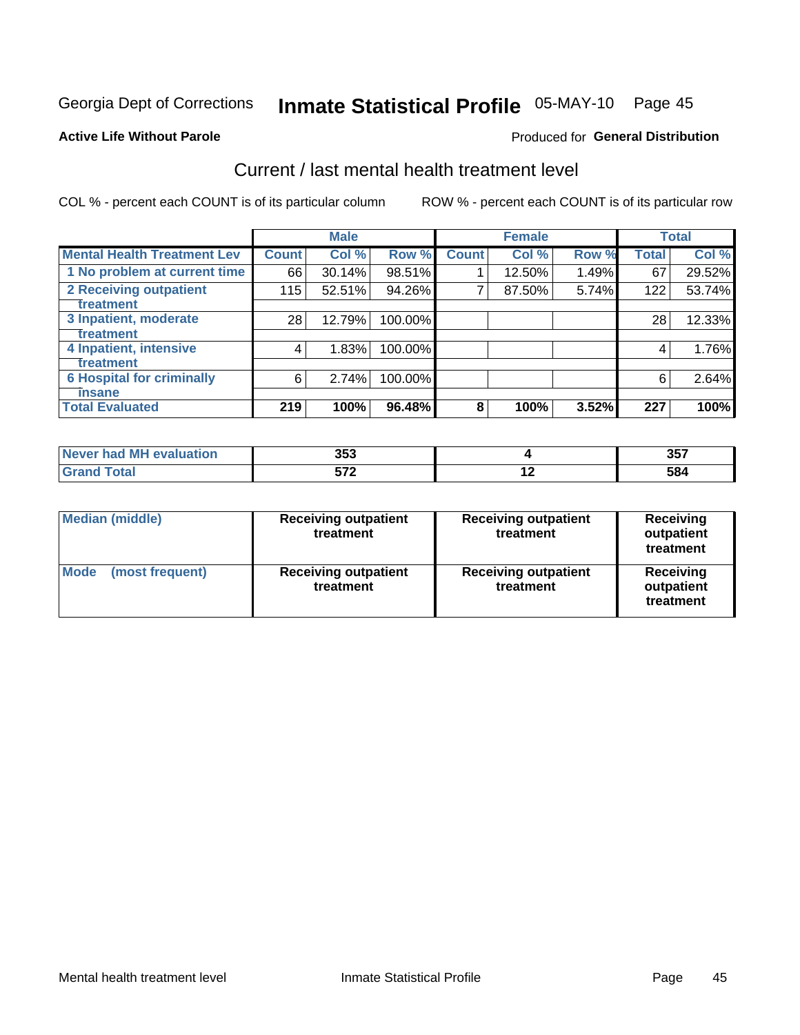Georgia Dept of Corrections **Inmate Statistical Profile** 05-MAY-10 Page 45

**Active Life Without Parole**

Produced for **General Distribution**

## Current / last mental health treatment level

COL % - percent each COUNT is of its particular column ROW % - percent each COUNT is of its particular row

| | Male | | | Female | | | Total | |
|---|---|---|---|---|---|---|---|---|
| **Mental Health Treatment Lev** | **Count** | **Col %** | **Row %** | **Count** | **Col %** | **Row %** | **Total** | **Col %** |
| 1 No problem at current time | 66 | 30.14% | 98.51% | 1 | 12.50% | 1.49% | 67 | 29.52% |
| 2 Receiving outpatient treatment | 115 | 52.51% | 94.26% | 7 | 87.50% | 5.74% | 122 | 53.74% |
| 3 Inpatient, moderate treatment | 28 | 12.79% | 100.00% | | | | 28 | 12.33% |
| 4 Inpatient, intensive treatment | 4 | 1.83% | 100.00% | | | | 4 | 1.76% |
| 6 Hospital for criminally insane | 6 | 2.74% | 100.00% | | | | 6 | 2.64% |
| **Total Evaluated** | **219** | **100%** | **96.48%** | **8** | **100%** | **3.52%** | **227** | **100%** |

| | Male | Female | Total |
|---|---|---|---|
| Never had MH evaluation | 353 | 4 | 357 |
| Grand Total | 572 | 12 | 584 |

| | Male | Female | Total |
|---|---|---|---|
| Median (middle) | Receiving outpatient treatment | Receiving outpatient treatment | Receiving outpatient treatment |
| Mode (most frequent) | Receiving outpatient treatment | Receiving outpatient treatment | Receiving outpatient treatment |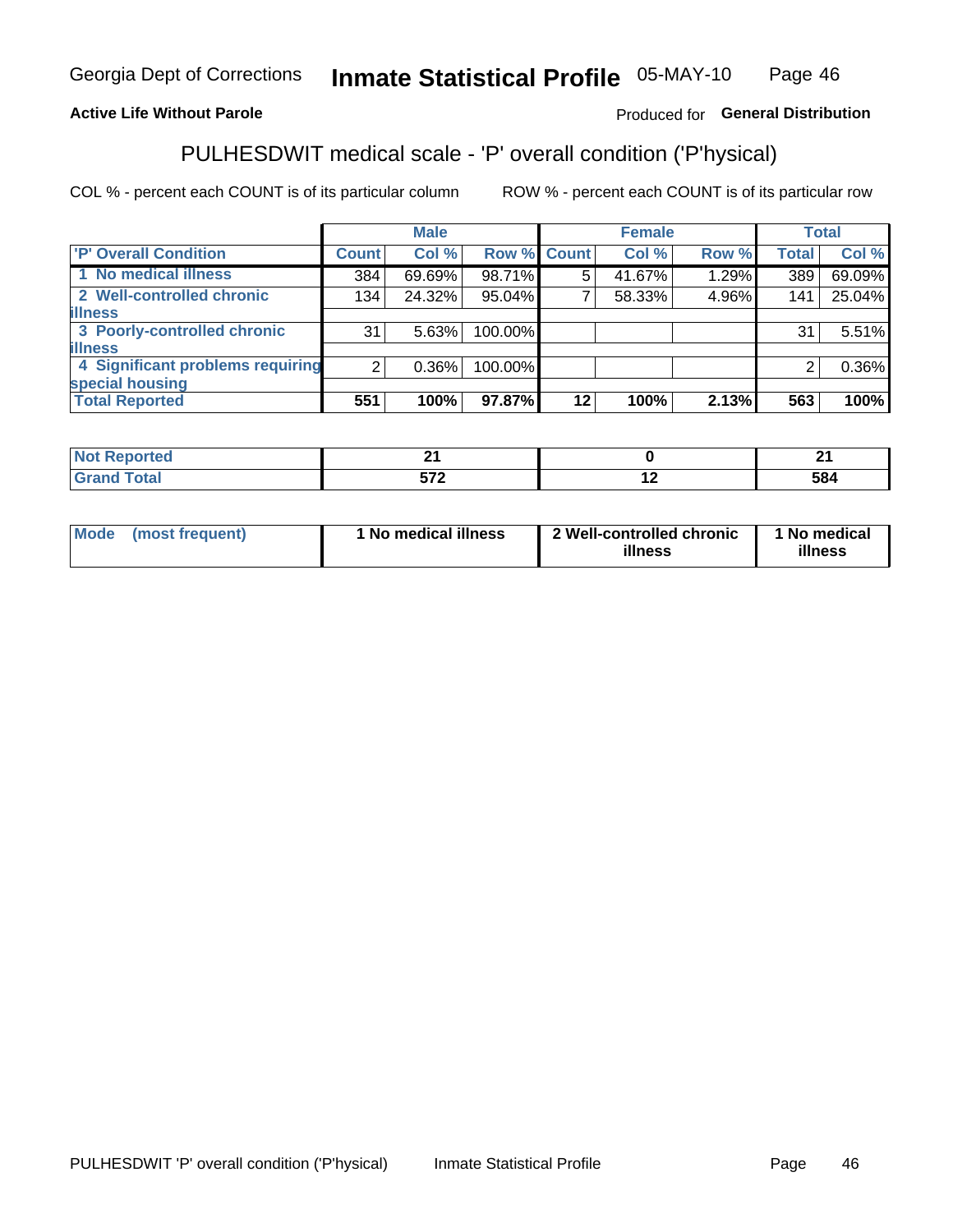Georgia Dept of Corrections **Inmate Statistical Profile** 05-MAY-10

**Active Life Without Parole**

Produced for **General Distribution**

## PULHESDWIT medical scale - 'P' overall condition ('P'hysical)

COL % - percent each COUNT is of its particular column ROW % - percent each COUNT is of its particular row

| | Male | | | Female | | | Total | |
|---|---|---|---|---|---|---|---|---|
| **'P' Overall Condition** | **Count** | **Col %** | **Row %** | **Count** | **Col %** | **Row %** | **Total** | **Col %** |
| 1 No medical illness | 384 | 69.69% | 98.71% | 5 | 41.67% | 1.29% | 389 | 69.09% |
| 2 Well-controlled chronic illness | 134 | 24.32% | 95.04% | 7 | 58.33% | 4.96% | 141 | 25.04% |
| 3 Poorly-controlled chronic illness | 31 | 5.63% | 100.00% | | | | 31 | 5.51% |
| 4 Significant problems requiring special housing | 2 | 0.36% | 100.00% | | | | 2 | 0.36% |
| **Total Reported** | **551** | **100%** | **97.87%** | **12** | **100%** | **2.13%** | **563** | **100%** |

| | Male | Female | Total |
|---|---|---|---|
| **Not Reported** | **21** | **0** | **21** |
| **Grand Total** | **572** | **12** | **584** |

| | Male | Female | Total |
|---|---|---|---|
| **Mode (most frequent)** | **1 No medical illness** | **2 Well-controlled chronic illness** | **1 No medical illness** |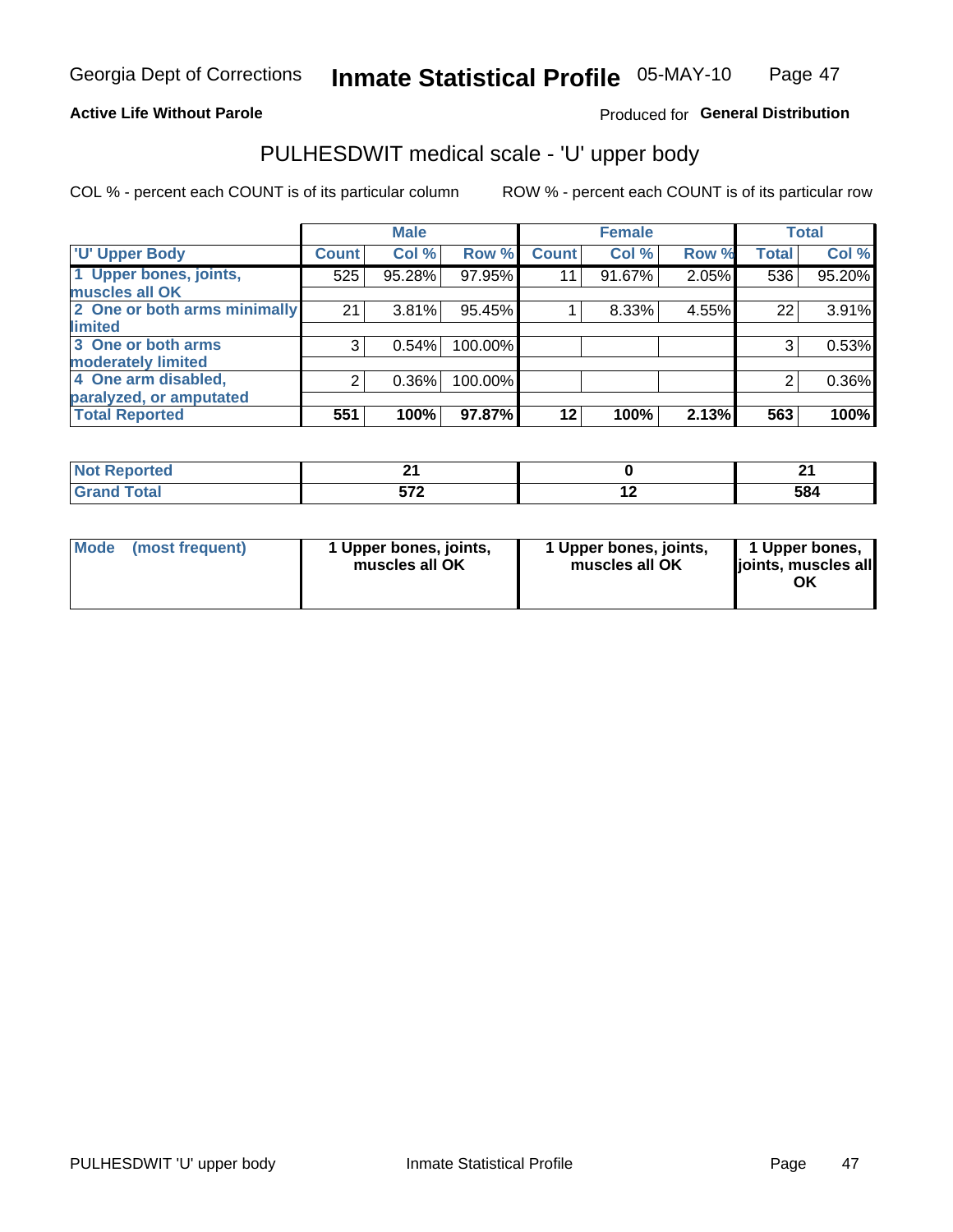Georgia Dept of Corrections **Inmate Statistical Profile** 05-MAY-10

**Active Life Without Parole**

Produced for **General Distribution**

## PULHESDWIT medical scale - 'U' upper body

COL % - percent each COUNT is of its particular column

ROW % - percent each COUNT is of its particular row

| 'U' Upper Body | Male | | | Female | | | Total | |
|---|---|---|---|---|---|---|---|---|
| | Count | Col % | Row % | Count | Col % | Row % | Total | Col % |
| 1 Upper bones, joints, muscles all OK | 525 | 95.28% | 97.95% | 11 | 91.67% | 2.05% | 536 | 95.20% |
| 2 One or both arms minimally limited | 21 | 3.81% | 95.45% | 1 | 8.33% | 4.55% | 22 | 3.91% |
| 3 One or both arms moderately limited | 3 | 0.54% | 100.00% | | | | 3 | 0.53% |
| 4 One arm disabled, paralyzed, or amputated | 2 | 0.36% | 100.00% | | | | 2 | 0.36% |
| **Total Reported** | **551** | **100%** | **97.87%** | **12** | **100%** | **2.13%** | **563** | **100%** |

| | Male | Female | Total |
|---|---|---|---|
| Not Reported | **21** | **0** | **21** |
| Grand Total | **572** | **12** | **584** |

| | Male | Female | Total |
|---|---|---|---|
| Mode (most frequent) | **1 Upper bones, joints, muscles all OK** | **1 Upper bones, joints, muscles all OK** | **1 Upper bones, joints, muscles all OK** |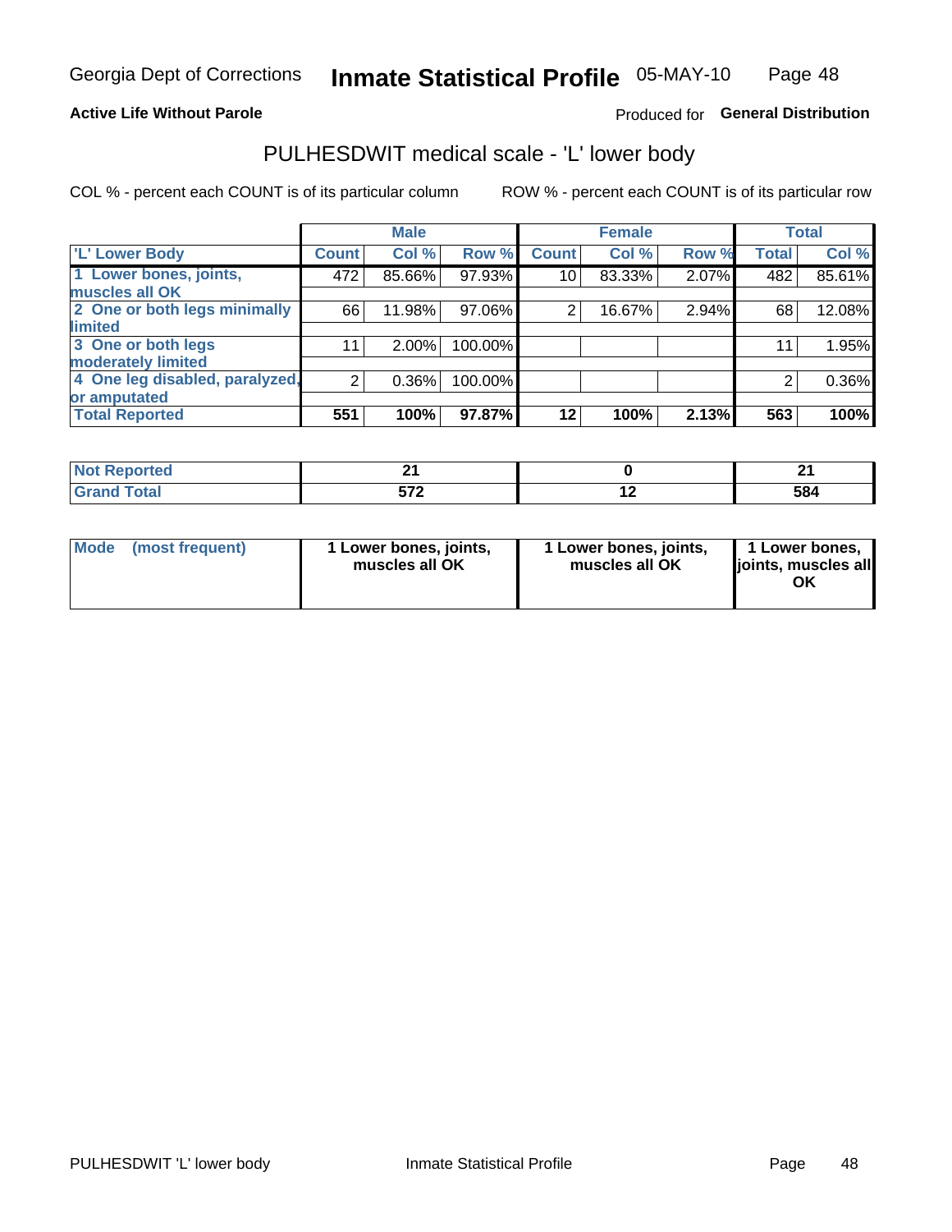Georgia Dept of Corrections **Inmate Statistical Profile** 05-MAY-10

**Active Life Without Parole**

Produced for **General Distribution**

## PULHESDWIT medical scale - 'L' lower body

COL % - percent each COUNT is of its particular column

ROW % - percent each COUNT is of its particular row

| | Male | | | Female | | | Total | |
|---|---|---|---|---|---|---|---|---|
| 'L' Lower Body | Count | Col % | Row % | Count | Col % | Row % | Total | Col % |
| 1 Lower bones, joints, muscles all OK | 472 | 85.66% | 97.93% | 10 | 83.33% | 2.07% | 482 | 85.61% |
| 2 One or both legs minimally limited | 66 | 11.98% | 97.06% | 2 | 16.67% | 2.94% | 68 | 12.08% |
| 3 One or both legs moderately limited | 11 | 2.00% | 100.00% | | | | 11 | 1.95% |
| 4 One leg disabled, paralyzed, or amputated | 2 | 0.36% | 100.00% | | | | 2 | 0.36% |
| **Total Reported** | **551** | **100%** | **97.87%** | **12** | **100%** | **2.13%** | **563** | **100%** |

| | Male | Female | Total |
|---|---|---|---|
| Not Reported | 21 | 0 | 21 |
| Grand Total | 572 | 12 | 584 |

| | Male | Female | Total |
|---|---|---|---|
| Mode (most frequent) | 1 Lower bones, joints, muscles all OK | 1 Lower bones, joints, muscles all OK | 1 Lower bones, joints, muscles all OK |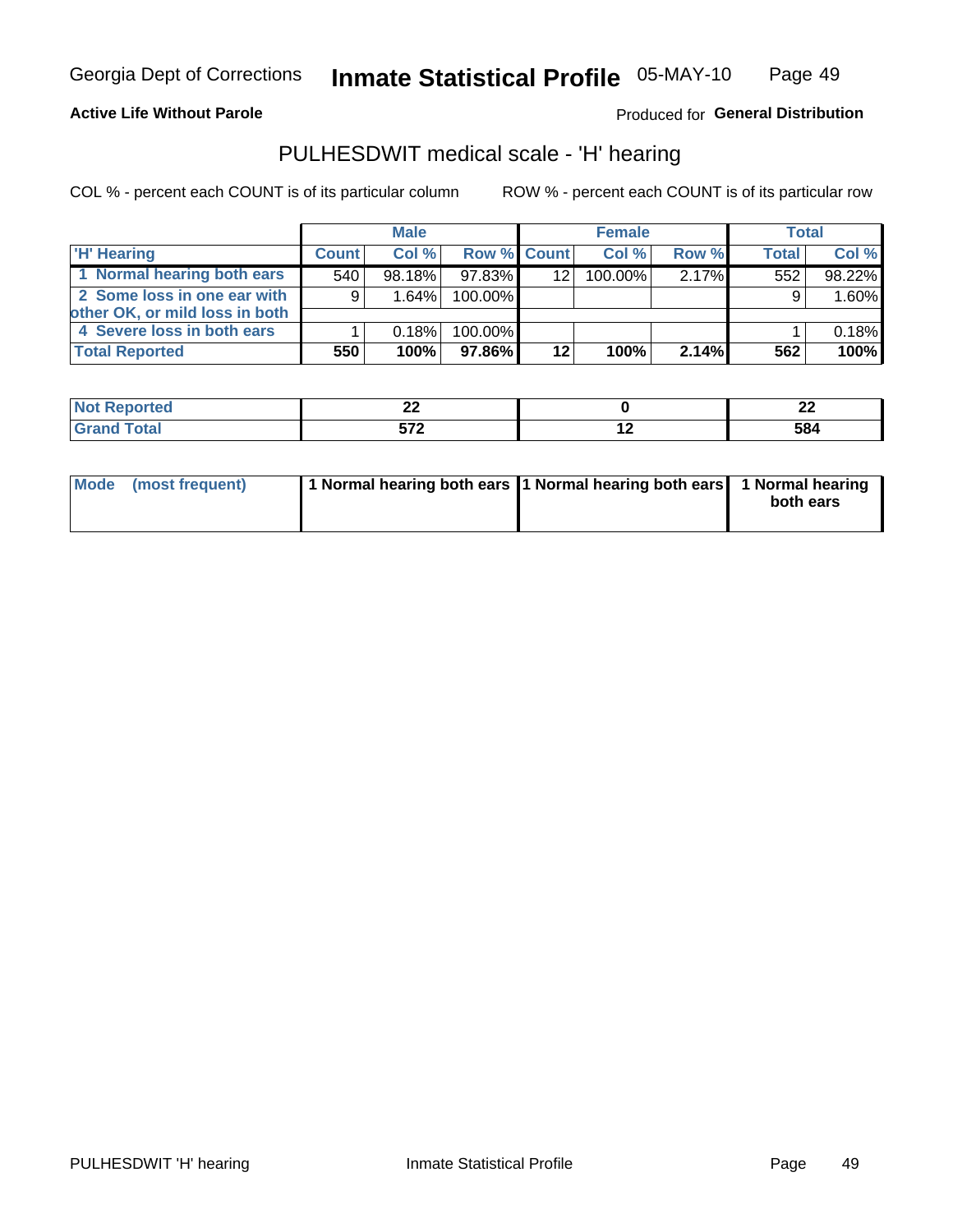Georgia Dept of Corrections **Inmate Statistical Profile** 05-MAY-10

**Active Life Without Parole**

Produced for **General Distribution**

## PULHESDWIT medical scale - 'H' hearing

COL % - percent each COUNT is of its particular column

ROW % - percent each COUNT is of its particular row

| | Male | | | Female | | | Total | |
|---|---|---|---|---|---|---|---|---|
| 'H' Hearing | Count | Col % | Row % | Count | Col % | Row % | Total | Col % |
| 1 Normal hearing both ears | 540 | 98.18% | 97.83% | 12 | 100.00% | 2.17% | 552 | 98.22% |
| 2 Some loss in one ear with other OK, or mild loss in both | 9 | 1.64% | 100.00% | | | | 9 | 1.60% |
| 4 Severe loss in both ears | 1 | 0.18% | 100.00% | | | | 1 | 0.18% |
| **Total Reported** | **550** | **100%** | **97.86%** | **12** | **100%** | **2.14%** | **562** | **100%** |

| | Male | Female | Total |
|---|---|---|---|
| Not Reported | 22 | 0 | 22 |
| Grand Total | 572 | 12 | 584 |

| | Male | Female | Total |
|---|---|---|---|
| Mode (most frequent) | 1 Normal hearing both ears | 1 Normal hearing both ears | 1 Normal hearing both ears |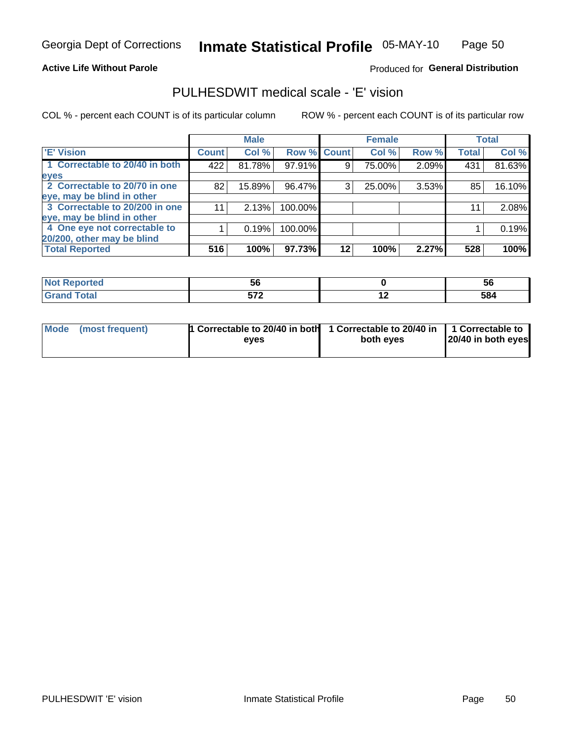Georgia Dept of Corrections **Inmate Statistical Profile** 05-MAY-10

**Active Life Without Parole**

Produced for **General Distribution**

## PULHESDWIT medical scale - 'E' vision

COL % - percent each COUNT is of its particular column

ROW % - percent each COUNT is of its particular row

| | Male | | | Female | | | Total | |
|---|---|---|---|---|---|---|---|---|
| 'E' Vision | Count | Col % | Row % | Count | Col % | Row % | Total | Col % |
| 1 Correctable to 20/40 in both eyes | 422 | 81.78% | 97.91% | 9 | 75.00% | 2.09% | 431 | 81.63% |
| 2 Correctable to 20/70 in one eye, may be blind in other | 82 | 15.89% | 96.47% | 3 | 25.00% | 3.53% | 85 | 16.10% |
| 3 Correctable to 20/200 in one eye, may be blind in other | 11 | 2.13% | 100.00% | | | | 11 | 2.08% |
| 4 One eye not correctable to 20/200, other may be blind | 1 | 0.19% | 100.00% | | | | 1 | 0.19% |
| **Total Reported** | **516** | **100%** | **97.73%** | **12** | **100%** | **2.27%** | **528** | **100%** |

| | Male | Female | Total |
|---|---|---|---|
| Not Reported | 56 | 0 | 56 |
| Grand Total | 572 | 12 | 584 |

| | Male | Female | Total |
|---|---|---|---|
| Mode (most frequent) | 1 Correctable to 20/40 in both eyes | 1 Correctable to 20/40 in both eyes | 1 Correctable to 20/40 in both eyes |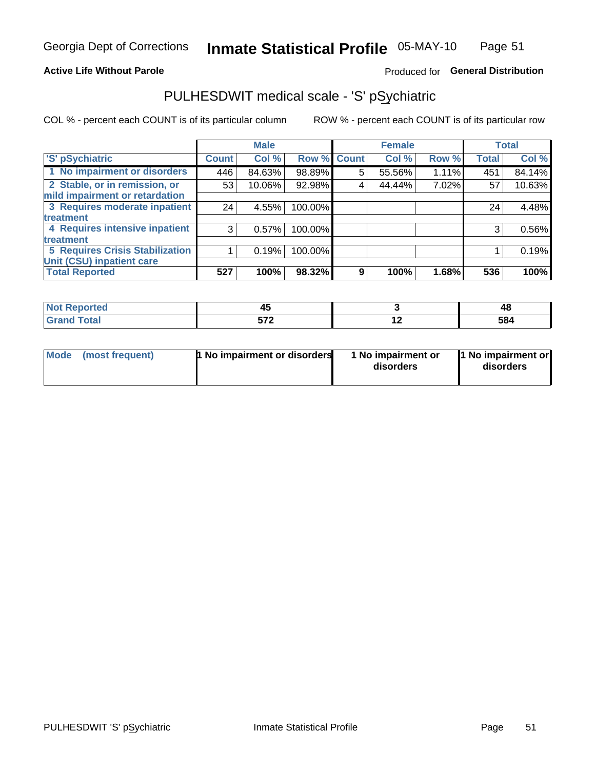Georgia Dept of Corrections **Inmate Statistical Profile** 05-MAY-10

**Active Life Without Parole**

Produced for **General Distribution**

## PULHESDWIT medical scale - 'S' pSychiatric

COL % - percent each COUNT is of its particular column ROW % - percent each COUNT is of its particular row

| | Male | | | Female | | | Total | |
|---|---|---|---|---|---|---|---|---|
| 'S' pSychiatric | Count | Col % | Row % | Count | Col % | Row % | Total | Col % |
| 1 No impairment or disorders | 446 | 84.63% | 98.89% | 5 | 55.56% | 1.11% | 451 | 84.14% |
| 2 Stable, or in remission, or mild impairment or retardation | 53 | 10.06% | 92.98% | 4 | 44.44% | 7.02% | 57 | 10.63% |
| 3 Requires moderate inpatient treatment | 24 | 4.55% | 100.00% | | | | 24 | 4.48% |
| 4 Requires intensive inpatient treatment | 3 | 0.57% | 100.00% | | | | 3 | 0.56% |
| 5 Requires Crisis Stabilization Unit (CSU) inpatient care | 1 | 0.19% | 100.00% | | | | 1 | 0.19% |
| **Total Reported** | **527** | **100%** | **98.32%** | **9** | **100%** | **1.68%** | **536** | **100%** |

| | Male | Female | Total |
|---|---|---|---|
| Not Reported | 45 | 3 | 48 |
| Grand Total | 572 | 12 | 584 |

| | Male | Female | Total |
|---|---|---|---|
| Mode (most frequent) | 1 No impairment or disorders | 1 No impairment or disorders | 1 No impairment or disorders |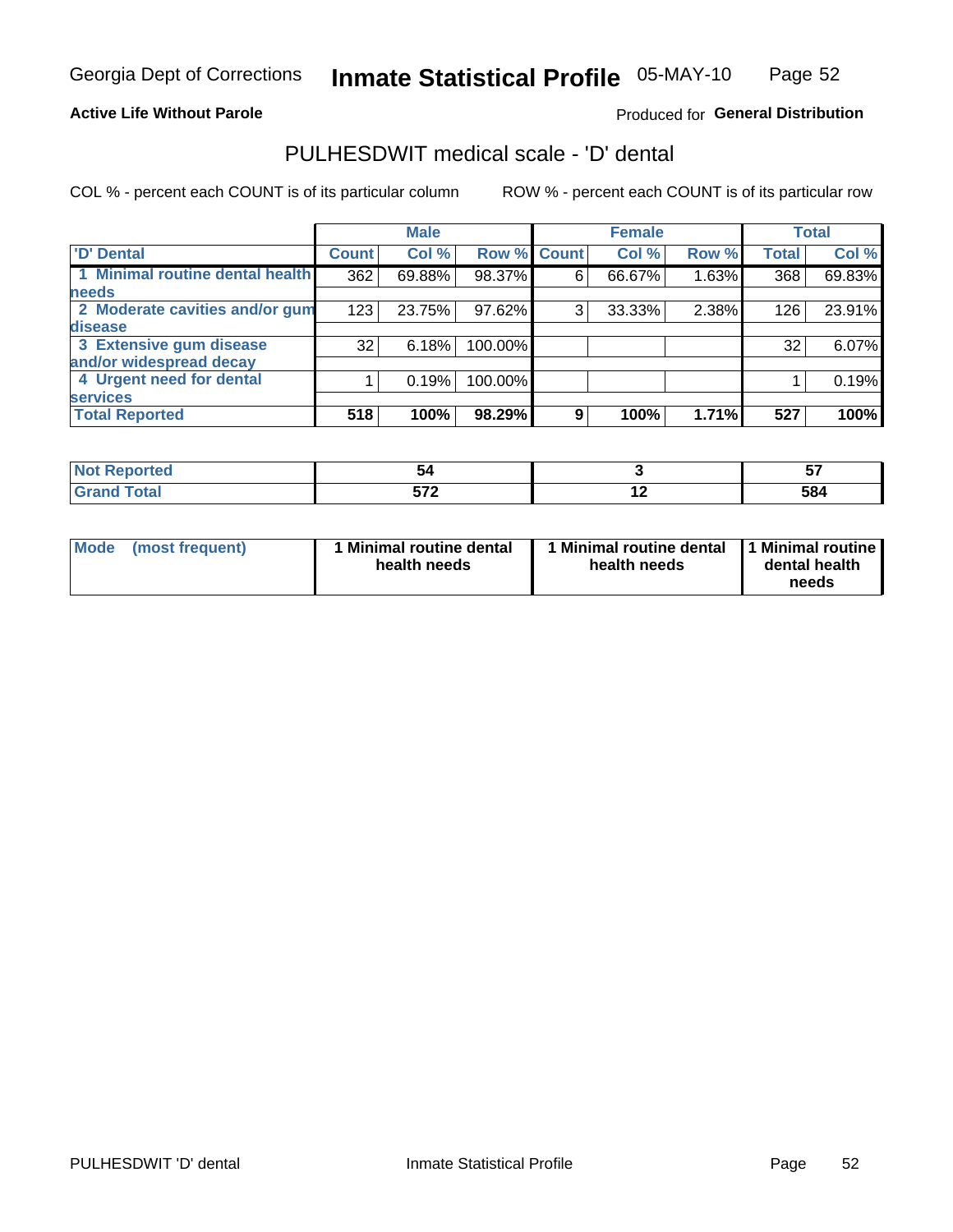Georgia Dept of Corrections **Inmate Statistical Profile** 05-MAY-10

**Active Life Without Parole**

Produced for **General Distribution**

## PULHESDWIT medical scale - 'D' dental

COL % - percent each COUNT is of its particular column

ROW % - percent each COUNT is of its particular row

| | Male | | | Female | | | Total | |
|---|---|---|---|---|---|---|---|---|
| 'D' Dental | Count | Col % | Row % | Count | Col % | Row % | Total | Col % |
| 1 Minimal routine dental health needs | 362 | 69.88% | 98.37% | 6 | 66.67% | 1.63% | 368 | 69.83% |
| 2 Moderate cavities and/or gum disease | 123 | 23.75% | 97.62% | 3 | 33.33% | 2.38% | 126 | 23.91% |
| 3 Extensive gum disease and/or widespread decay | 32 | 6.18% | 100.00% | | | | 32 | 6.07% |
| 4 Urgent need for dental services | 1 | 0.19% | 100.00% | | | | 1 | 0.19% |
| **Total Reported** | **518** | **100%** | **98.29%** | **9** | **100%** | **1.71%** | **527** | **100%** |

| | Male | Female | Total |
|---|---|---|---|
| Not Reported | 54 | 3 | 57 |
| Grand Total | 572 | 12 | 584 |

| | Male | Female | Total |
|---|---|---|---|
| Mode (most frequent) | 1 Minimal routine dental health needs | 1 Minimal routine dental health needs | 1 Minimal routine dental health needs |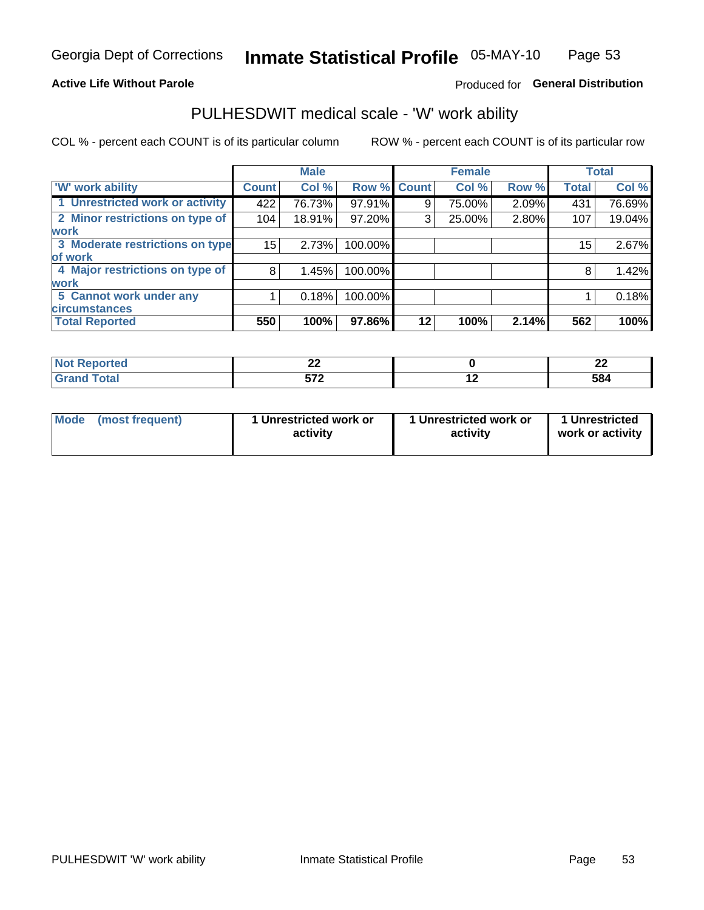Georgia Dept of Corrections **Inmate Statistical Profile** 05-MAY-10

**Active Life Without Parole**

Produced for **General Distribution**

## PULHESDWIT medical scale - 'W' work ability

COL % - percent each COUNT is of its particular column ROW % - percent each COUNT is of its particular row

| | Male | | | Female | | | Total | |
|---|---|---|---|---|---|---|---|---|
| 'W' work ability | Count | Col % | Row % | Count | Col % | Row % | Total | Col % |
| 1 Unrestricted work or activity | 422 | 76.73% | 97.91% | 9 | 75.00% | 2.09% | 431 | 76.69% |
| 2 Minor restrictions on type of work | 104 | 18.91% | 97.20% | 3 | 25.00% | 2.80% | 107 | 19.04% |
| 3 Moderate restrictions on type of work | 15 | 2.73% | 100.00% | | | | 15 | 2.67% |
| 4 Major restrictions on type of work | 8 | 1.45% | 100.00% | | | | 8 | 1.42% |
| 5 Cannot work under any circumstances | 1 | 0.18% | 100.00% | | | | 1 | 0.18% |
| **Total Reported** | **550** | **100%** | **97.86%** | **12** | **100%** | **2.14%** | **562** | **100%** |

| | Male | Female | Total |
|---|---|---|---|
| Not Reported | 22 | 0 | 22 |
| Grand Total | 572 | 12 | 584 |

| | Male | Female | Total |
|---|---|---|---|
| Mode (most frequent) | 1 Unrestricted work or activity | 1 Unrestricted work or activity | 1 Unrestricted work or activity |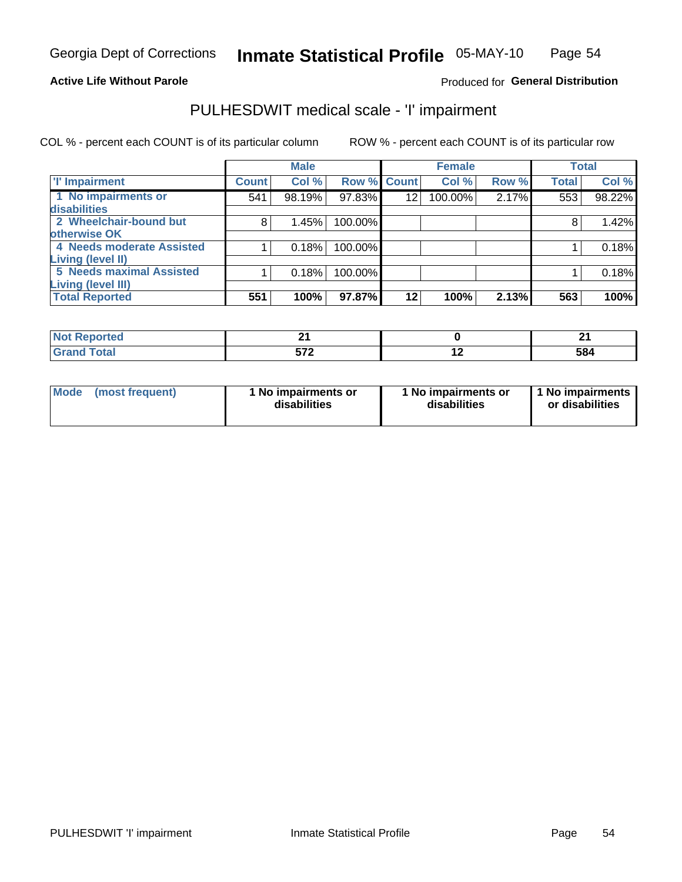Georgia Dept of Corrections **Inmate Statistical Profile** 05-MAY-10

**Active Life Without Parole**

Produced for **General Distribution**

## PULHESDWIT medical scale - 'I' impairment

COL % - percent each COUNT is of its particular column ROW % - percent each COUNT is of its particular row

| | Male | | | Female | | | Total | |
|---|---|---|---|---|---|---|---|---|
| **'I' Impairment** | **Count** | **Col %** | **Row %** | **Count** | **Col %** | **Row %** | **Total** | **Col %** |
| **1 No impairments or disabilities** | 541 | 98.19% | 97.83% | 12 | 100.00% | 2.17% | 553 | 98.22% |
| **2 Wheelchair-bound but otherwise OK** | 8 | 1.45% | 100.00% | | | | 8 | 1.42% |
| **4 Needs moderate Assisted Living (level II)** | 1 | 0.18% | 100.00% | | | | 1 | 0.18% |
| **5 Needs maximal Assisted Living (level III)** | 1 | 0.18% | 100.00% | | | | 1 | 0.18% |
| **Total Reported** | **551** | **100%** | **97.87%** | **12** | **100%** | **2.13%** | **563** | **100%** |

| | Male | Female | Total |
|---|---|---|---|
| **Not Reported** | **21** | **0** | **21** |
| **Grand Total** | **572** | **12** | **584** |

| | Male | Female | Total |
|---|---|---|---|
| **Mode (most frequent)** | **1 No impairments or disabilities** | **1 No impairments or disabilities** | **1 No impairments or disabilities** |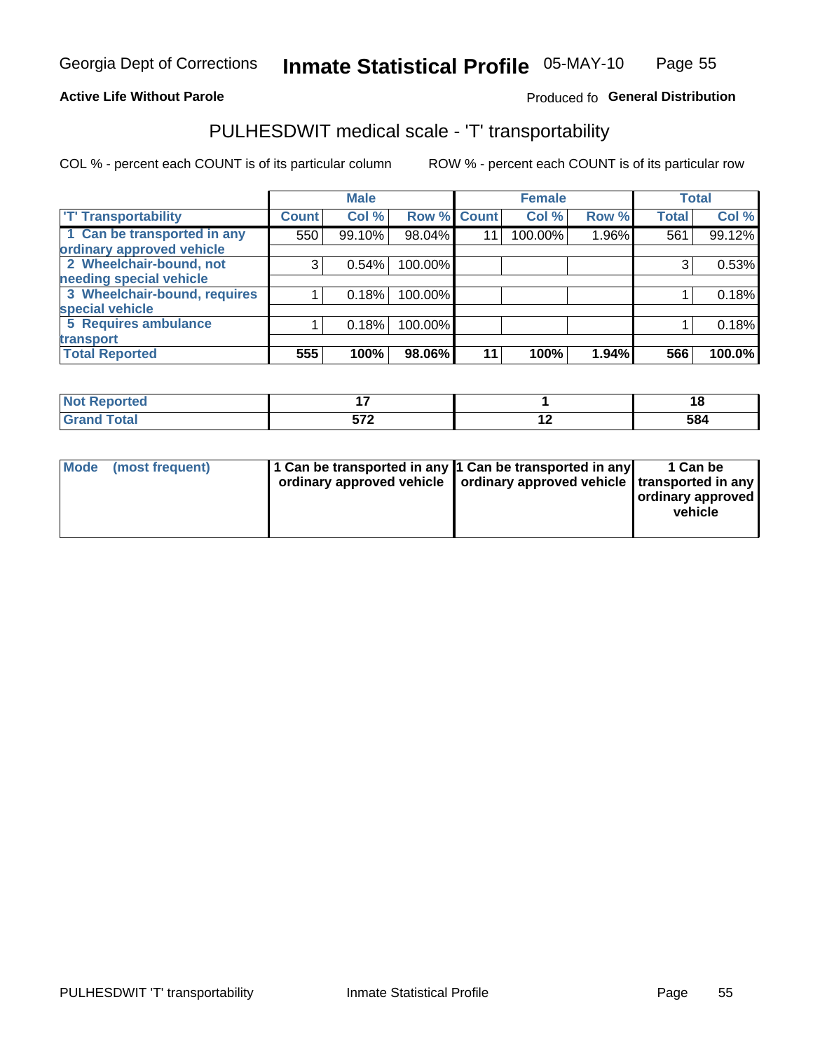Georgia Dept of Corrections **Inmate Statistical Profile** 05-MAY-10

**Active Life Without Parole**

Produced fo **General Distribution**

## PULHESDWIT medical scale - 'T' transportability

COL % - percent each COUNT is of its particular column ROW % - percent each COUNT is of its particular row

| | Male | | | Female | | | Total | |
|---|---|---|---|---|---|---|---|---|
| 'T' Transportability | Count | Col % | Row % | Count | Col % | Row % | Total | Col % |
| 1 Can be transported in any ordinary approved vehicle | 550 | 99.10% | 98.04% | 11 | 100.00% | 1.96% | 561 | 99.12% |
| 2 Wheelchair-bound, not needing special vehicle | 3 | 0.54% | 100.00% | | | | 3 | 0.53% |
| 3 Wheelchair-bound, requires special vehicle | 1 | 0.18% | 100.00% | | | | 1 | 0.18% |
| 5 Requires ambulance transport | 1 | 0.18% | 100.00% | | | | 1 | 0.18% |
| **Total Reported** | **555** | **100%** | **98.06%** | **11** | **100%** | **1.94%** | **566** | **100.0%** |

| | Male | Female | Total |
|---|---|---|---|
| Not Reported | 17 | 1 | 18 |
| Grand Total | 572 | 12 | 584 |

| | Male | Female | Total |
|---|---|---|---|
| Mode (most frequent) | 1 Can be transported in any ordinary approved vehicle | 1 Can be transported in any ordinary approved vehicle | 1 Can be transported in any ordinary approved vehicle |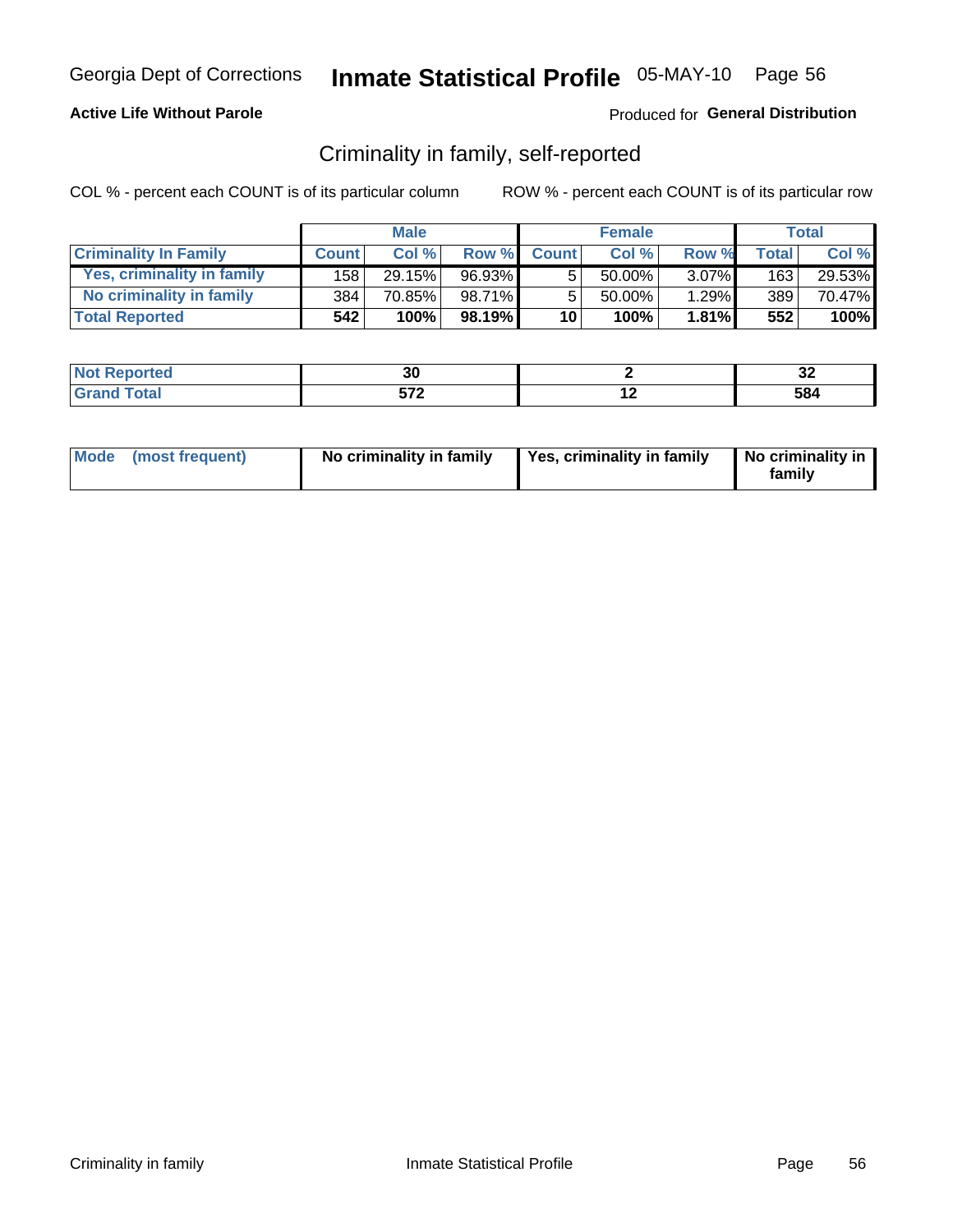**Active Life Without Parole**

Produced for **General Distribution**

## Criminality in family, self-reported

COL % - percent each COUNT is of its particular column

ROW % - percent each COUNT is of its particular row

| | Male | | | Female | | | Total | |
|---|---|---|---|---|---|---|---|---|
| **Criminality In Family** | **Count** | **Col %** | **Row %** | **Count** | **Col %** | **Row %** | **Total** | **Col %** |
| Yes, criminality in family | 158 | 29.15% | 96.93% | 5 | 50.00% | 3.07% | 163 | 29.53% |
| No criminality in family | 384 | 70.85% | 98.71% | 5 | 50.00% | 1.29% | 389 | 70.47% |
| **Total Reported** | **542** | **100%** | **98.19%** | **10** | **100%** | **1.81%** | **552** | **100%** |

| | Male | Female | Total |
|---|---|---|---|
| **Not Reported** | **30** | **2** | **32** |
| **Grand Total** | **572** | **12** | **584** |

| Mode (most frequent) | No criminality in family | Yes, criminality in family | No criminality in family |
|---|---|---|---|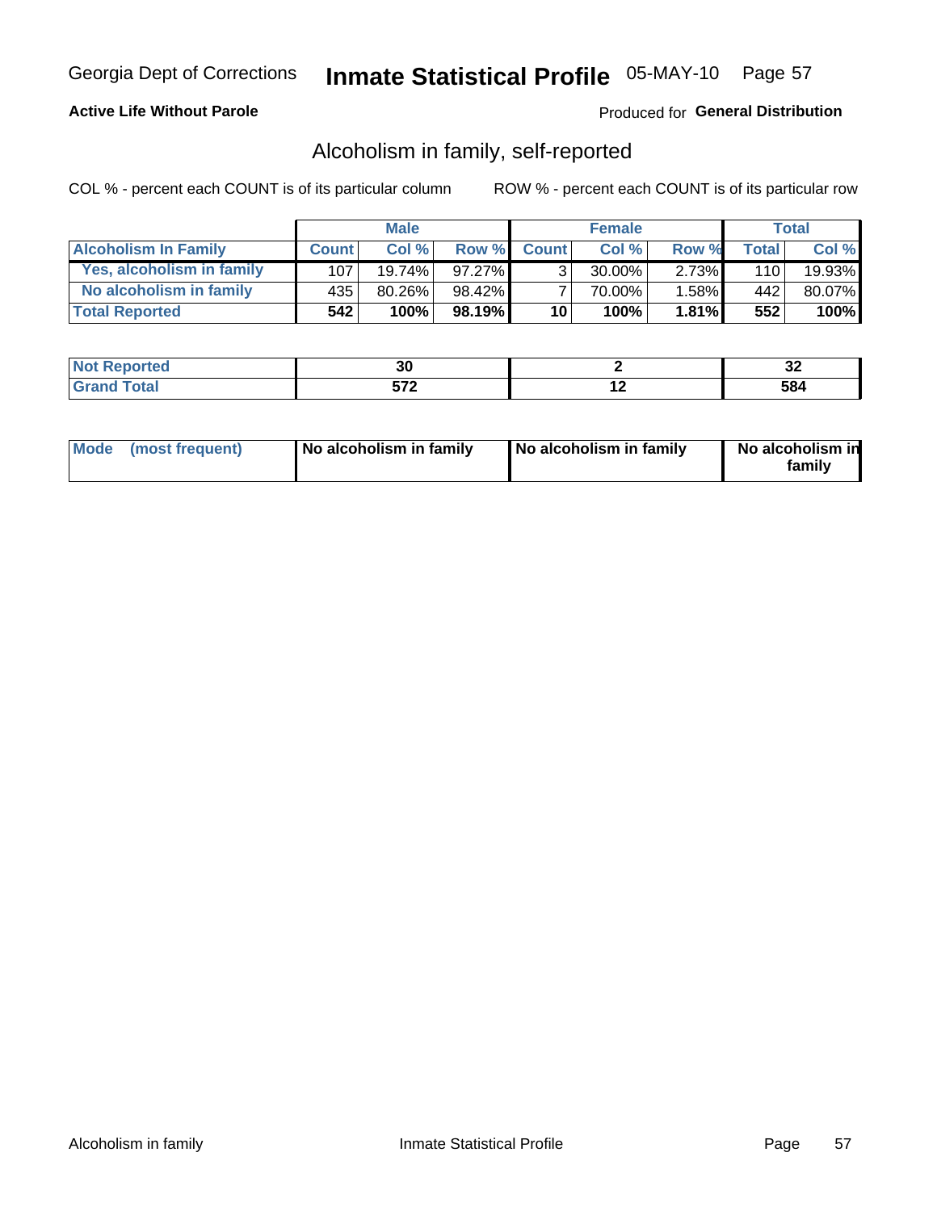Georgia Dept of Corrections **Inmate Statistical Profile** 05-MAY-10

**Active Life Without Parole**

Produced for **General Distribution**

## Alcoholism in family, self-reported

COL % - percent each COUNT is of its particular column

ROW % - percent each COUNT is of its particular row

| | Male | | | Female | | | Total | |
|---|---|---|---|---|---|---|---|---|
| **Alcoholism In Family** | **Count** | **Col %** | **Row %** | **Count** | **Col %** | **Row %** | **Total** | **Col %** |
| **Yes, alcoholism in family** | 107 | 19.74% | 97.27% | 3 | 30.00% | 2.73% | 110 | 19.93% |
| **No alcoholism in family** | 435 | 80.26% | 98.42% | 7 | 70.00% | 1.58% | 442 | 80.07% |
| **Total Reported** | **542** | **100%** | **98.19%** | **10** | **100%** | **1.81%** | **552** | **100%** |

| | Male | Female | Total |
|---|---|---|---|
| **Not Reported** | **30** | **2** | **32** |
| **Grand Total** | **572** | **12** | **584** |

| | Male | Female | Total |
|---|---|---|---|
| **Mode (most frequent)** | **No alcoholism in family** | **No alcoholism in family** | **No alcoholism in family** |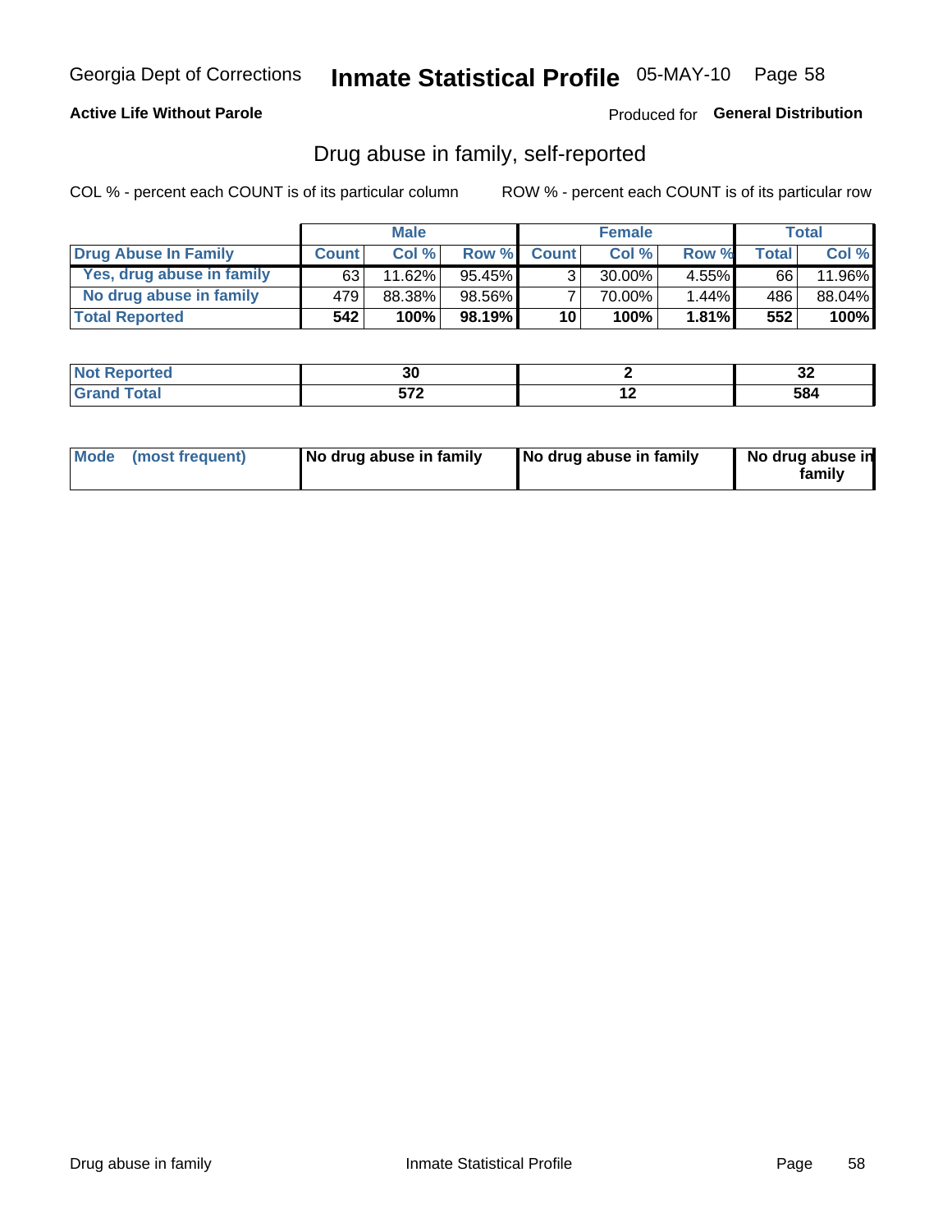Georgia Dept of Corrections **Inmate Statistical Profile** 05-MAY-10

**Active Life Without Parole**

Produced for **General Distribution**

## Drug abuse in family, self-reported

COL % - percent each COUNT is of its particular column

ROW % - percent each COUNT is of its particular row

| | Male | | | Female | | | Total | |
|---|---|---|---|---|---|---|---|---|
| **Drug Abuse In Family** | **Count** | **Col %** | **Row %** | **Count** | **Col %** | **Row %** | **Total** | **Col %** |
| **Yes, drug abuse in family** | 63 | 11.62% | 95.45% | 3 | 30.00% | 4.55% | 66 | 11.96% |
| **No drug abuse in family** | 479 | 88.38% | 98.56% | 7 | 70.00% | 1.44% | 486 | 88.04% |
| **Total Reported** | **542** | **100%** | **98.19%** | **10** | **100%** | **1.81%** | **552** | **100%** |

| | Male | Female | Total |
|---|---|---|---|
| **Not Reported** | **30** | **2** | **32** |
| **Grand Total** | **572** | **12** | **584** |

| | Male | Female | Total |
|---|---|---|---|
| **Mode (most frequent)** | **No drug abuse in family** | **No drug abuse in family** | **No drug abuse in family** |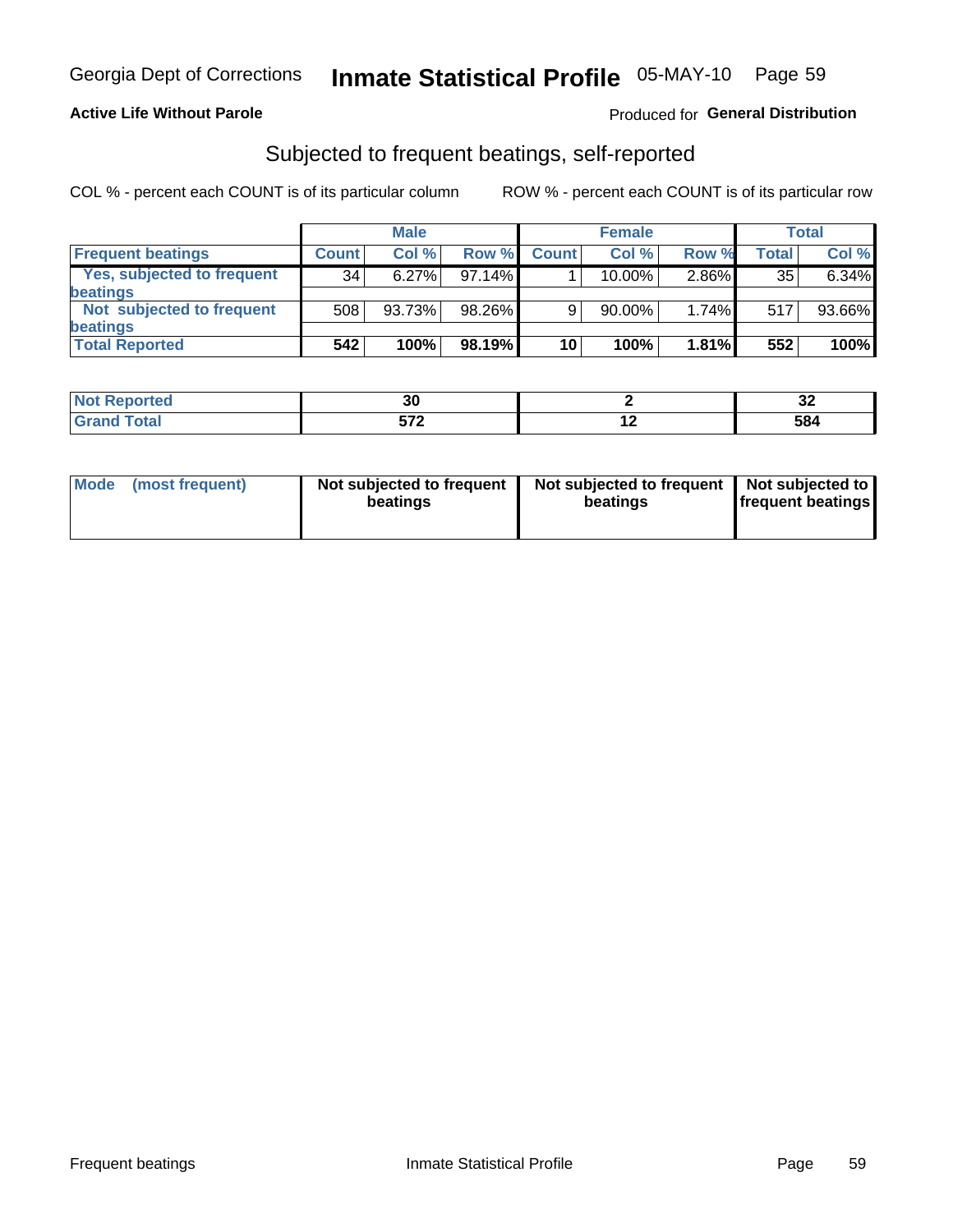Georgia Dept of Corrections **Inmate Statistical Profile** 05-MAY-10

**Active Life Without Parole**

Produced for **General Distribution**

## Subjected to frequent beatings, self-reported

COL % - percent each COUNT is of its particular column

ROW % - percent each COUNT is of its particular row

| | Male | | | Female | | | Total | |
|---|---|---|---|---|---|---|---|---|
| **Frequent beatings** | **Count** | **Col %** | **Row %** | **Count** | **Col %** | **Row %** | **Total** | **Col %** |
| **Yes, subjected to frequent beatings** | 34 | 6.27% | 97.14% | 1 | 10.00% | 2.86% | 35 | 6.34% |
| **Not subjected to frequent beatings** | 508 | 93.73% | 98.26% | 9 | 90.00% | 1.74% | 517 | 93.66% |
| **Total Reported** | **542** | **100%** | **98.19%** | **10** | **100%** | **1.81%** | **552** | **100%** |

| | Male | Female | Total |
|---|---|---|---|
| **Not Reported** | **30** | **2** | **32** |
| **Grand Total** | **572** | **12** | **584** |

| | Male | Female | Total |
|---|---|---|---|
| **Mode (most frequent)** | **Not subjected to frequent beatings** | **Not subjected to frequent beatings** | **Not subjected to frequent beatings** |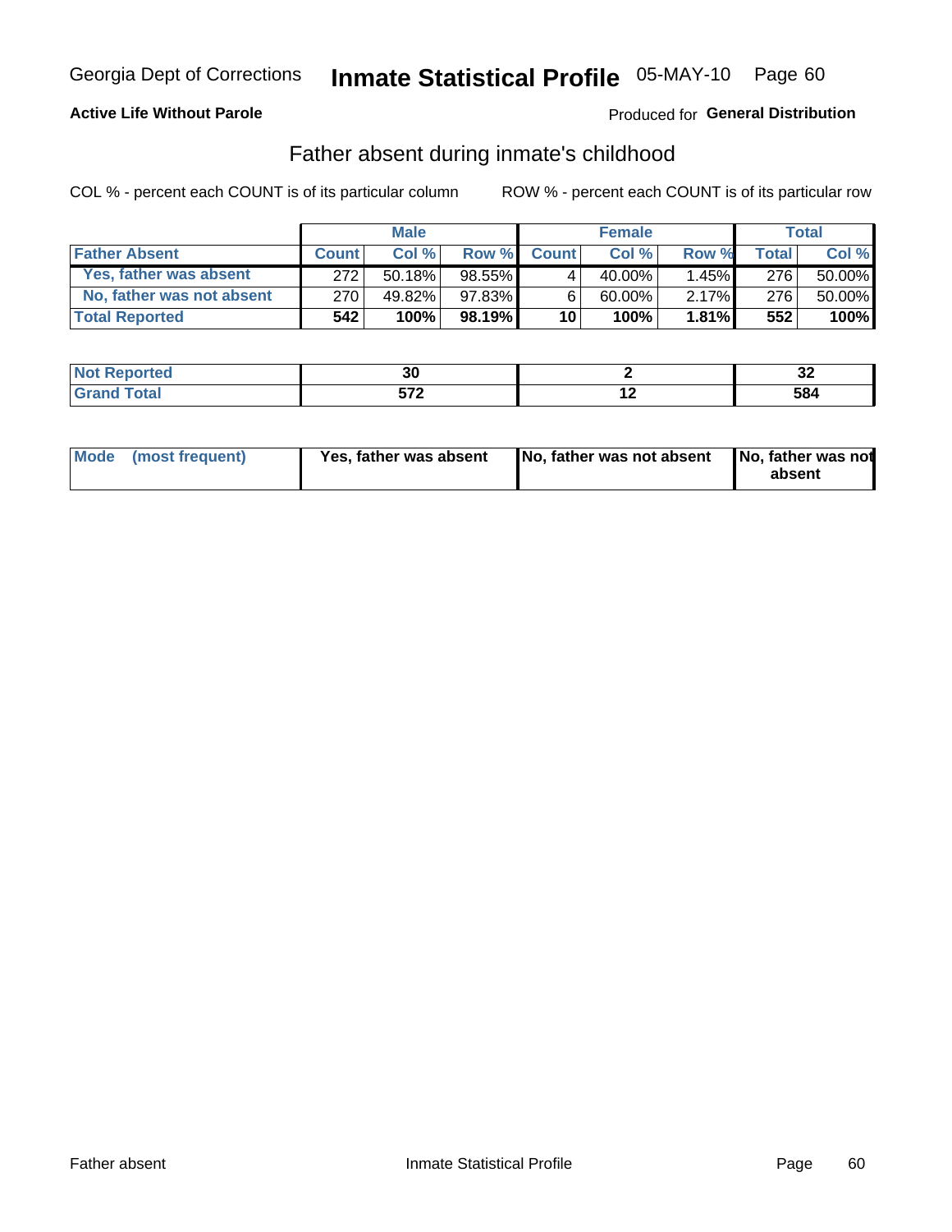Georgia Dept of Corrections **Inmate Statistical Profile** 05-MAY-10

**Active Life Without Parole**

Produced for **General Distribution**

## Father absent during inmate's childhood

COL % - percent each COUNT is of its particular column ROW % - percent each COUNT is of its particular row

| | Male | | | Female | | | Total | |
|---|---|---|---|---|---|---|---|---|
| **Father Absent** | **Count** | **Col %** | **Row %** | **Count** | **Col %** | **Row %** | **Total** | **Col %** |
| Yes, father was absent | 272 | 50.18% | 98.55% | 4 | 40.00% | 1.45% | 276 | 50.00% |
| No, father was not absent | 270 | 49.82% | 97.83% | 6 | 60.00% | 2.17% | 276 | 50.00% |
| **Total Reported** | **542** | **100%** | **98.19%** | **10** | **100%** | **1.81%** | **552** | **100%** |

| | Male | Female | Total |
|---|---|---|---|
| **Not Reported** | **30** | **2** | **32** |
| **Grand Total** | **572** | **12** | **584** |

| | Male | Female | Total |
|---|---|---|---|
| **Mode (most frequent)** | **Yes, father was absent** | **No, father was not absent** | **No, father was not absent** |

Father absent Inmate Statistical Profile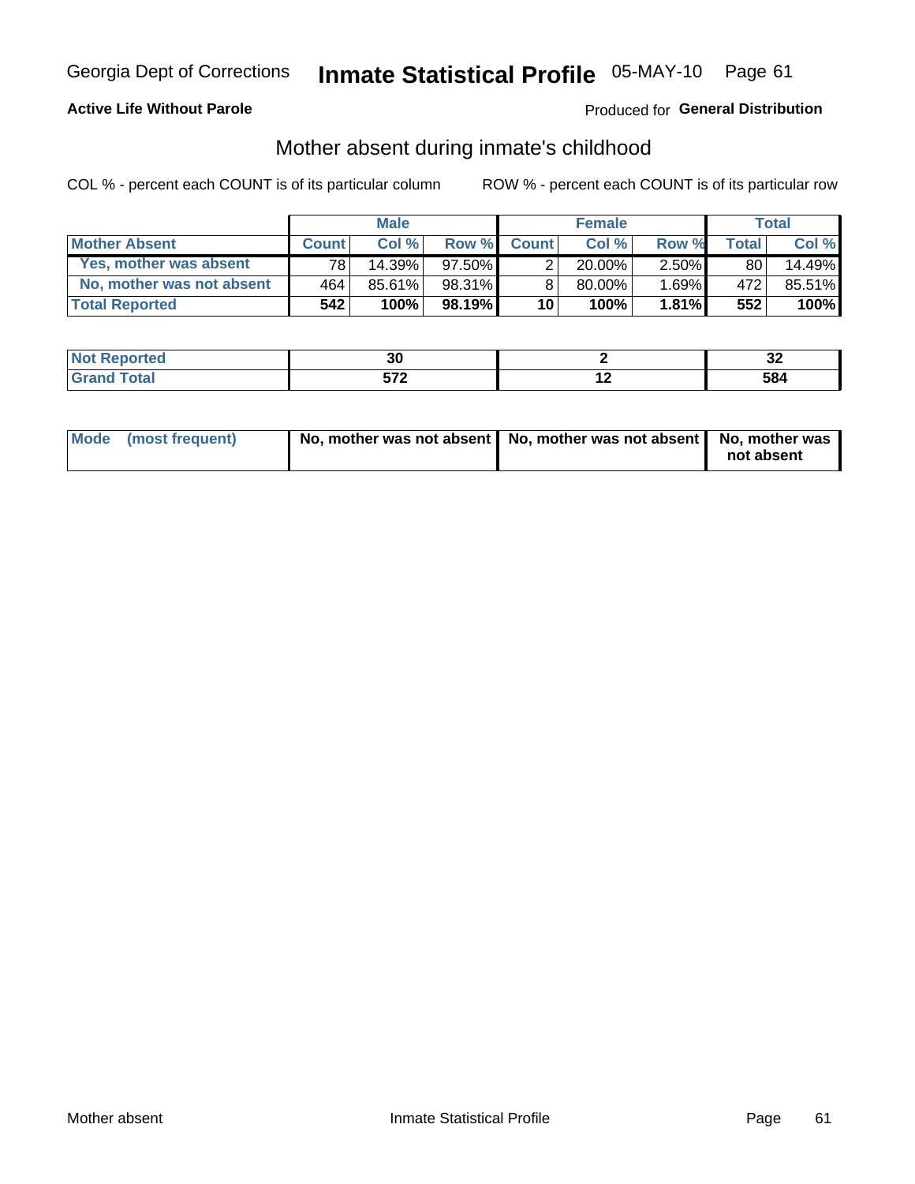Georgia Dept of Corrections **Inmate Statistical Profile** 05-MAY-10

**Active Life Without Parole**

Produced for **General Distribution**

## Mother absent during inmate's childhood

COL % - percent each COUNT is of its particular column

ROW % - percent each COUNT is of its particular row

| | Male | | | Female | | | Total | |
|---|---|---|---|---|---|---|---|---|
| **Mother Absent** | **Count** | **Col %** | **Row %** | **Count** | **Col %** | **Row %** | **Total** | **Col %** |
| **Yes, mother was absent** | 78 | 14.39% | 97.50% | 2 | 20.00% | 2.50% | 80 | 14.49% |
| **No, mother was not absent** | 464 | 85.61% | 98.31% | 8 | 80.00% | 1.69% | 472 | 85.51% |
| **Total Reported** | **542** | **100%** | **98.19%** | **10** | **100%** | **1.81%** | **552** | **100%** |

| | Male | Female | Total |
|---|---|---|---|
| **Not Reported** | **30** | **2** | **32** |
| **Grand Total** | **572** | **12** | **584** |

| | Male | Female | Total |
|---|---|---|---|
| **Mode (most frequent)** | **No, mother was not absent** | **No, mother was not absent** | **No, mother was not absent** |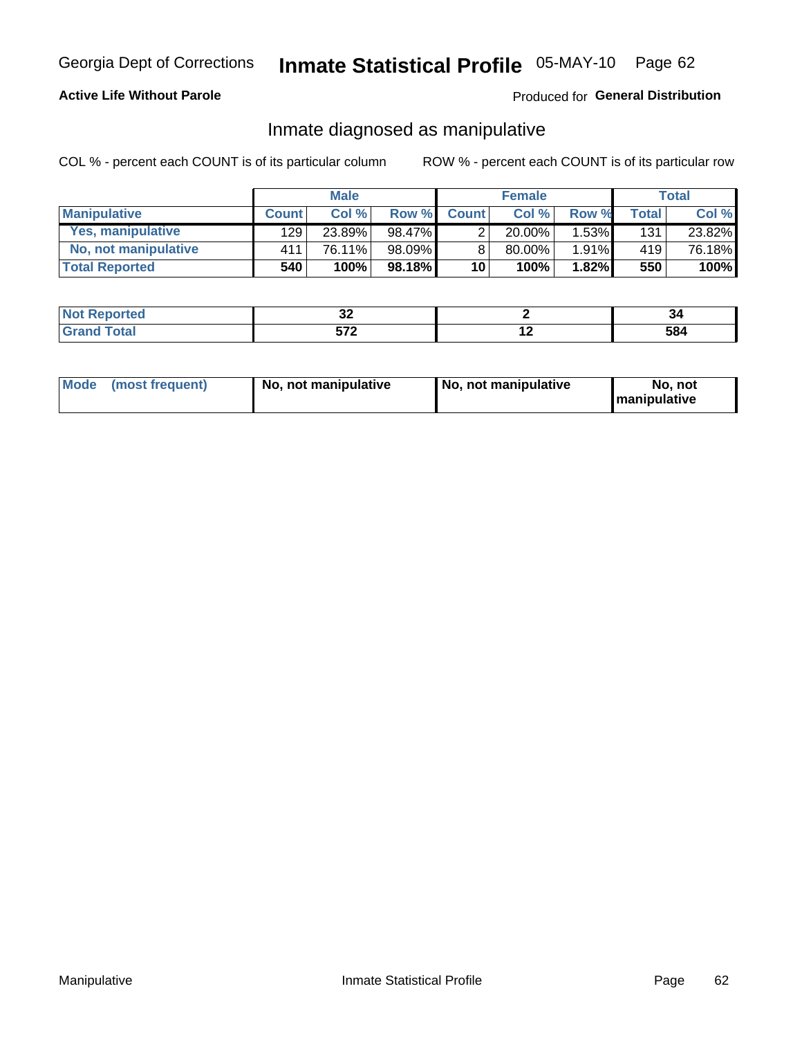Georgia Dept of Corrections **Inmate Statistical Profile** 05-MAY-10

**Active Life Without Parole**

Produced for **General Distribution**

## Inmate diagnosed as manipulative

COL % - percent each COUNT is of its particular column

ROW % - percent each COUNT is of its particular row

| | Male | | | Female | | | Total | |
|---|---|---|---|---|---|---|---|---|
| **Manipulative** | **Count** | **Col %** | **Row %** | **Count** | **Col %** | **Row %** | **Total** | **Col %** |
| **Yes, manipulative** | 129 | 23.89% | 98.47% | 2 | 20.00% | 1.53% | 131 | 23.82% |
| **No, not manipulative** | 411 | 76.11% | 98.09% | 8 | 80.00% | 1.91% | 419 | 76.18% |
| **Total Reported** | **540** | **100%** | **98.18%** | **10** | **100%** | **1.82%** | **550** | **100%** |

| | Male | Female | Total |
|---|---|---|---|
| **Not Reported** | **32** | **2** | **34** |
| **Grand Total** | **572** | **12** | **584** |

| | Male | Female | Total |
|---|---|---|---|
| **Mode (most frequent)** | **No, not manipulative** | **No, not manipulative** | **No, not manipulative** |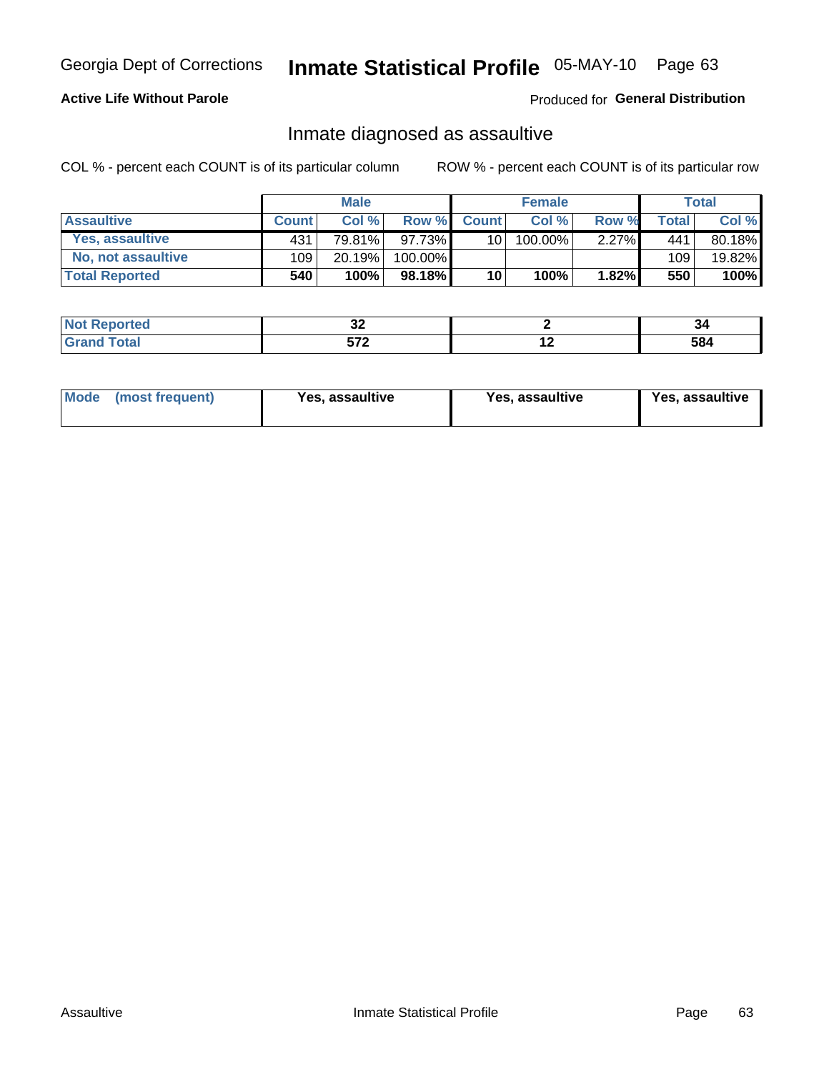Georgia Dept of Corrections **Inmate Statistical Profile** 05-MAY-10

**Active Life Without Parole**

Produced for **General Distribution**

## Inmate diagnosed as assaultive

COL % - percent each COUNT is of its particular column

ROW % - percent each COUNT is of its particular row

| | Male | | | Female | | | Total | |
|---|---|---|---|---|---|---|---|---|
| **Assaultive** | **Count** | **Col %** | **Row %** | **Count** | **Col %** | **Row %** | **Total** | **Col %** |
| **Yes, assaultive** | 431 | 79.81% | 97.73% | 10 | 100.00% | 2.27% | 441 | 80.18% |
| **No, not assaultive** | 109 | 20.19% | 100.00% | | | | 109 | 19.82% |
| **Total Reported** | **540** | **100%** | **98.18%** | **10** | **100%** | **1.82%** | **550** | **100%** |

| | Male | Female | Total |
|---|---|---|---|
| **Not Reported** | **32** | **2** | **34** |
| **Grand Total** | **572** | **12** | **584** |

| | Male | Female | Total |
|---|---|---|---|
| **Mode (most frequent)** | **Yes, assaultive** | **Yes, assaultive** | **Yes, assaultive** |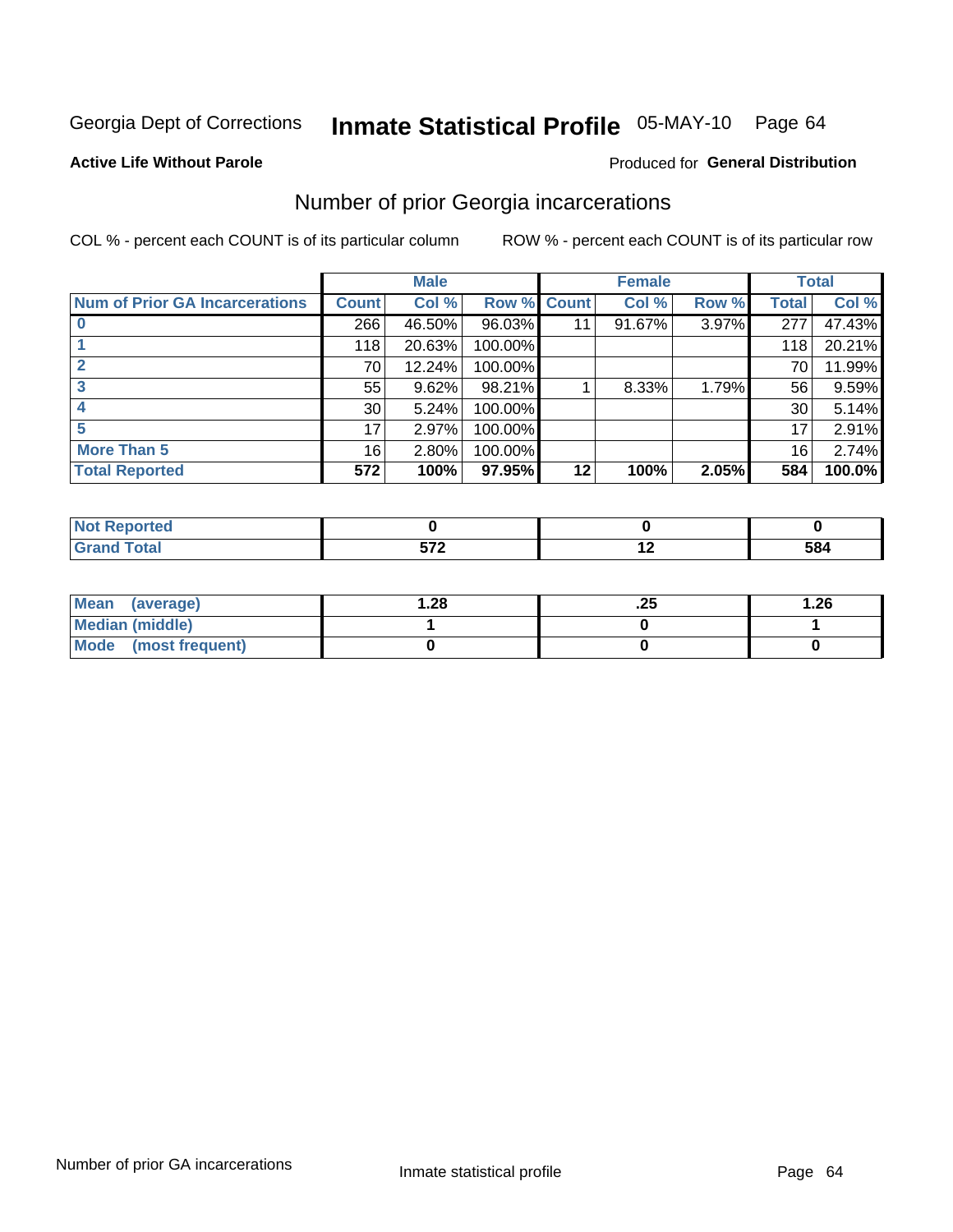Georgia Dept of Corrections **Inmate Statistical Profile** 05-MAY-10 Page 64

**Active Life Without Parole**

Produced for **General Distribution**

## Number of prior Georgia incarcerations

COL % - percent each COUNT is of its particular column

ROW % - percent each COUNT is of its particular row

| | Male | | | Female | | | Total | |
|---|---|---|---|---|---|---|---|---|
| **Num of Prior GA Incarcerations** | **Count** | **Col %** | **Row %** | **Count** | **Col %** | **Row %** | **Total** | **Col %** |
| **0** | 266 | 46.50% | 96.03% | 11 | 91.67% | 3.97% | 277 | 47.43% |
| **1** | 118 | 20.63% | 100.00% | | | | 118 | 20.21% |
| **2** | 70 | 12.24% | 100.00% | | | | 70 | 11.99% |
| **3** | 55 | 9.62% | 98.21% | 1 | 8.33% | 1.79% | 56 | 9.59% |
| **4** | 30 | 5.24% | 100.00% | | | | 30 | 5.14% |
| **5** | 17 | 2.97% | 100.00% | | | | 17 | 2.91% |
| **More Than 5** | 16 | 2.80% | 100.00% | | | | 16 | 2.74% |
| **Total Reported** | **572** | **100%** | **97.95%** | **12** | **100%** | **2.05%** | **584** | **100.0%** |

| | Male | Female | Total |
|---|---|---|---|
| **Not Reported** | **0** | **0** | **0** |
| **Grand Total** | **572** | **12** | **584** |

| | Male | Female | Total |
|---|---|---|---|
| **Mean (average)** | **1.28** | **.25** | **1.26** |
| **Median (middle)** | **1** | **0** | **1** |
| **Mode (most frequent)** | **0** | **0** | **0** |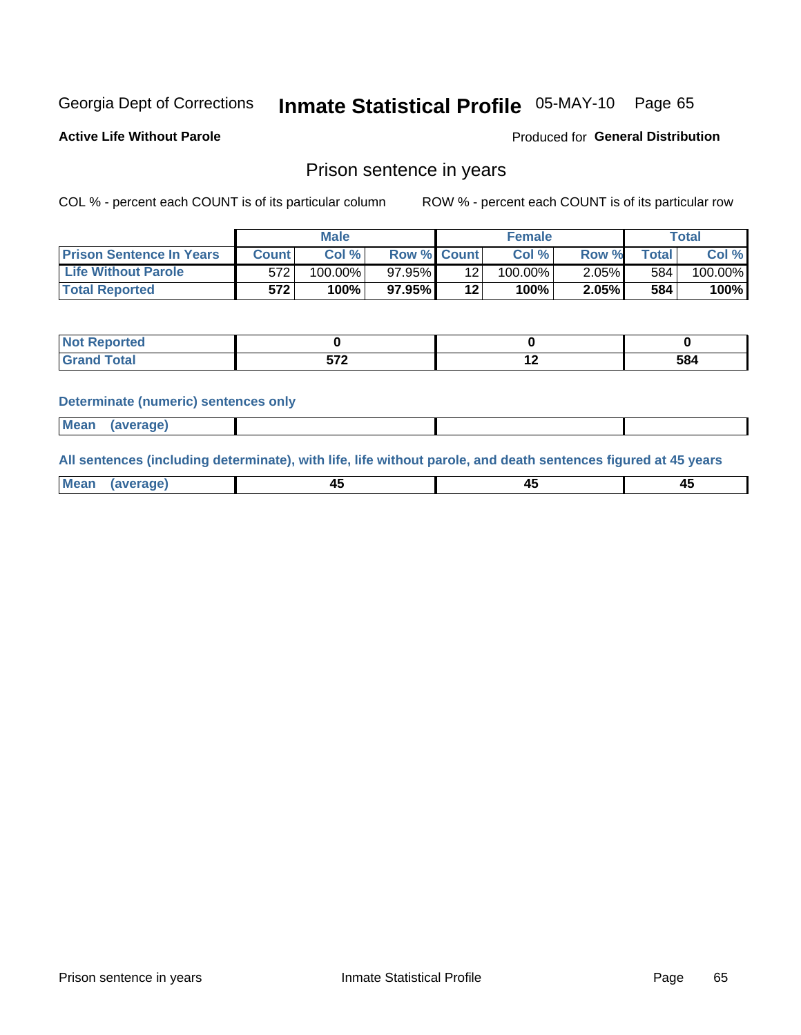Georgia Dept of Corrections **Inmate Statistical Profile** 05-MAY-10

**Active Life Without Parole**

Produced for **General Distribution**

## Prison sentence in years

COL % - percent each COUNT is of its particular column

ROW % - percent each COUNT is of its particular row

| | Male | | | Female | | | Total | |
|---|---|---|---|---|---|---|---|---|
| **Prison Sentence In Years** | **Count** | **Col %** | **Row %** | **Count** | **Col %** | **Row %** | **Total** | **Col %** |
| **Life Without Parole** | 572 | 100.00% | 97.95% | 12 | 100.00% | 2.05% | 584 | 100.00% |
| **Total Reported** | **572** | **100%** | **97.95%** | **12** | **100%** | **2.05%** | **584** | **100%** |

| | Male | Female | Total |
|---|---|---|---|
| **Not Reported** | **0** | **0** | **0** |
| **Grand Total** | **572** | **12** | **584** |

### Determinate (numeric) sentences only

| | Male | Female | Total |
|---|---|---|---|
| **Mean (average)** | | | |

### All sentences (including determinate), with life, life without parole, and death sentences figured at 45 years

| | Male | Female | Total |
|---|---|---|---|
| **Mean (average)** | **45** | **45** | **45** |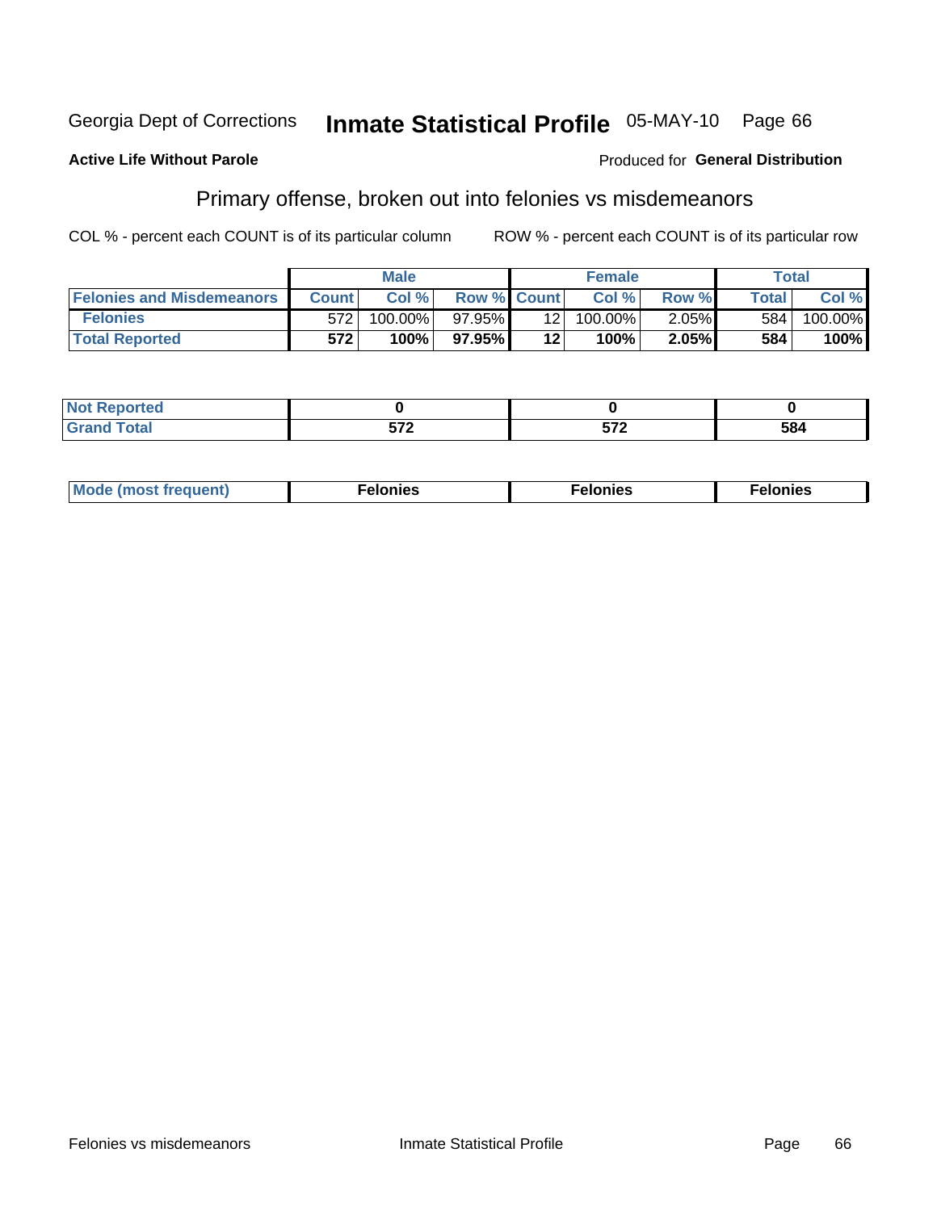Georgia Dept of Corrections **Inmate Statistical Profile** 05-MAY-10

**Active Life Without Parole**

Produced for **General Distribution**

## Primary offense, broken out into felonies vs misdemeanors

COL % - percent each COUNT is of its particular column

ROW % - percent each COUNT is of its particular row

| | Male | | | Female | | | Total | |
|---|---|---|---|---|---|---|---|---|
| **Felonies and Misdemeanors** | **Count** | **Col %** | **Row %** | **Count** | **Col %** | **Row %** | **Total** | **Col %** |
| **Felonies** | 572 | 100.00% | 97.95% | 12 | 100.00% | 2.05% | 584 | 100.00% |
| **Total Reported** | **572** | **100%** | **97.95%** | **12** | **100%** | **2.05%** | **584** | **100%** |

| | Male | Female | Total |
|---|---|---|---|
| **Not Reported** | **0** | **0** | **0** |
| **Grand Total** | **572** | **572** | **584** |

| | Male | Female | Total |
|---|---|---|---|
| **Mode (most frequent)** | **Felonies** | **Felonies** | **Felonies** |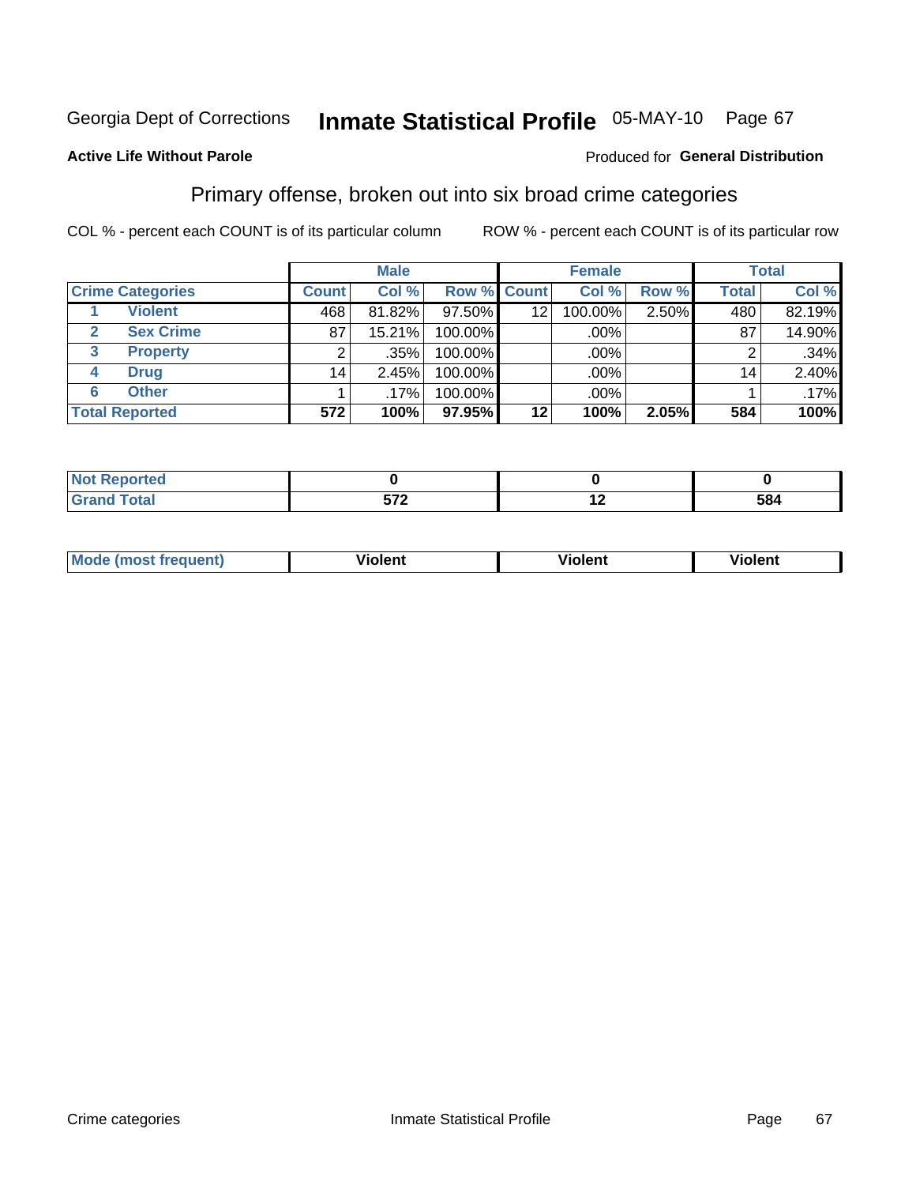Georgia Dept of Corrections **Inmate Statistical Profile** 05-MAY-10 Page 67

**Active Life Without Parole**

Produced for **General Distribution**

## Primary offense, broken out into six broad crime categories

COL % - percent each COUNT is of its particular column

ROW % - percent each COUNT is of its particular row

| Crime Categories | | Male | | | Female | | | Total | |
|---|---|---|---|---|---|---|---|---|---|
| | | Count | Col % | Row % | Count | Col % | Row % | Total | Col % |
| 1 | Violent | 468 | 81.82% | 97.50% | 12 | 100.00% | 2.50% | 480 | 82.19% |
| 2 | Sex Crime | 87 | 15.21% | 100.00% | | .00% | | 87 | 14.90% |
| 3 | Property | 2 | .35% | 100.00% | | .00% | | 2 | .34% |
| 4 | Drug | 14 | 2.45% | 100.00% | | .00% | | 14 | 2.40% |
| 6 | Other | 1 | .17% | 100.00% | | .00% | | 1 | .17% |
| **Total Reported** | | **572** | **100%** | **97.95%** | **12** | **100%** | **2.05%** | **584** | **100%** |

| | Male | Female | Total |
|---|---|---|---|
| Not Reported | 0 | 0 | 0 |
| Grand Total | 572 | 12 | 584 |

| | Male | Female | Total |
|---|---|---|---|
| Mode (most frequent) | Violent | Violent | Violent |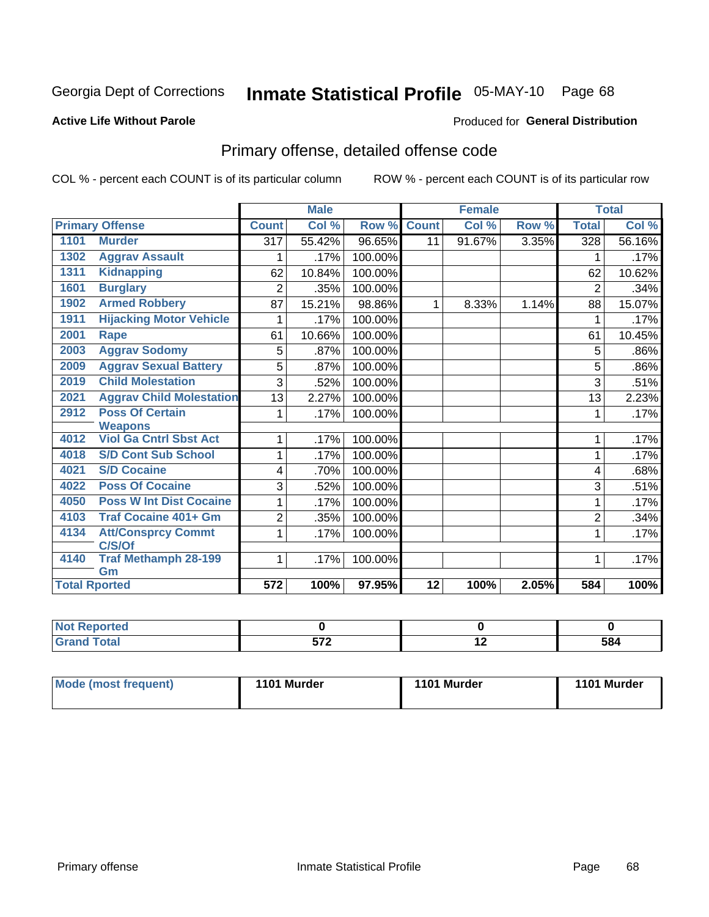Georgia Dept of Corrections **Inmate Statistical Profile** 05-MAY-10 Page 68

**Active Life Without Parole**

Produced for **General Distribution**

## Primary offense, detailed offense code

COL % - percent each COUNT is of its particular column ROW % - percent each COUNT is of its particular row

| Primary Offense | | Male | | | Female | | | Total | |
|---|---|---|---|---|---|---|---|---|---|
| | | Count | Col % | Row % | Count | Col % | Row % | Total | Col % |
| 1101 | Murder | 317 | 55.42% | 96.65% | 11 | 91.67% | 3.35% | 328 | 56.16% |
| 1302 | Aggrav Assault | 1 | .17% | 100.00% | | | | 1 | .17% |
| 1311 | Kidnapping | 62 | 10.84% | 100.00% | | | | 62 | 10.62% |
| 1601 | Burglary | 2 | .35% | 100.00% | | | | 2 | .34% |
| 1902 | Armed Robbery | 87 | 15.21% | 98.86% | 1 | 8.33% | 1.14% | 88 | 15.07% |
| 1911 | Hijacking Motor Vehicle | 1 | .17% | 100.00% | | | | 1 | .17% |
| 2001 | Rape | 61 | 10.66% | 100.00% | | | | 61 | 10.45% |
| 2003 | Aggrav Sodomy | 5 | .87% | 100.00% | | | | 5 | .86% |
| 2009 | Aggrav Sexual Battery | 5 | .87% | 100.00% | | | | 5 | .86% |
| 2019 | Child Molestation | 3 | .52% | 100.00% | | | | 3 | .51% |
| 2021 | Aggrav Child Molestation | 13 | 2.27% | 100.00% | | | | 13 | 2.23% |
| 2912 | Poss Of Certain Weapons | 1 | .17% | 100.00% | | | | 1 | .17% |
| 4012 | Viol Ga Cntrl Sbst Act | 1 | .17% | 100.00% | | | | 1 | .17% |
| 4018 | S/D Cont Sub School | 1 | .17% | 100.00% | | | | 1 | .17% |
| 4021 | S/D Cocaine | 4 | .70% | 100.00% | | | | 4 | .68% |
| 4022 | Poss Of Cocaine | 3 | .52% | 100.00% | | | | 3 | .51% |
| 4050 | Poss W Int Dist Cocaine | 1 | .17% | 100.00% | | | | 1 | .17% |
| 4103 | Traf Cocaine 401+ Gm | 2 | .35% | 100.00% | | | | 2 | .34% |
| 4134 | Att/Consprcy Commt C/S/Of | 1 | .17% | 100.00% | | | | 1 | .17% |
| 4140 | Traf Methamph 28-199 Gm | 1 | .17% | 100.00% | | | | 1 | .17% |
| **Total Rported** | | **572** | **100%** | **97.95%** | **12** | **100%** | **2.05%** | **584** | **100%** |

| | Male | Female | Total |
|---|---|---|---|
| Not Reported | 0 | 0 | 0 |
| Grand Total | 572 | 12 | 584 |

| | Male | Female | Total |
|---|---|---|---|
| Mode (most frequent) | 1101 Murder | 1101 Murder | 1101 Murder |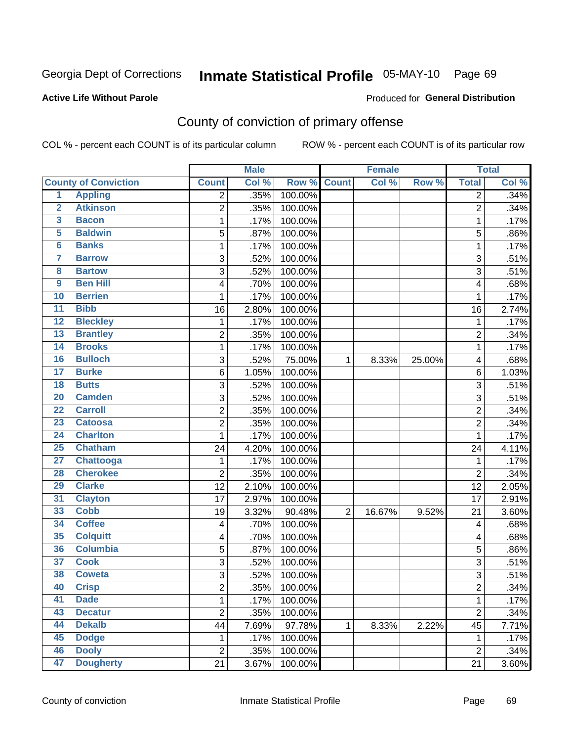Georgia Dept of Corrections **Inmate Statistical Profile** 05-MAY-10

**Active Life Without Parole**

Produced for **General Distribution**

## County of conviction of primary offense

COL % - percent each COUNT is of its particular column    ROW % - percent each COUNT is of its particular row

| County of Conviction | | Male | | | Female | | | Total | |
|---|---|---|---|---|---|---|---|---|---|
| | | Count | Col % | Row % | Count | Col % | Row % | Total | Col % |
| 1 | Appling | 2 | .35% | 100.00% | | | | 2 | .34% |
| 2 | Atkinson | 2 | .35% | 100.00% | | | | 2 | .34% |
| 3 | Bacon | 1 | .17% | 100.00% | | | | 1 | .17% |
| 5 | Baldwin | 5 | .87% | 100.00% | | | | 5 | .86% |
| 6 | Banks | 1 | .17% | 100.00% | | | | 1 | .17% |
| 7 | Barrow | 3 | .52% | 100.00% | | | | 3 | .51% |
| 8 | Bartow | 3 | .52% | 100.00% | | | | 3 | .51% |
| 9 | Ben Hill | 4 | .70% | 100.00% | | | | 4 | .68% |
| 10 | Berrien | 1 | .17% | 100.00% | | | | 1 | .17% |
| 11 | Bibb | 16 | 2.80% | 100.00% | | | | 16 | 2.74% |
| 12 | Bleckley | 1 | .17% | 100.00% | | | | 1 | .17% |
| 13 | Brantley | 2 | .35% | 100.00% | | | | 2 | .34% |
| 14 | Brooks | 1 | .17% | 100.00% | | | | 1 | .17% |
| 16 | Bulloch | 3 | .52% | 75.00% | 1 | 8.33% | 25.00% | 4 | .68% |
| 17 | Burke | 6 | 1.05% | 100.00% | | | | 6 | 1.03% |
| 18 | Butts | 3 | .52% | 100.00% | | | | 3 | .51% |
| 20 | Camden | 3 | .52% | 100.00% | | | | 3 | .51% |
| 22 | Carroll | 2 | .35% | 100.00% | | | | 2 | .34% |
| 23 | Catoosa | 2 | .35% | 100.00% | | | | 2 | .34% |
| 24 | Charlton | 1 | .17% | 100.00% | | | | 1 | .17% |
| 25 | Chatham | 24 | 4.20% | 100.00% | | | | 24 | 4.11% |
| 27 | Chattooga | 1 | .17% | 100.00% | | | | 1 | .17% |
| 28 | Cherokee | 2 | .35% | 100.00% | | | | 2 | .34% |
| 29 | Clarke | 12 | 2.10% | 100.00% | | | | 12 | 2.05% |
| 31 | Clayton | 17 | 2.97% | 100.00% | | | | 17 | 2.91% |
| 33 | Cobb | 19 | 3.32% | 90.48% | 2 | 16.67% | 9.52% | 21 | 3.60% |
| 34 | Coffee | 4 | .70% | 100.00% | | | | 4 | .68% |
| 35 | Colquitt | 4 | .70% | 100.00% | | | | 4 | .68% |
| 36 | Columbia | 5 | .87% | 100.00% | | | | 5 | .86% |
| 37 | Cook | 3 | .52% | 100.00% | | | | 3 | .51% |
| 38 | Coweta | 3 | .52% | 100.00% | | | | 3 | .51% |
| 40 | Crisp | 2 | .35% | 100.00% | | | | 2 | .34% |
| 41 | Dade | 1 | .17% | 100.00% | | | | 1 | .17% |
| 43 | Decatur | 2 | .35% | 100.00% | | | | 2 | .34% |
| 44 | Dekalb | 44 | 7.69% | 97.78% | 1 | 8.33% | 2.22% | 45 | 7.71% |
| 45 | Dodge | 1 | .17% | 100.00% | | | | 1 | .17% |
| 46 | Dooly | 2 | .35% | 100.00% | | | | 2 | .34% |
| 47 | Dougherty | 21 | 3.67% | 100.00% | | | | 21 | 3.60% |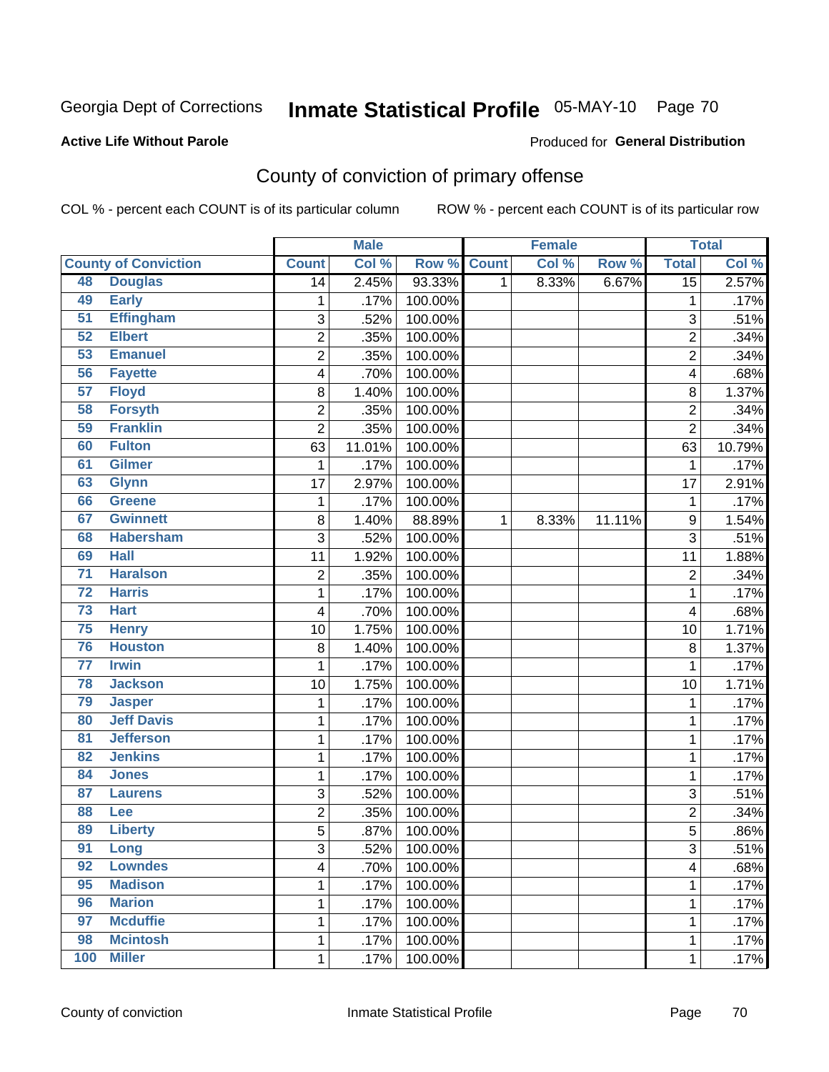Georgia Dept of Corrections **Inmate Statistical Profile** 05-MAY-10

**Active Life Without Parole**

Produced for **General Distribution**

## County of conviction of primary offense

COL % - percent each COUNT is of its particular column ROW % - percent each COUNT is of its particular row

| County of Conviction | | Male | | | Female | | | Total | |
|---|---|---|---|---|---|---|---|---|---|
| | | Count | Col % | Row % | Count | Col % | Row % | Total | Col % |
| 48 | Douglas | 14 | 2.45% | 93.33% | 1 | 8.33% | 6.67% | 15 | 2.57% |
| 49 | Early | 1 | .17% | 100.00% | | | | 1 | .17% |
| 51 | Effingham | 3 | .52% | 100.00% | | | | 3 | .51% |
| 52 | Elbert | 2 | .35% | 100.00% | | | | 2 | .34% |
| 53 | Emanuel | 2 | .35% | 100.00% | | | | 2 | .34% |
| 56 | Fayette | 4 | .70% | 100.00% | | | | 4 | .68% |
| 57 | Floyd | 8 | 1.40% | 100.00% | | | | 8 | 1.37% |
| 58 | Forsyth | 2 | .35% | 100.00% | | | | 2 | .34% |
| 59 | Franklin | 2 | .35% | 100.00% | | | | 2 | .34% |
| 60 | Fulton | 63 | 11.01% | 100.00% | | | | 63 | 10.79% |
| 61 | Gilmer | 1 | .17% | 100.00% | | | | 1 | .17% |
| 63 | Glynn | 17 | 2.97% | 100.00% | | | | 17 | 2.91% |
| 66 | Greene | 1 | .17% | 100.00% | | | | 1 | .17% |
| 67 | Gwinnett | 8 | 1.40% | 88.89% | 1 | 8.33% | 11.11% | 9 | 1.54% |
| 68 | Habersham | 3 | .52% | 100.00% | | | | 3 | .51% |
| 69 | Hall | 11 | 1.92% | 100.00% | | | | 11 | 1.88% |
| 71 | Haralson | 2 | .35% | 100.00% | | | | 2 | .34% |
| 72 | Harris | 1 | .17% | 100.00% | | | | 1 | .17% |
| 73 | Hart | 4 | .70% | 100.00% | | | | 4 | .68% |
| 75 | Henry | 10 | 1.75% | 100.00% | | | | 10 | 1.71% |
| 76 | Houston | 8 | 1.40% | 100.00% | | | | 8 | 1.37% |
| 77 | Irwin | 1 | .17% | 100.00% | | | | 1 | .17% |
| 78 | Jackson | 10 | 1.75% | 100.00% | | | | 10 | 1.71% |
| 79 | Jasper | 1 | .17% | 100.00% | | | | 1 | .17% |
| 80 | Jeff Davis | 1 | .17% | 100.00% | | | | 1 | .17% |
| 81 | Jefferson | 1 | .17% | 100.00% | | | | 1 | .17% |
| 82 | Jenkins | 1 | .17% | 100.00% | | | | 1 | .17% |
| 84 | Jones | 1 | .17% | 100.00% | | | | 1 | .17% |
| 87 | Laurens | 3 | .52% | 100.00% | | | | 3 | .51% |
| 88 | Lee | 2 | .35% | 100.00% | | | | 2 | .34% |
| 89 | Liberty | 5 | .87% | 100.00% | | | | 5 | .86% |
| 91 | Long | 3 | .52% | 100.00% | | | | 3 | .51% |
| 92 | Lowndes | 4 | .70% | 100.00% | | | | 4 | .68% |
| 95 | Madison | 1 | .17% | 100.00% | | | | 1 | .17% |
| 96 | Marion | 1 | .17% | 100.00% | | | | 1 | .17% |
| 97 | Mcduffie | 1 | .17% | 100.00% | | | | 1 | .17% |
| 98 | Mcintosh | 1 | .17% | 100.00% | | | | 1 | .17% |
| 100 | Miller | 1 | .17% | 100.00% | | | | 1 | .17% |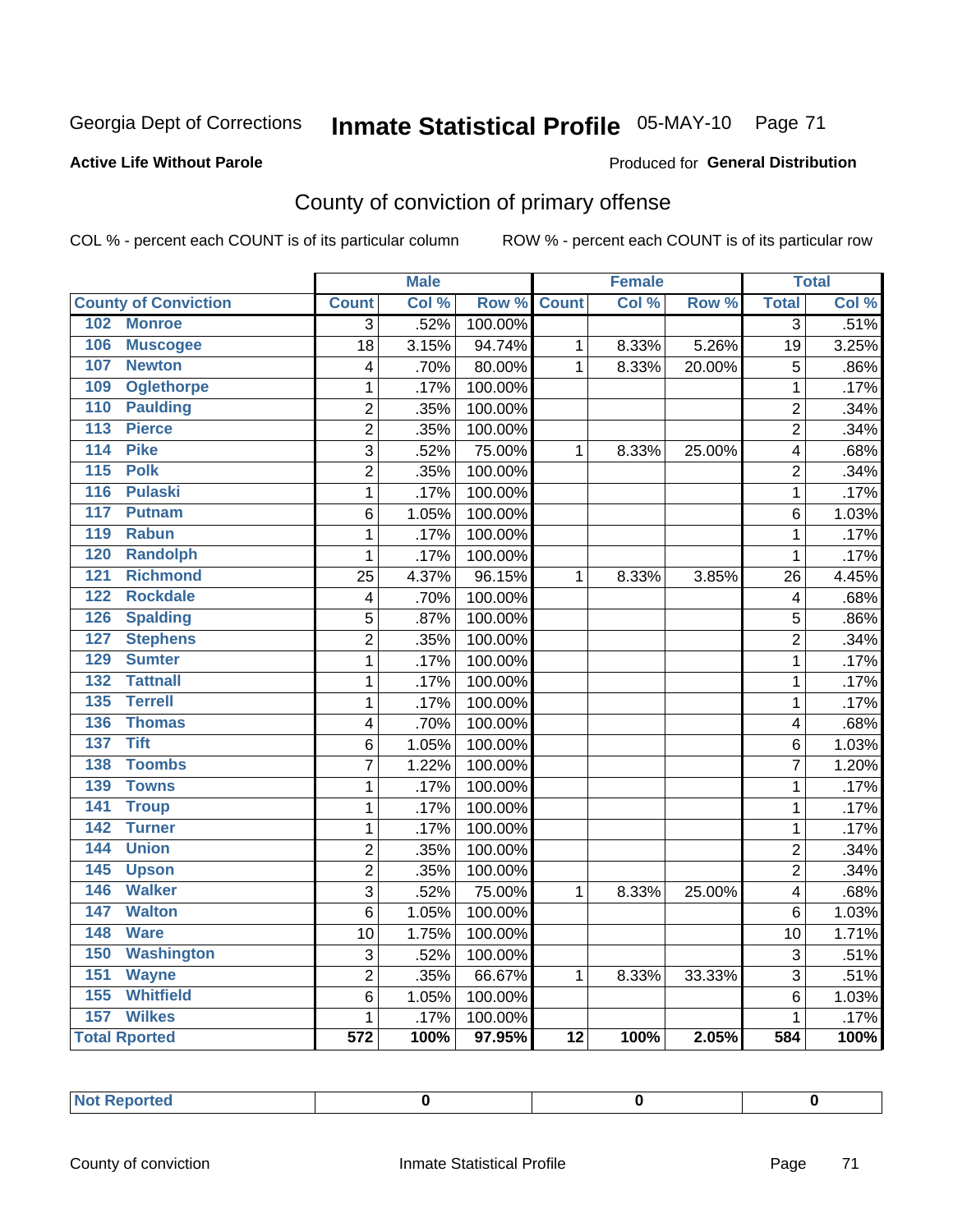Georgia Dept of Corrections **Inmate Statistical Profile** 05-MAY-10

**Active Life Without Parole**

Produced for **General Distribution**

## County of conviction of primary offense

COL % - percent each COUNT is of its particular column    ROW % - percent each COUNT is of its particular row

| | Male | | | Female | | | Total | |
|---|---|---|---|---|---|---|---|---|
| **County of Conviction** | **Count** | **Col %** | **Row %** | **Count** | **Col %** | **Row %** | **Total** | **Col %** |
| 102 Monroe | 3 | .52% | 100.00% | | | | 3 | .51% |
| 106 Muscogee | 18 | 3.15% | 94.74% | 1 | 8.33% | 5.26% | 19 | 3.25% |
| 107 Newton | 4 | .70% | 80.00% | 1 | 8.33% | 20.00% | 5 | .86% |
| 109 Oglethorpe | 1 | .17% | 100.00% | | | | 1 | .17% |
| 110 Paulding | 2 | .35% | 100.00% | | | | 2 | .34% |
| 113 Pierce | 2 | .35% | 100.00% | | | | 2 | .34% |
| 114 Pike | 3 | .52% | 75.00% | 1 | 8.33% | 25.00% | 4 | .68% |
| 115 Polk | 2 | .35% | 100.00% | | | | 2 | .34% |
| 116 Pulaski | 1 | .17% | 100.00% | | | | 1 | .17% |
| 117 Putnam | 6 | 1.05% | 100.00% | | | | 6 | 1.03% |
| 119 Rabun | 1 | .17% | 100.00% | | | | 1 | .17% |
| 120 Randolph | 1 | .17% | 100.00% | | | | 1 | .17% |
| 121 Richmond | 25 | 4.37% | 96.15% | 1 | 8.33% | 3.85% | 26 | 4.45% |
| 122 Rockdale | 4 | .70% | 100.00% | | | | 4 | .68% |
| 126 Spalding | 5 | .87% | 100.00% | | | | 5 | .86% |
| 127 Stephens | 2 | .35% | 100.00% | | | | 2 | .34% |
| 129 Sumter | 1 | .17% | 100.00% | | | | 1 | .17% |
| 132 Tattnall | 1 | .17% | 100.00% | | | | 1 | .17% |
| 135 Terrell | 1 | .17% | 100.00% | | | | 1 | .17% |
| 136 Thomas | 4 | .70% | 100.00% | | | | 4 | .68% |
| 137 Tift | 6 | 1.05% | 100.00% | | | | 6 | 1.03% |
| 138 Toombs | 7 | 1.22% | 100.00% | | | | 7 | 1.20% |
| 139 Towns | 1 | .17% | 100.00% | | | | 1 | .17% |
| 141 Troup | 1 | .17% | 100.00% | | | | 1 | .17% |
| 142 Turner | 1 | .17% | 100.00% | | | | 1 | .17% |
| 144 Union | 2 | .35% | 100.00% | | | | 2 | .34% |
| 145 Upson | 2 | .35% | 100.00% | | | | 2 | .34% |
| 146 Walker | 3 | .52% | 75.00% | 1 | 8.33% | 25.00% | 4 | .68% |
| 147 Walton | 6 | 1.05% | 100.00% | | | | 6 | 1.03% |
| 148 Ware | 10 | 1.75% | 100.00% | | | | 10 | 1.71% |
| 150 Washington | 3 | .52% | 100.00% | | | | 3 | .51% |
| 151 Wayne | 2 | .35% | 66.67% | 1 | 8.33% | 33.33% | 3 | .51% |
| 155 Whitfield | 6 | 1.05% | 100.00% | | | | 6 | 1.03% |
| 157 Wilkes | 1 | .17% | 100.00% | | | | 1 | .17% |
| **Total Rported** | **572** | **100%** | **97.95%** | **12** | **100%** | **2.05%** | **584** | **100%** |

| **Not Reported** | **0** | **0** | **0** |
|---|---|---|---|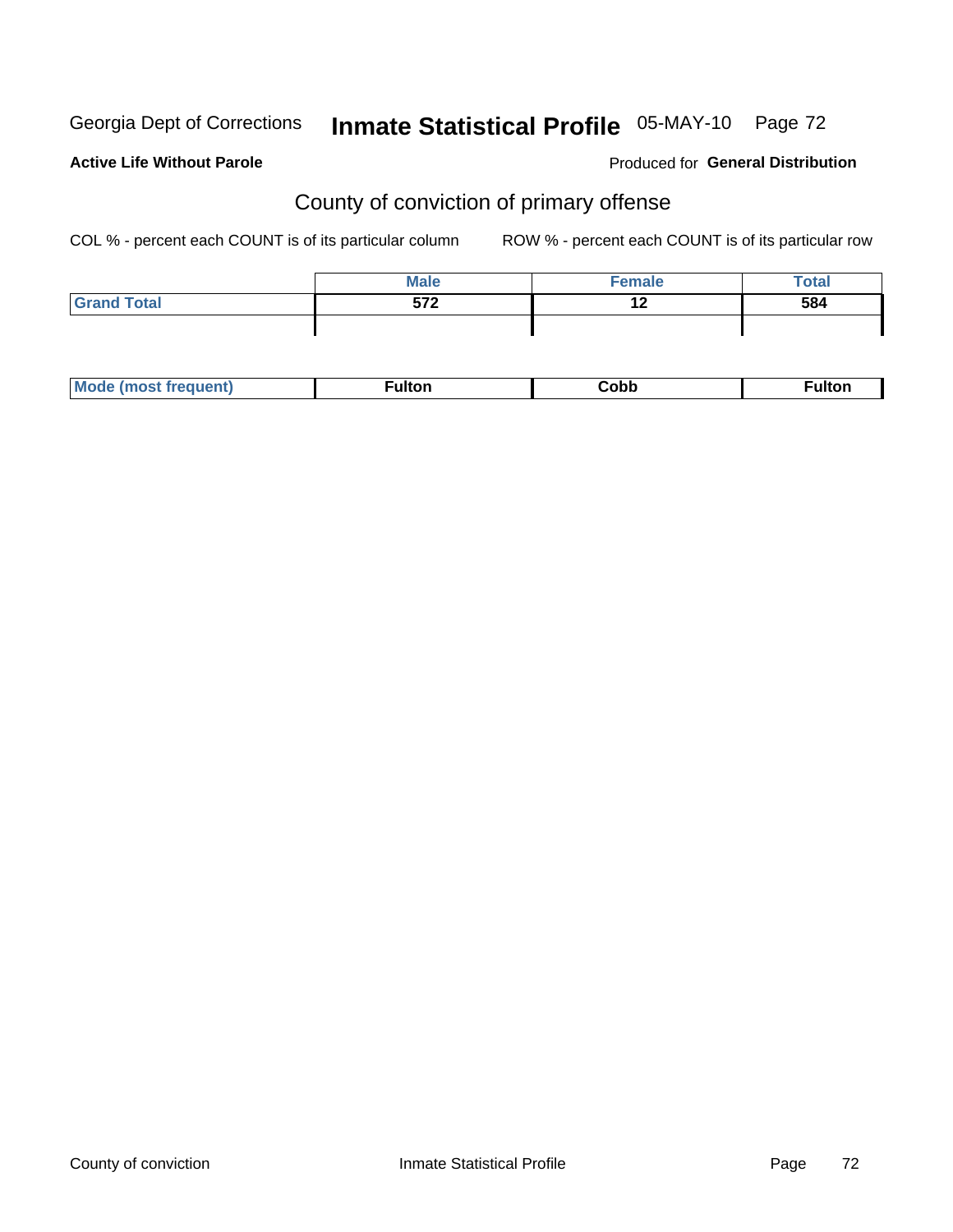Georgia Dept of Corrections **Inmate Statistical Profile** 05-MAY-10

**Active Life Without Parole**

Produced for **General Distribution**

## County of conviction of primary offense

COL % - percent each COUNT is of its particular column ROW % - percent each COUNT is of its particular row

| | Male | Female | Total |
|---|---|---|---|
| Grand Total | 572 | 12 | 584 |
| | | | |
| Mode (most frequent) | Fulton | Cobb | Fulton |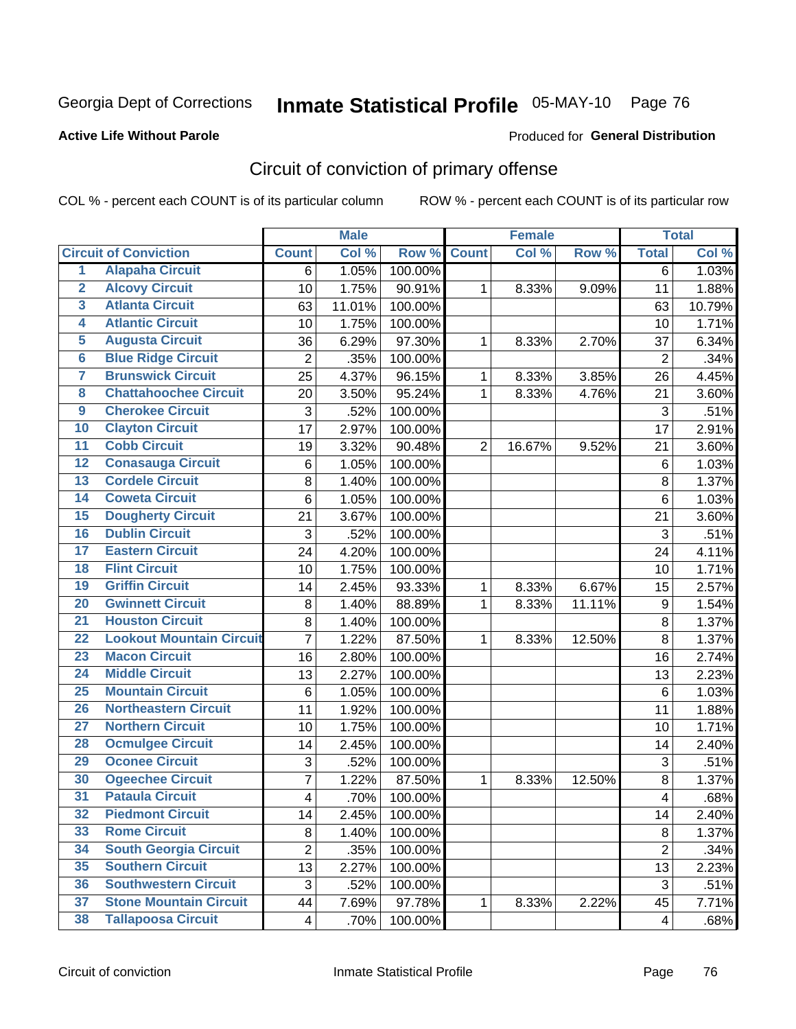Georgia Dept of Corrections **Inmate Statistical Profile** 05-MAY-10 Page 76

**Active Life Without Parole**

Produced for **General Distribution**

## Circuit of conviction of primary offense

COL % - percent each COUNT is of its particular column ROW % - percent each COUNT is of its particular row

| Circuit of Conviction | | Male | | | Female | | | Total | |
|---|---|---|---|---|---|---|---|---|---|
| | | Count | Col % | Row % | Count | Col % | Row % | Total | Col % |
| 1 | Alapaha Circuit | 6 | 1.05% | 100.00% | | | | 6 | 1.03% |
| 2 | Alcovy Circuit | 10 | 1.75% | 90.91% | 1 | 8.33% | 9.09% | 11 | 1.88% |
| 3 | Atlanta Circuit | 63 | 11.01% | 100.00% | | | | 63 | 10.79% |
| 4 | Atlantic Circuit | 10 | 1.75% | 100.00% | | | | 10 | 1.71% |
| 5 | Augusta Circuit | 36 | 6.29% | 97.30% | 1 | 8.33% | 2.70% | 37 | 6.34% |
| 6 | Blue Ridge Circuit | 2 | .35% | 100.00% | | | | 2 | .34% |
| 7 | Brunswick Circuit | 25 | 4.37% | 96.15% | 1 | 8.33% | 3.85% | 26 | 4.45% |
| 8 | Chattahoochee Circuit | 20 | 3.50% | 95.24% | 1 | 8.33% | 4.76% | 21 | 3.60% |
| 9 | Cherokee Circuit | 3 | .52% | 100.00% | | | | 3 | .51% |
| 10 | Clayton Circuit | 17 | 2.97% | 100.00% | | | | 17 | 2.91% |
| 11 | Cobb Circuit | 19 | 3.32% | 90.48% | 2 | 16.67% | 9.52% | 21 | 3.60% |
| 12 | Conasauga Circuit | 6 | 1.05% | 100.00% | | | | 6 | 1.03% |
| 13 | Cordele Circuit | 8 | 1.40% | 100.00% | | | | 8 | 1.37% |
| 14 | Coweta Circuit | 6 | 1.05% | 100.00% | | | | 6 | 1.03% |
| 15 | Dougherty Circuit | 21 | 3.67% | 100.00% | | | | 21 | 3.60% |
| 16 | Dublin Circuit | 3 | .52% | 100.00% | | | | 3 | .51% |
| 17 | Eastern Circuit | 24 | 4.20% | 100.00% | | | | 24 | 4.11% |
| 18 | Flint Circuit | 10 | 1.75% | 100.00% | | | | 10 | 1.71% |
| 19 | Griffin Circuit | 14 | 2.45% | 93.33% | 1 | 8.33% | 6.67% | 15 | 2.57% |
| 20 | Gwinnett Circuit | 8 | 1.40% | 88.89% | 1 | 8.33% | 11.11% | 9 | 1.54% |
| 21 | Houston Circuit | 8 | 1.40% | 100.00% | | | | 8 | 1.37% |
| 22 | Lookout Mountain Circuit | 7 | 1.22% | 87.50% | 1 | 8.33% | 12.50% | 8 | 1.37% |
| 23 | Macon Circuit | 16 | 2.80% | 100.00% | | | | 16 | 2.74% |
| 24 | Middle Circuit | 13 | 2.27% | 100.00% | | | | 13 | 2.23% |
| 25 | Mountain Circuit | 6 | 1.05% | 100.00% | | | | 6 | 1.03% |
| 26 | Northeastern Circuit | 11 | 1.92% | 100.00% | | | | 11 | 1.88% |
| 27 | Northern Circuit | 10 | 1.75% | 100.00% | | | | 10 | 1.71% |
| 28 | Ocmulgee Circuit | 14 | 2.45% | 100.00% | | | | 14 | 2.40% |
| 29 | Oconee Circuit | 3 | .52% | 100.00% | | | | 3 | .51% |
| 30 | Ogeechee Circuit | 7 | 1.22% | 87.50% | 1 | 8.33% | 12.50% | 8 | 1.37% |
| 31 | Pataula Circuit | 4 | .70% | 100.00% | | | | 4 | .68% |
| 32 | Piedmont Circuit | 14 | 2.45% | 100.00% | | | | 14 | 2.40% |
| 33 | Rome Circuit | 8 | 1.40% | 100.00% | | | | 8 | 1.37% |
| 34 | South Georgia Circuit | 2 | .35% | 100.00% | | | | 2 | .34% |
| 35 | Southern Circuit | 13 | 2.27% | 100.00% | | | | 13 | 2.23% |
| 36 | Southwestern Circuit | 3 | .52% | 100.00% | | | | 3 | .51% |
| 37 | Stone Mountain Circuit | 44 | 7.69% | 97.78% | 1 | 8.33% | 2.22% | 45 | 7.71% |
| 38 | Tallapoosa Circuit | 4 | .70% | 100.00% | | | | 4 | .68% |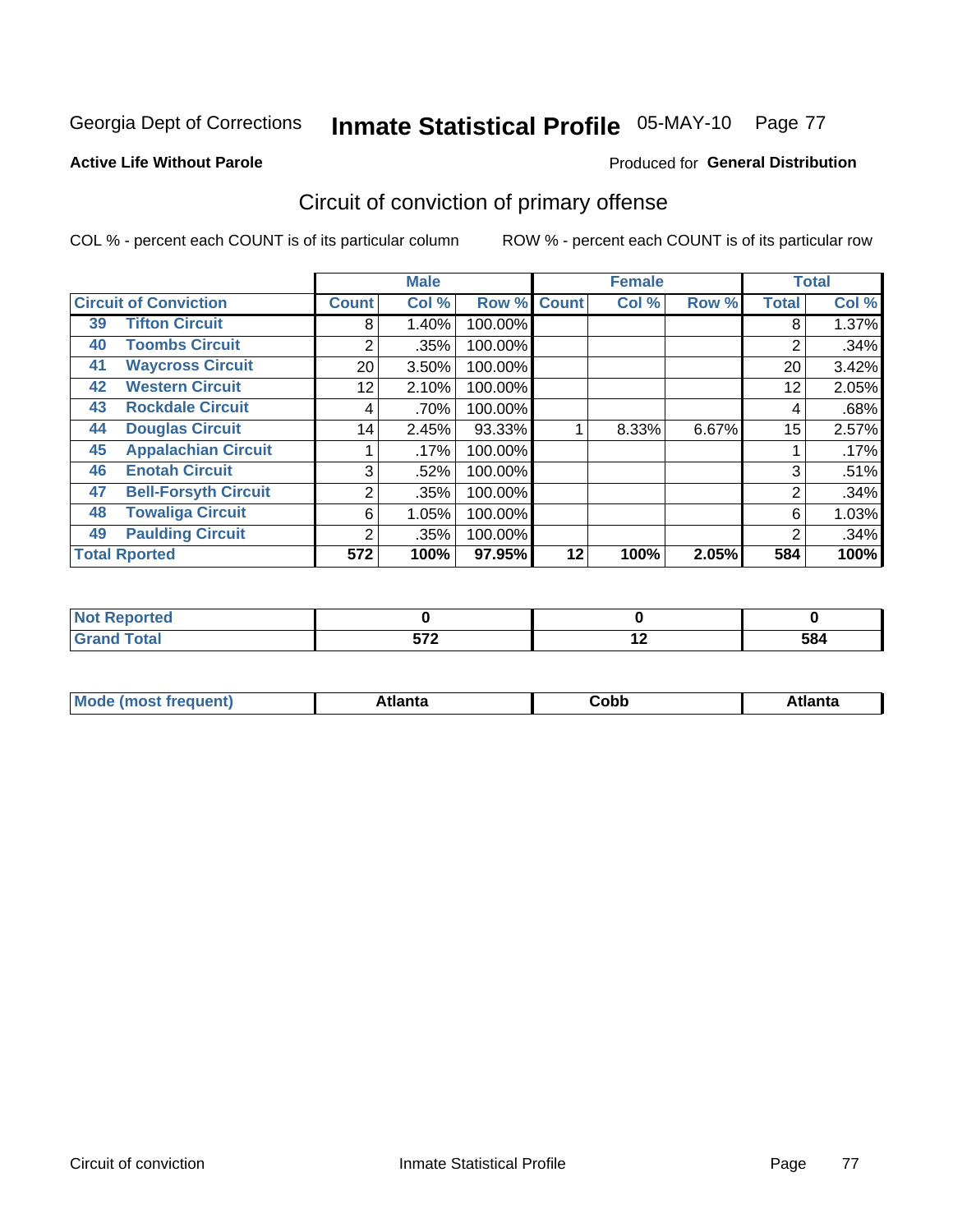Georgia Dept of Corrections **Inmate Statistical Profile** 05-MAY-10

**Active Life Without Parole**

Produced for **General Distribution**

## Circuit of conviction of primary offense

COL % - percent each COUNT is of its particular column

ROW % - percent each COUNT is of its particular row

| Circuit of Conviction | | Male | | | Female | | | Total | |
|---|---|---|---|---|---|---|---|---|---|
| | | Count | Col % | Row % | Count | Col % | Row % | Total | Col % |
| 39 | Tifton Circuit | 8 | 1.40% | 100.00% | | | | 8 | 1.37% |
| 40 | Toombs Circuit | 2 | .35% | 100.00% | | | | 2 | .34% |
| 41 | Waycross Circuit | 20 | 3.50% | 100.00% | | | | 20 | 3.42% |
| 42 | Western Circuit | 12 | 2.10% | 100.00% | | | | 12 | 2.05% |
| 43 | Rockdale Circuit | 4 | .70% | 100.00% | | | | 4 | .68% |
| 44 | Douglas Circuit | 14 | 2.45% | 93.33% | 1 | 8.33% | 6.67% | 15 | 2.57% |
| 45 | Appalachian Circuit | 1 | .17% | 100.00% | | | | 1 | .17% |
| 46 | Enotah Circuit | 3 | .52% | 100.00% | | | | 3 | .51% |
| 47 | Bell-Forsyth Circuit | 2 | .35% | 100.00% | | | | 2 | .34% |
| 48 | Towaliga Circuit | 6 | 1.05% | 100.00% | | | | 6 | 1.03% |
| 49 | Paulding Circuit | 2 | .35% | 100.00% | | | | 2 | .34% |
| **Total Rported** | | **572** | **100%** | **97.95%** | **12** | **100%** | **2.05%** | **584** | **100%** |

| | Male | Female | Total |
|---|---|---|---|
| Not Reported | 0 | 0 | 0 |
| Grand Total | 572 | 12 | 584 |

| | Male | Female | Total |
|---|---|---|---|
| Mode (most frequent) | Atlanta | Cobb | Atlanta |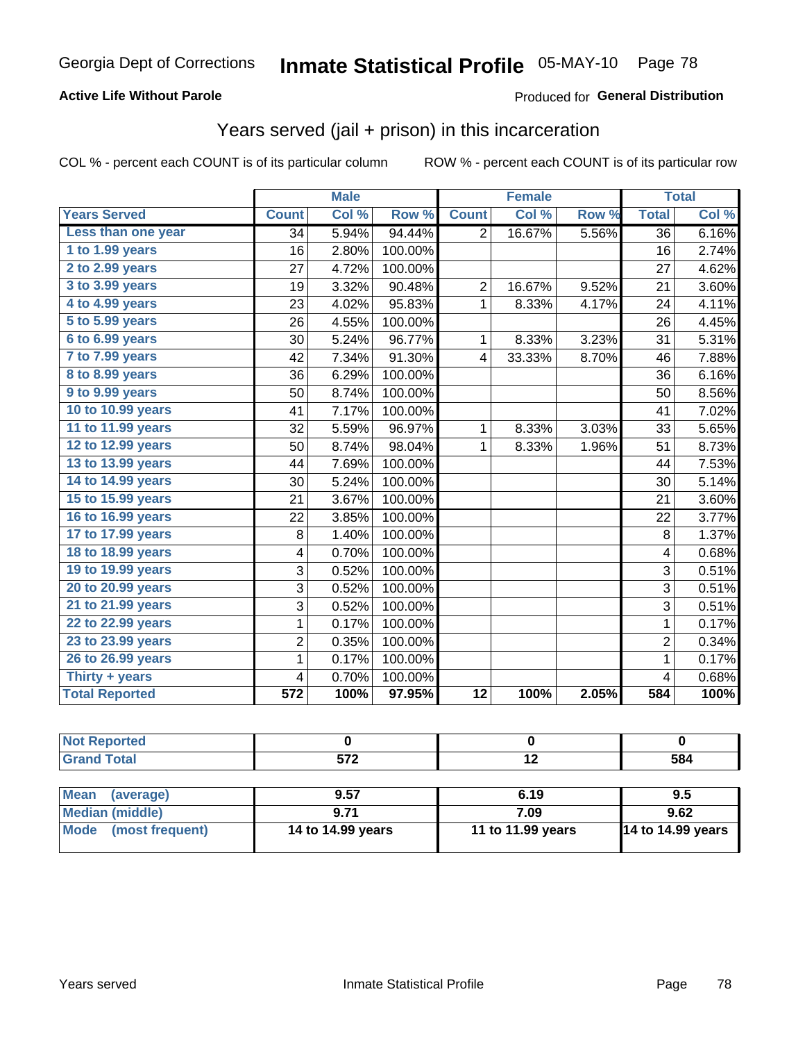# Inmate Statistical Profile

Georgia Dept of Corrections — 05-MAY-10

**Active Life Without Parole**

Produced for **General Distribution**

## Years served (jail + prison) in this incarceration

COL % - percent each COUNT is of its particular column

ROW % - percent each COUNT is of its particular row

| | Male | | | Female | | | Total | |
|---|---|---|---|---|---|---|---|---|
| **Years Served** | **Count** | **Col %** | **Row %** | **Count** | **Col %** | **Row %** | **Total** | **Col %** |
| Less than one year | 34 | 5.94% | 94.44% | 2 | 16.67% | 5.56% | 36 | 6.16% |
| 1 to 1.99 years | 16 | 2.80% | 100.00% | | | | 16 | 2.74% |
| 2 to 2.99 years | 27 | 4.72% | 100.00% | | | | 27 | 4.62% |
| 3 to 3.99 years | 19 | 3.32% | 90.48% | 2 | 16.67% | 9.52% | 21 | 3.60% |
| 4 to 4.99 years | 23 | 4.02% | 95.83% | 1 | 8.33% | 4.17% | 24 | 4.11% |
| 5 to 5.99 years | 26 | 4.55% | 100.00% | | | | 26 | 4.45% |
| 6 to 6.99 years | 30 | 5.24% | 96.77% | 1 | 8.33% | 3.23% | 31 | 5.31% |
| 7 to 7.99 years | 42 | 7.34% | 91.30% | 4 | 33.33% | 8.70% | 46 | 7.88% |
| 8 to 8.99 years | 36 | 6.29% | 100.00% | | | | 36 | 6.16% |
| 9 to 9.99 years | 50 | 8.74% | 100.00% | | | | 50 | 8.56% |
| 10 to 10.99 years | 41 | 7.17% | 100.00% | | | | 41 | 7.02% |
| 11 to 11.99 years | 32 | 5.59% | 96.97% | 1 | 8.33% | 3.03% | 33 | 5.65% |
| 12 to 12.99 years | 50 | 8.74% | 98.04% | 1 | 8.33% | 1.96% | 51 | 8.73% |
| 13 to 13.99 years | 44 | 7.69% | 100.00% | | | | 44 | 7.53% |
| 14 to 14.99 years | 30 | 5.24% | 100.00% | | | | 30 | 5.14% |
| 15 to 15.99 years | 21 | 3.67% | 100.00% | | | | 21 | 3.60% |
| 16 to 16.99 years | 22 | 3.85% | 100.00% | | | | 22 | 3.77% |
| 17 to 17.99 years | 8 | 1.40% | 100.00% | | | | 8 | 1.37% |
| 18 to 18.99 years | 4 | 0.70% | 100.00% | | | | 4 | 0.68% |
| 19 to 19.99 years | 3 | 0.52% | 100.00% | | | | 3 | 0.51% |
| 20 to 20.99 years | 3 | 0.52% | 100.00% | | | | 3 | 0.51% |
| 21 to 21.99 years | 3 | 0.52% | 100.00% | | | | 3 | 0.51% |
| 22 to 22.99 years | 1 | 0.17% | 100.00% | | | | 1 | 0.17% |
| 23 to 23.99 years | 2 | 0.35% | 100.00% | | | | 2 | 0.34% |
| 26 to 26.99 years | 1 | 0.17% | 100.00% | | | | 1 | 0.17% |
| Thirty + years | 4 | 0.70% | 100.00% | | | | 4 | 0.68% |
| **Total Reported** | **572** | **100%** | **97.95%** | **12** | **100%** | **2.05%** | **584** | **100%** |

| | Male | Female | Total |
|---|---|---|---|
| **Not Reported** | **0** | **0** | **0** |
| **Grand Total** | **572** | **12** | **584** |

| | Male | Female | Total |
|---|---|---|---|
| **Mean (average)** | **9.57** | **6.19** | **9.5** |
| **Median (middle)** | **9.71** | **7.09** | **9.62** |
| **Mode (most frequent)** | **14 to 14.99 years** | **11 to 11.99 years** | **14 to 14.99 years** |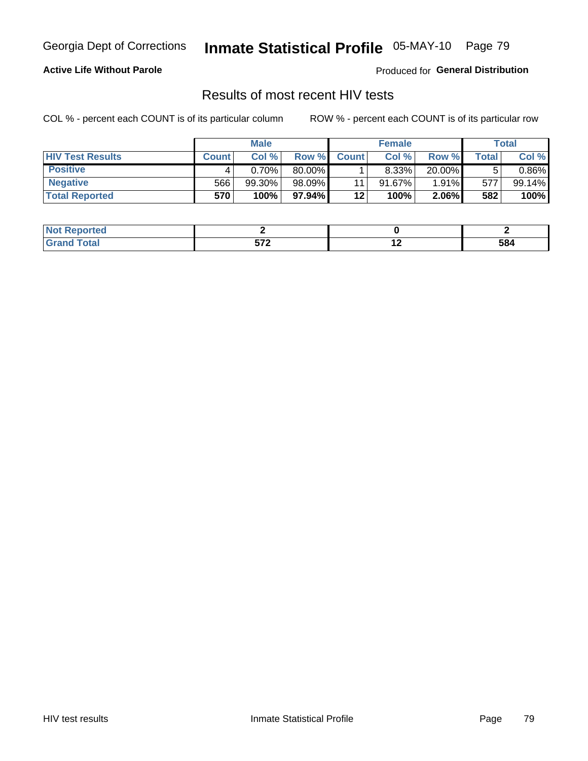Georgia Dept of Corrections **Inmate Statistical Profile** 05-MAY-10

**Active Life Without Parole**

Produced for **General Distribution**

## Results of most recent HIV tests

COL % - percent each COUNT is of its particular column

ROW % - percent each COUNT is of its particular row

| | Male | | | Female | | | Total | |
|---|---|---|---|---|---|---|---|---|
| **HIV Test Results** | **Count** | **Col %** | **Row %** | **Count** | **Col %** | **Row %** | **Total** | **Col %** |
| **Positive** | 4 | 0.70% | 80.00% | 1 | 8.33% | 20.00% | 5 | 0.86% |
| **Negative** | 566 | 99.30% | 98.09% | 11 | 91.67% | 1.91% | 577 | 99.14% |
| **Total Reported** | **570** | **100%** | **97.94%** | **12** | **100%** | **2.06%** | **582** | **100%** |

| | Male | Female | Total |
|---|---|---|---|
| **Not Reported** | **2** | **0** | **2** |
| **Grand Total** | **572** | **12** | **584** |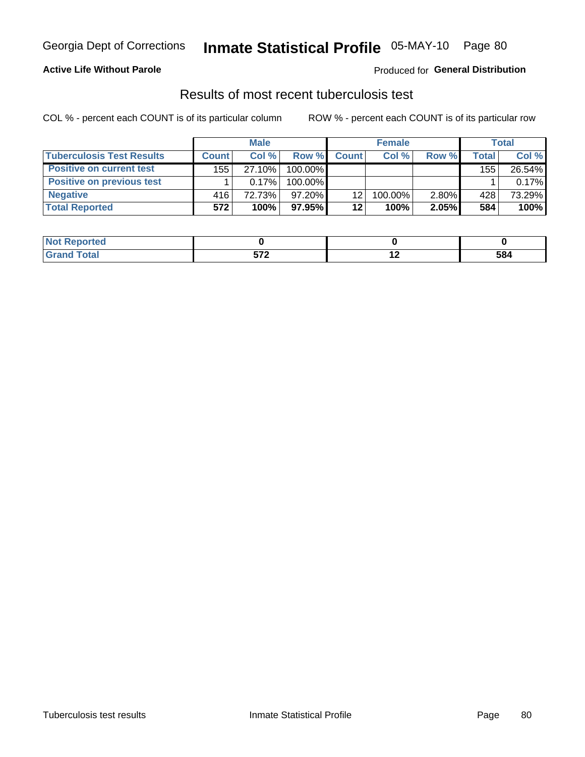Georgia Dept of Corrections **Inmate Statistical Profile** 05-MAY-10 Page 80

**Active Life Without Parole**

Produced for **General Distribution**

## Results of most recent tuberculosis test

COL % - percent each COUNT is of its particular column        ROW % - percent each COUNT is of its particular row

| | Male | | | Female | | | Total | |
|---|---|---|---|---|---|---|---|---|
| **Tuberculosis Test Results** | **Count** | **Col %** | **Row %** | **Count** | **Col %** | **Row %** | **Total** | **Col %** |
| **Positive on current test** | 155 | 27.10% | 100.00% | | | | 155 | 26.54% |
| **Positive on previous test** | 1 | 0.17% | 100.00% | | | | 1 | 0.17% |
| **Negative** | 416 | 72.73% | 97.20% | 12 | 100.00% | 2.80% | 428 | 73.29% |
| **Total Reported** | **572** | **100%** | **97.95%** | **12** | **100%** | **2.05%** | **584** | **100%** |

| | Male | Female | Total |
|---|---|---|---|
| **Not Reported** | **0** | **0** | **0** |
| **Grand Total** | **572** | **12** | **584** |

Tuberculosis test results        Inmate Statistical Profile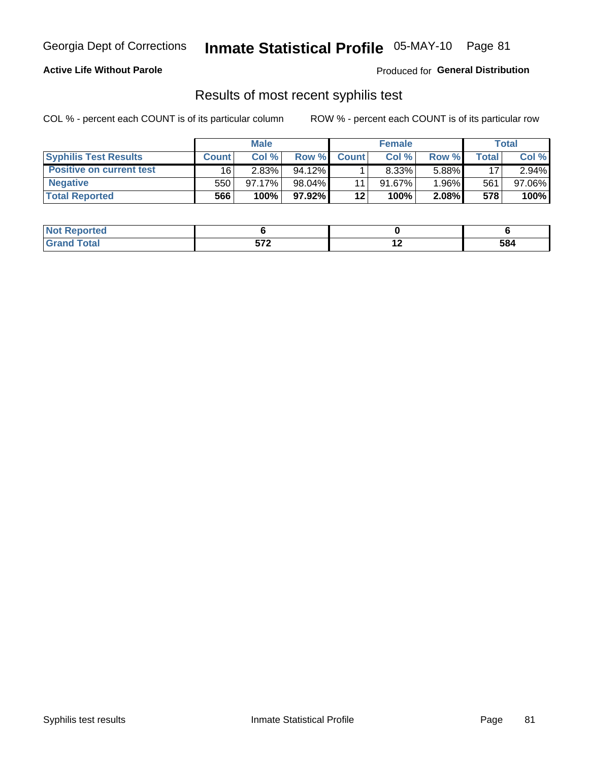Georgia Dept of Corrections **Inmate Statistical Profile** 05-MAY-10

**Active Life Without Parole**

Produced for **General Distribution**

## Results of most recent syphilis test

COL % - percent each COUNT is of its particular column ROW % - percent each COUNT is of its particular row

| | Male | | | Female | | | Total | |
|---|---|---|---|---|---|---|---|---|
| **Syphilis Test Results** | **Count** | **Col %** | **Row %** | **Count** | **Col %** | **Row %** | **Total** | **Col %** |
| **Positive on current test** | 16 | 2.83% | 94.12% | 1 | 8.33% | 5.88% | 17 | 2.94% |
| **Negative** | 550 | 97.17% | 98.04% | 11 | 91.67% | 1.96% | 561 | 97.06% |
| **Total Reported** | **566** | **100%** | **97.92%** | **12** | **100%** | **2.08%** | **578** | **100%** |

| | Male | Female | Total |
|---|---|---|---|
| **Not Reported** | **6** | **0** | **6** |
| **Grand Total** | **572** | **12** | **584** |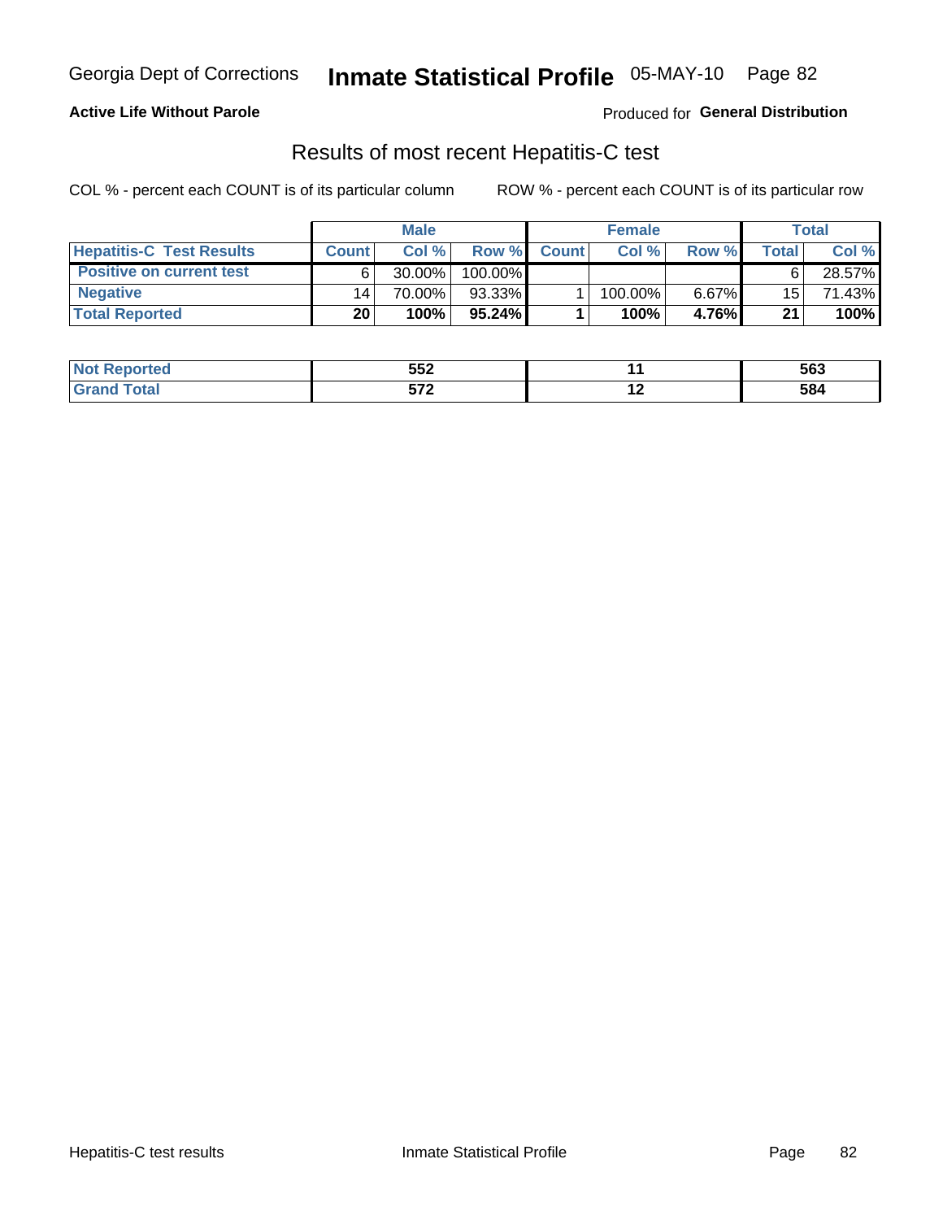Georgia Dept of Corrections **Inmate Statistical Profile** 05-MAY-10 Page 82

**Active Life Without Parole**

Produced for **General Distribution**

## Results of most recent Hepatitis-C test

COL % - percent each COUNT is of its particular column

ROW % - percent each COUNT is of its particular row

| | Male | | | Female | | | Total | |
|---|---|---|---|---|---|---|---|---|
| **Hepatitis-C Test Results** | **Count** | **Col %** | **Row %** | **Count** | **Col %** | **Row %** | **Total** | **Col %** |
| **Positive on current test** | 6 | 30.00% | 100.00% | | | | 6 | 28.57% |
| **Negative** | 14 | 70.00% | 93.33% | 1 | 100.00% | 6.67% | 15 | 71.43% |
| **Total Reported** | **20** | **100%** | **95.24%** | **1** | **100%** | **4.76%** | **21** | **100%** |

| | Male | Female | Total |
|---|---|---|---|
| **Not Reported** | **552** | **11** | **563** |
| **Grand Total** | **572** | **12** | **584** |

Hepatitis-C test results